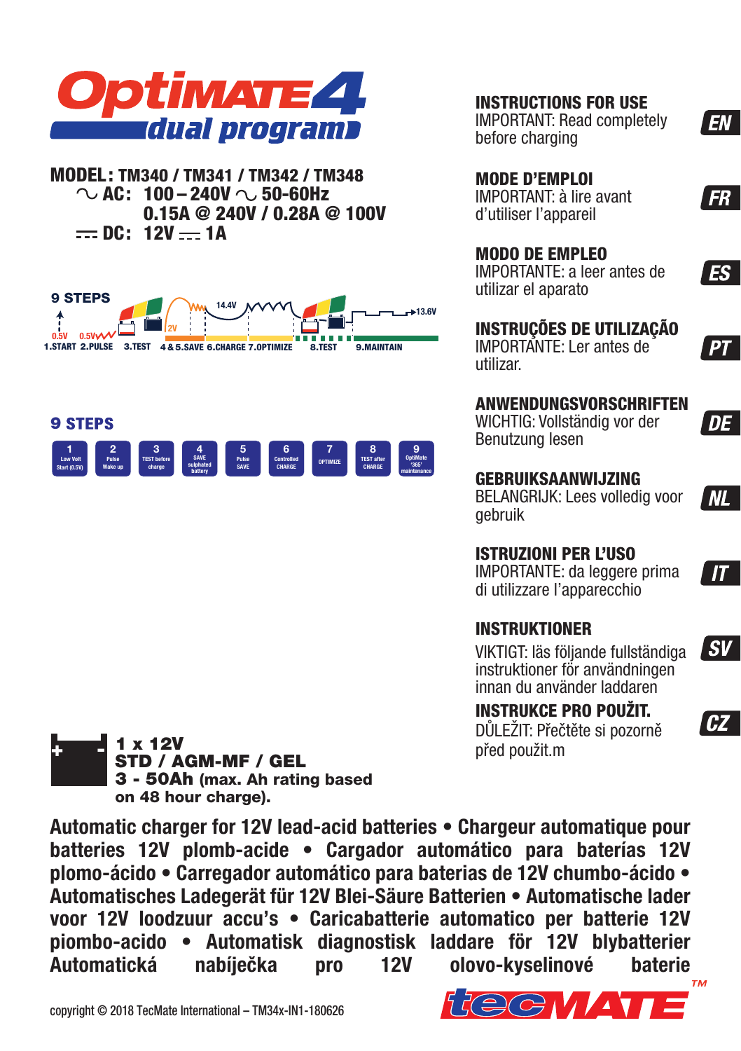# OptiMATE 4 dual program

**MODEL: TM340 / TM341 / TM342 / TM348**
**∿ AC: 100 – 240V ∿ 50-60Hz**
**0.15A @ 240V / 0.28A @ 100V**
**⎓ DC: 12V ⎓ 1A**

**9 STEPS**

0.5V 0.5V 2V 14.4V 13.6V

1.START 2.PULSE 3.TEST 4 & 5.SAVE 6.CHARGE 7.OPTIMIZE 8.TEST 9.MAINTAIN

**9 STEPS**

| 1 | 2 | 3 | 4 | 5 | 6 | 7 | 8 | 9 |
|---|---|---|---|---|---|---|---|---|
| Low Volt Start (0.5V) | Pulse Wake up | TEST before charge | SAVE sulphated battery | Pulse SAVE | Controlled CHARGE | OPTIMIZE | TEST after CHARGE | OptiMate '365' maintenance |

**1 x 12V**
**STD / AGM-MF / GEL**
**3 - 50Ah** (max. Ah rating based on 48 hour charge).

**INSTRUCTIONS FOR USE** — EN
IMPORTANT: Read completely before charging

**MODE D'EMPLOI** — FR
IMPORTANT: à lire avant d'utiliser l'appareil

**MODO DE EMPLEO** — ES
IMPORTANTE: a leer antes de utilizar el aparato

**INSTRUÇÕES DE UTILIZAÇÃO** — PT
IMPORTANTE: Ler antes de utilizar.

**ANWENDUNGSVORSCHRIFTEN** — DE
WICHTIG: Vollständig vor der Benutzung lesen

**GEBRUIKSAANWIJZING** — NL
BELANGRIJK: Lees volledig voor gebruik

**ISTRUZIONI PER L'USO** — IT
IMPORTANTE: da leggere prima di utilizzare l'apparecchio

**INSTRUKTIONER** — SV
VIKTIGT: läs följande fullständiga instruktioner för användningen innan du använder laddaren

**INSTRUKCE PRO POUŽIT.** — CZ
DŮLEŽIT: Přečtěte si pozorně před použit.m

**Automatic charger for 12V lead-acid batteries • Chargeur automatique pour batteries 12V plomb-acide • Cargador automático para baterías 12V plomo-ácido • Carregador automático para baterias de 12V chumbo-ácido • Automatisches Ladegerät für 12V Blei-Säure Batterien • Automatische lader voor 12V loodzuur accu's • Caricabatterie automatico per batterie 12V piombo-acido • Automatisk diagnostisk laddare för 12V blybatterier Automatická nabíječka pro 12V olovo-kyselinové baterie**

copyright © 2018 TecMate International – TM34x-IN1-180626

tecMATE™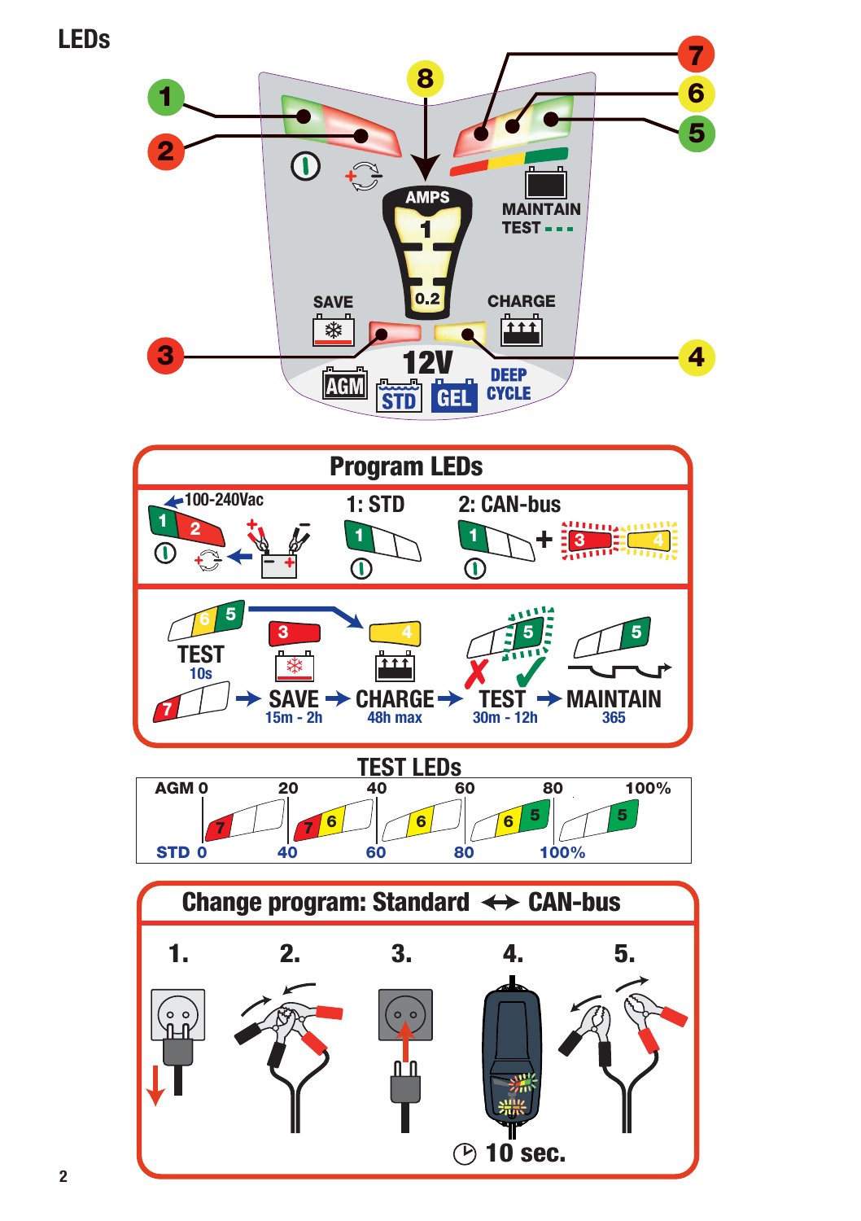# LEDs

1
2
3
4
5
6
7
8

AMPS
1
0.2

SAVE
CHARGE
MAINTAIN
TEST - - -

12V
AGM
STD
GEL
DEEP CYCLE

## Program LEDs

100-240Vac

1: STD

2: CAN-bus

TEST
10s

SAVE
15m - 2h

CHARGE
48h max

TEST
30m - 12h

MAINTAIN
365

## TEST LEDs

| AGM 0 | 20 | 40 | 60 | 80 | 100% |
|---|---|---|---|---|---|
| STD 0 | 40 | 60 | 80 | 100% | |

## Change program: Standard ↔ CAN-bus

1.

2.

3.

4.

5.

10 sec.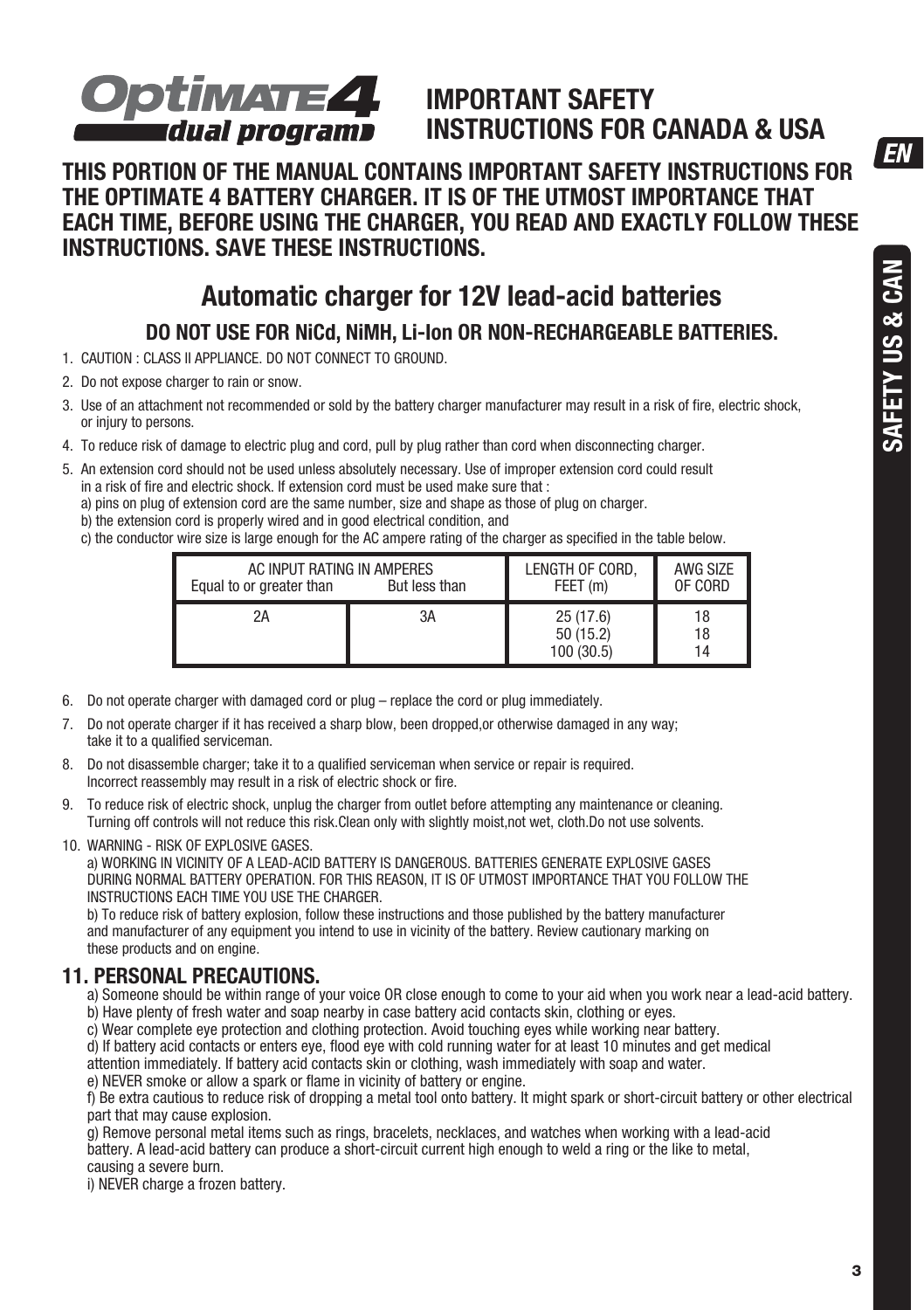# IMPORTANT SAFETY INSTRUCTIONS FOR CANADA & USA

**THIS PORTION OF THE MANUAL CONTAINS IMPORTANT SAFETY INSTRUCTIONS FOR THE OPTIMATE 4 BATTERY CHARGER. IT IS OF THE UTMOST IMPORTANCE THAT EACH TIME, BEFORE USING THE CHARGER, YOU READ AND EXACTLY FOLLOW THESE INSTRUCTIONS. SAVE THESE INSTRUCTIONS.**

## Automatic charger for 12V lead-acid batteries

### DO NOT USE FOR NiCd, NiMH, Li-Ion OR NON-RECHARGEABLE BATTERIES.

1. CAUTION : CLASS II APPLIANCE. DO NOT CONNECT TO GROUND.
2. Do not expose charger to rain or snow.
3. Use of an attachment not recommended or sold by the battery charger manufacturer may result in a risk of fire, electric shock, or injury to persons.
4. To reduce risk of damage to electric plug and cord, pull by plug rather than cord when disconnecting charger.
5. An extension cord should not be used unless absolutely necessary. Use of improper extension cord could result in a risk of fire and electric shock. If extension cord must be used make sure that :
   a) pins on plug of extension cord are the same number, size and shape as those of plug on charger.
   b) the extension cord is properly wired and in good electrical condition, and
   c) the conductor wire size is large enough for the AC ampere rating of the charger as specified in the table below.

| AC INPUT RATING IN AMPERES Equal to or greater than | But less than | LENGTH OF CORD, FEET (m) | AWG SIZE OF CORD |
|---|---|---|---|
| 2A | 3A | 25 (17.6)<br>50 (15.2)<br>100 (30.5) | 18<br>18<br>14 |

6. Do not operate charger with damaged cord or plug – replace the cord or plug immediately.
7. Do not operate charger if it has received a sharp blow, been dropped,or otherwise damaged in any way; take it to a qualified serviceman.
8. Do not disassemble charger; take it to a qualified serviceman when service or repair is required. Incorrect reassembly may result in a risk of electric shock or fire.
9. To reduce risk of electric shock, unplug the charger from outlet before attempting any maintenance or cleaning. Turning off controls will not reduce this risk.Clean only with slightly moist,not wet, cloth.Do not use solvents.
10. WARNING - RISK OF EXPLOSIVE GASES.
    a) WORKING IN VICINITY OF A LEAD-ACID BATTERY IS DANGEROUS. BATTERIES GENERATE EXPLOSIVE GASES DURING NORMAL BATTERY OPERATION. FOR THIS REASON, IT IS OF UTMOST IMPORTANCE THAT YOU FOLLOW THE INSTRUCTIONS EACH TIME YOU USE THE CHARGER.
    b) To reduce risk of battery explosion, follow these instructions and those published by the battery manufacturer and manufacturer of any equipment you intend to use in vicinity of the battery. Review cautionary marking on these products and on engine.

### 11. PERSONAL PRECAUTIONS.

a) Someone should be within range of your voice OR close enough to come to your aid when you work near a lead-acid battery.
b) Have plenty of fresh water and soap nearby in case battery acid contacts skin, clothing or eyes.
c) Wear complete eye protection and clothing protection. Avoid touching eyes while working near battery.
d) If battery acid contacts or enters eye, flood eye with cold running water for at least 10 minutes and get medical attention immediately. If battery acid contacts skin or clothing, wash immediately with soap and water.
e) NEVER smoke or allow a spark or flame in vicinity of battery or engine.
f) Be extra cautious to reduce risk of dropping a metal tool onto battery. It might spark or short-circuit battery or other electrical part that may cause explosion.
g) Remove personal metal items such as rings, bracelets, necklaces, and watches when working with a lead-acid battery. A lead-acid battery can produce a short-circuit current high enough to weld a ring or the like to metal, causing a severe burn.
i) NEVER charge a frozen battery.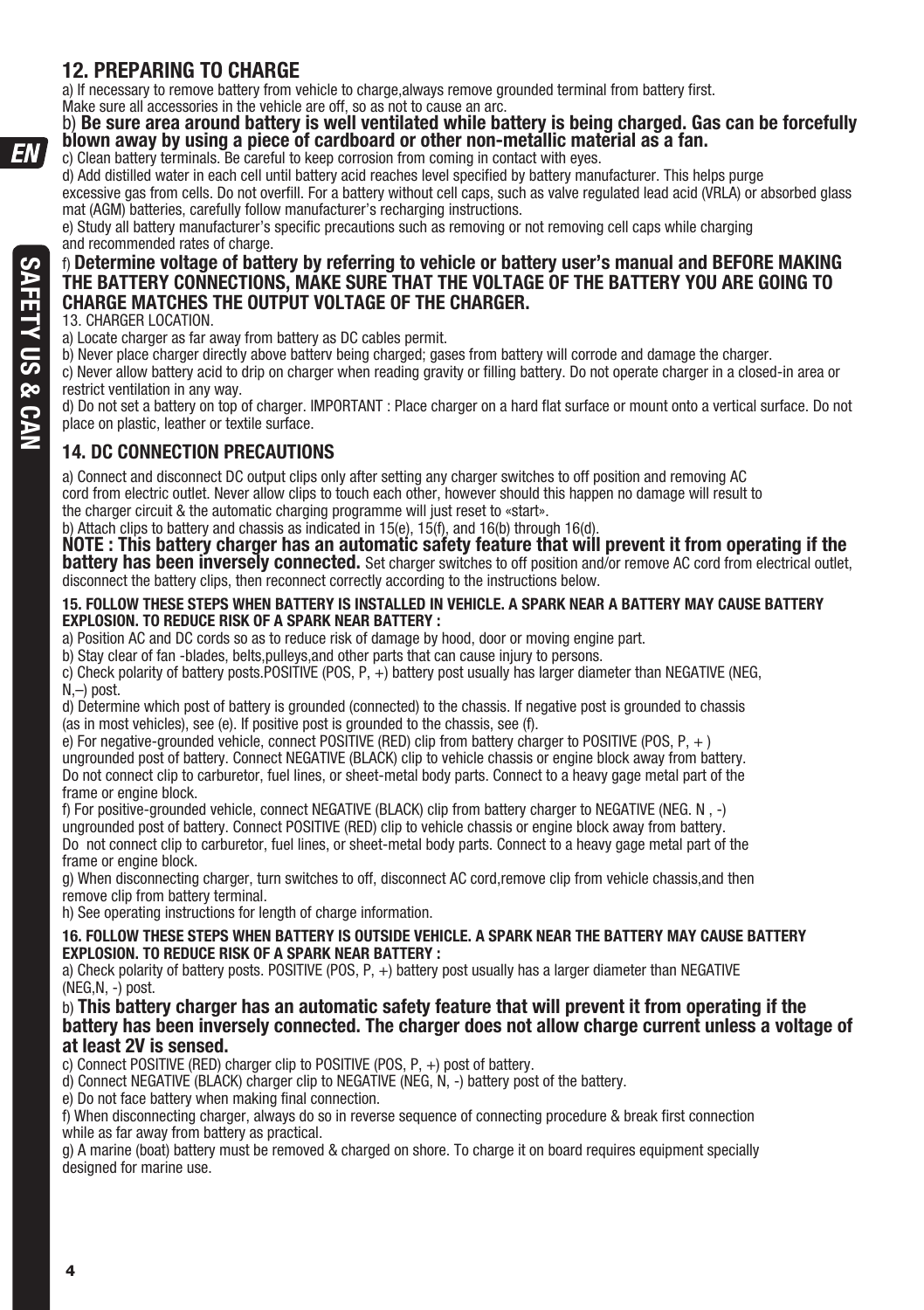## 12. PREPARING TO CHARGE

a) If necessary to remove battery from vehicle to charge,always remove grounded terminal from battery first. Make sure all accessories in the vehicle are off, so as not to cause an arc.

b) **Be sure area around battery is well ventilated while battery is being charged. Gas can be forcefully blown away by using a piece of cardboard or other non-metallic material as a fan.**

c) Clean battery terminals. Be careful to keep corrosion from coming in contact with eyes.

d) Add distilled water in each cell until battery acid reaches level specified by battery manufacturer. This helps purge excessive gas from cells. Do not overfill. For a battery without cell caps, such as valve regulated lead acid (VRLA) or absorbed glass mat (AGM) batteries, carefully follow manufacturer's recharging instructions.

e) Study all battery manufacturer's specific precautions such as removing or not removing cell caps while charging and recommended rates of charge.

f) **Determine voltage of battery by referring to vehicle or battery user's manual and BEFORE MAKING THE BATTERY CONNECTIONS, MAKE SURE THAT THE VOLTAGE OF THE BATTERY YOU ARE GOING TO CHARGE MATCHES THE OUTPUT VOLTAGE OF THE CHARGER.**

13. CHARGER LOCATION.

a) Locate charger as far away from battery as DC cables permit.

b) Never place charger directly above batterv being charged; gases from battery will corrode and damage the charger.

c) Never allow battery acid to drip on charger when reading gravity or filling battery. Do not operate charger in a closed-in area or restrict ventilation in any way.

d) Do not set a battery on top of charger. IMPORTANT : Place charger on a hard flat surface or mount onto a vertical surface. Do not place on plastic, leather or textile surface.

## 14. DC CONNECTION PRECAUTIONS

a) Connect and disconnect DC output clips only after setting any charger switches to off position and removing AC cord from electric outlet. Never allow clips to touch each other, however should this happen no damage will result to the charger circuit & the automatic charging programme will just reset to «start».

b) Attach clips to battery and chassis as indicated in 15(e), 15(f), and 16(b) through 16(d).

**NOTE : This battery charger has an automatic safety feature that will prevent it from operating if the battery has been inversely connected.** Set charger switches to off position and/or remove AC cord from electrical outlet, disconnect the battery clips, then reconnect correctly according to the instructions below.

**15. FOLLOW THESE STEPS WHEN BATTERY IS INSTALLED IN VEHICLE. A SPARK NEAR A BATTERY MAY CAUSE BATTERY EXPLOSION. TO REDUCE RISK OF A SPARK NEAR BATTERY :**

a) Position AC and DC cords so as to reduce risk of damage by hood, door or moving engine part.

b) Stay clear of fan -blades, belts,pulleys,and other parts that can cause injury to persons.

c) Check polarity of battery posts.POSITIVE (POS, P, +) battery post usually has larger diameter than NEGATIVE (NEG, N,–) post.

d) Determine which post of battery is grounded (connected) to the chassis. If negative post is grounded to chassis (as in most vehicles), see (e). If positive post is grounded to the chassis, see (f).

e) For negative-grounded vehicle, connect POSITIVE (RED) clip from battery charger to POSITIVE (POS, P, + ) ungrounded post of battery. Connect NEGATIVE (BLACK) clip to vehicle chassis or engine block away from battery. Do not connect clip to carburetor, fuel lines, or sheet-metal body parts. Connect to a heavy gage metal part of the frame or engine block.

f) For positive-grounded vehicle, connect NEGATIVE (BLACK) clip from battery charger to NEGATIVE (NEG. N , -) ungrounded post of battery. Connect POSITIVE (RED) clip to vehicle chassis or engine block away from battery. Do not connect clip to carburetor, fuel lines, or sheet-metal body parts. Connect to a heavy gage metal part of the frame or engine block.

g) When disconnecting charger, turn switches to off, disconnect AC cord,remove clip from vehicle chassis,and then remove clip from battery terminal.

h) See operating instructions for length of charge information.

**16. FOLLOW THESE STEPS WHEN BATTERY IS OUTSIDE VEHICLE. A SPARK NEAR THE BATTERY MAY CAUSE BATTERY EXPLOSION. TO REDUCE RISK OF A SPARK NEAR BATTERY :**

a) Check polarity of battery posts. POSITIVE (POS, P, +) battery post usually has a larger diameter than NEGATIVE (NEG,N, -) post.

b) **This battery charger has an automatic safety feature that will prevent it from operating if the battery has been inversely connected. The charger does not allow charge current unless a voltage of at least 2V is sensed.**

c) Connect POSITIVE (RED) charger clip to POSITIVE (POS, P, +) post of battery.

d) Connect NEGATIVE (BLACK) charger clip to NEGATIVE (NEG, N, -) battery post of the battery.

e) Do not face battery when making final connection.

f) When disconnecting charger, always do so in reverse sequence of connecting procedure & break first connection while as far away from battery as practical.

g) A marine (boat) battery must be removed & charged on shore. To charge it on board requires equipment specially designed for marine use.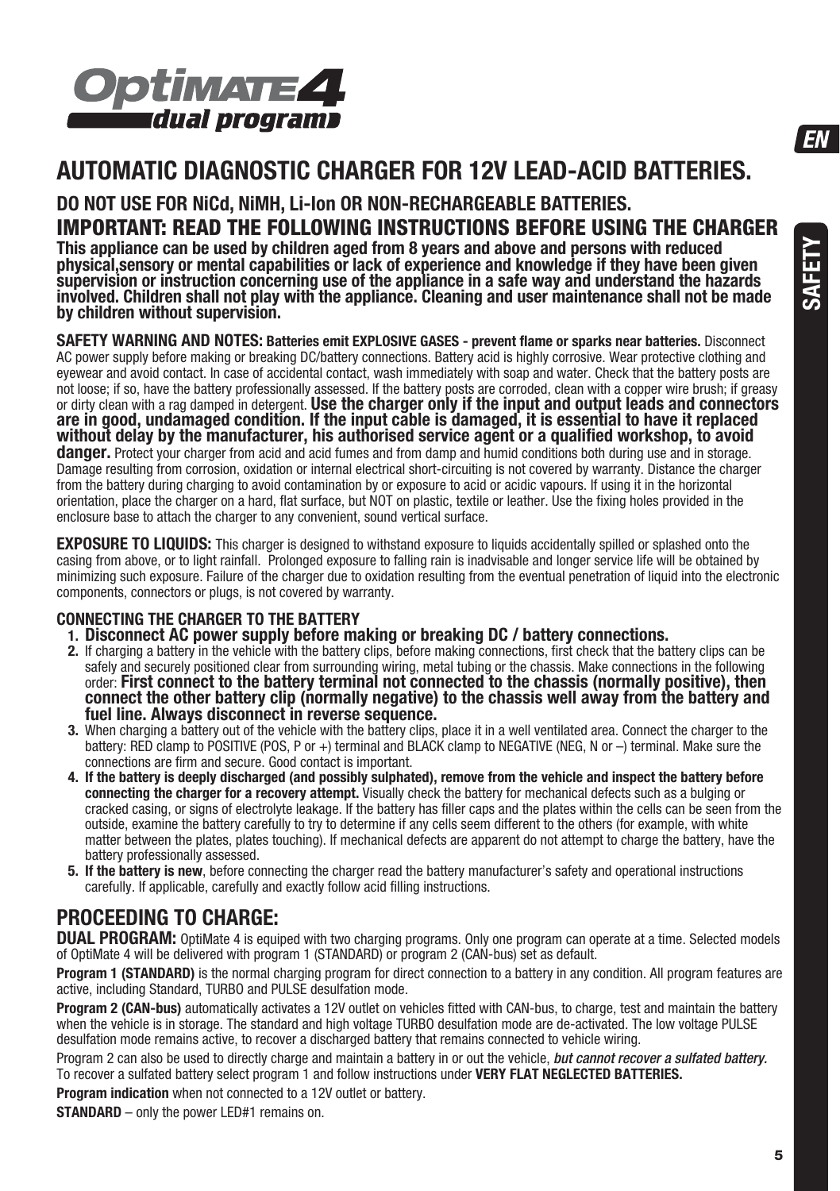# OptiMATE 4 dual program

## AUTOMATIC DIAGNOSTIC CHARGER FOR 12V LEAD-ACID BATTERIES.

### DO NOT USE FOR NiCd, NiMH, Li-Ion OR NON-RECHARGEABLE BATTERIES.

### IMPORTANT: READ THE FOLLOWING INSTRUCTIONS BEFORE USING THE CHARGER

**This appliance can be used by children aged from 8 years and above and persons with reduced physical,sensory or mental capabilities or lack of experience and knowledge if they have been given supervision or instruction concerning use of the appliance in a safe way and understand the hazards involved. Children shall not play with the appliance. Cleaning and user maintenance shall not be made by children without supervision.**

**SAFETY WARNING AND NOTES: Batteries emit EXPLOSIVE GASES - prevent flame or sparks near batteries.** Disconnect AC power supply before making or breaking DC/battery connections. Battery acid is highly corrosive. Wear protective clothing and eyewear and avoid contact. In case of accidental contact, wash immediately with soap and water. Check that the battery posts are not loose; if so, have the battery professionally assessed. If the battery posts are corroded, clean with a copper wire brush; if greasy or dirty clean with a rag damped in detergent. **Use the charger only if the input and output leads and connectors are in good, undamaged condition. If the input cable is damaged, it is essential to have it replaced without delay by the manufacturer, his authorised service agent or a qualified workshop, to avoid danger.** Protect your charger from acid and acid fumes and from damp and humid conditions both during use and in storage. Damage resulting from corrosion, oxidation or internal electrical short-circuiting is not covered by warranty. Distance the charger from the battery during charging to avoid contamination by or exposure to acid or acidic vapours. If using it in the horizontal orientation, place the charger on a hard, flat surface, but NOT on plastic, textile or leather. Use the fixing holes provided in the enclosure base to attach the charger to any convenient, sound vertical surface.

**EXPOSURE TO LIQUIDS:** This charger is designed to withstand exposure to liquids accidentally spilled or splashed onto the casing from above, or to light rainfall. Prolonged exposure to falling rain is inadvisable and longer service life will be obtained by minimizing such exposure. Failure of the charger due to oxidation resulting from the eventual penetration of liquid into the electronic components, connectors or plugs, is not covered by warranty.

**CONNECTING THE CHARGER TO THE BATTERY**

1. **Disconnect AC power supply before making or breaking DC / battery connections.**
2. If charging a battery in the vehicle with the battery clips, before making connections, first check that the battery clips can be safely and securely positioned clear from surrounding wiring, metal tubing or the chassis. Make connections in the following order: **First connect to the battery terminal not connected to the chassis (normally positive), then connect the other battery clip (normally negative) to the chassis well away from the battery and fuel line. Always disconnect in reverse sequence.**
3. When charging a battery out of the vehicle with the battery clips, place it in a well ventilated area. Connect the charger to the battery: RED clamp to POSITIVE (POS, P or +) terminal and BLACK clamp to NEGATIVE (NEG, N or –) terminal. Make sure the connections are firm and secure. Good contact is important.
4. **If the battery is deeply discharged (and possibly sulphated), remove from the vehicle and inspect the battery before connecting the charger for a recovery attempt.** Visually check the battery for mechanical defects such as a bulging or cracked casing, or signs of electrolyte leakage. If the battery has filler caps and the plates within the cells can be seen from the outside, examine the battery carefully to try to determine if any cells seem different to the others (for example, with white matter between the plates, plates touching). If mechanical defects are apparent do not attempt to charge the battery, have the battery professionally assessed.
5. **If the battery is new**, before connecting the charger read the battery manufacturer's safety and operational instructions carefully. If applicable, carefully and exactly follow acid filling instructions.

## PROCEEDING TO CHARGE:

**DUAL PROGRAM:** OptiMate 4 is equiped with two charging programs. Only one program can operate at a time. Selected models of OptiMate 4 will be delivered with program 1 (STANDARD) or program 2 (CAN-bus) set as default.

**Program 1 (STANDARD)** is the normal charging program for direct connection to a battery in any condition. All program features are active, including Standard, TURBO and PULSE desulfation mode.

**Program 2 (CAN-bus)** automatically activates a 12V outlet on vehicles fitted with CAN-bus, to charge, test and maintain the battery when the vehicle is in storage. The standard and high voltage TURBO desulfation mode are de-activated. The low voltage PULSE desulfation mode remains active, to recover a discharged battery that remains connected to vehicle wiring.

Program 2 can also be used to directly charge and maintain a battery in or out the vehicle, ***but cannot recover a sulfated battery.*** To recover a sulfated battery select program 1 and follow instructions under **VERY FLAT NEGLECTED BATTERIES.**

**Program indication** when not connected to a 12V outlet or battery.

**STANDARD** – only the power LED#1 remains on.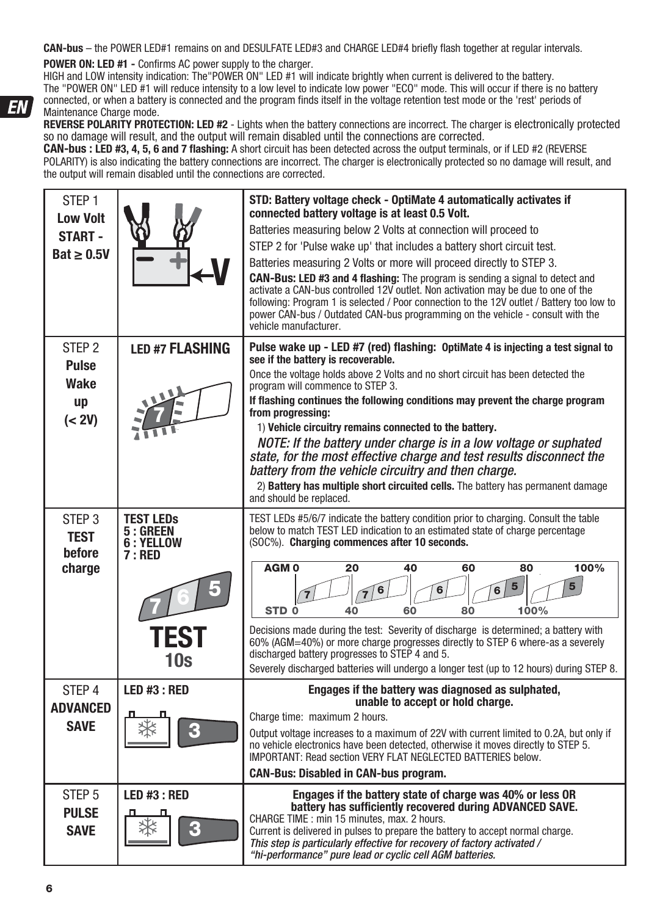**CAN-bus** – the POWER LED#1 remains on and DESULFATE LED#3 and CHARGE LED#4 briefly flash together at regular intervals.

**POWER ON: LED #1 -** Confirms AC power supply to the charger.
HIGH and LOW intensity indication: The"POWER ON" LED #1 will indicate brightly when current is delivered to the battery.
The "POWER ON" LED #1 will reduce intensity to a low level to indicate low power "ECO" mode. This will occur if there is no battery connected, or when a battery is connected and the program finds itself in the voltage retention test mode or the 'rest' periods of Maintenance Charge mode.

**REVERSE POLARITY PROTECTION: LED #2** - Lights when the battery connections are incorrect. The charger is electronically protected so no damage will result, and the output will remain disabled until the connections are corrected.

**CAN-bus : LED #3, 4, 5, 6 and 7 flashing:** A short circuit has been detected across the output terminals, or if LED #2 (REVERSE POLARITY) is also indicating the battery connections are incorrect. The charger is electronically protected so no damage will result, and the output will remain disabled until the connections are corrected.

| Step | Indicator | Description |
|---|---|---|
| STEP 1 **Low Volt START - Bat ≥ 0.5V** | | **STD: Battery voltage check - OptiMate 4 automatically activates if connected battery voltage is at least 0.5 Volt.**<br>Batteries measuring below 2 Volts at connection will proceed to STEP 2 for 'Pulse wake up' that includes a battery short circuit test.<br>Batteries measuring 2 Volts or more will proceed directly to STEP 3.<br>**CAN-Bus: LED #3 and 4 flashing:** The program is sending a signal to detect and activate a CAN-bus controlled 12V outlet. Non activation may be due to one of the following: Program 1 is selected / Poor connection to the 12V outlet / Battery too low to power CAN-bus / Outdated CAN-bus programming on the vehicle - consult with the vehicle manufacturer. |
| STEP 2 **Pulse Wake up (< 2V)** | **LED #7 FLASHING** | **Pulse wake up - LED #7 (red) flashing: OptiMate 4 is injecting a test signal to see if the battery is recoverable.**<br>Once the voltage holds above 2 Volts and no short circuit has been detected the program will commence to STEP 3.<br>**If flashing continues the following conditions may prevent the charge program from progressing:**<br>1) **Vehicle circuitry remains connected to the battery.**<br>*NOTE: If the battery under charge is in a low voltage or suphated state, for the most effective charge and test results disconnect the battery from the vehicle circuitry and then charge.*<br>2) **Battery has multiple short circuited cells.** The battery has permanent damage and should be replaced. |
| STEP 3 **TEST before charge** | **TEST LEDs 5 : GREEN 6 : YELLOW 7 : RED**<br>**TEST 10s** | TEST LEDs #5/6/7 indicate the battery condition prior to charging. Consult the table below to match TEST LED indication to an estimated state of charge percentage (SOC%). **Charging commences after 10 seconds.**<br>AGM 0 – 20 – 40 – 60 – 80 – 100% / STD 0 – 40 – 60 – 80 – 100%: LEDs 7 · 7 6 · 6 · 6 5 · 5<br>Decisions made during the test: Severity of discharge is determined; a battery with 60% (AGM=40%) or more charge progresses directly to STEP 6 where-as a severely discharged battery progresses to STEP 4 and 5.<br>Severely discharged batteries will undergo a longer test (up to 12 hours) during STEP 8. |
| STEP 4 **ADVANCED SAVE** | **LED #3 : RED** | **Engages if the battery was diagnosed as sulphated, unable to accept or hold charge.**<br>Charge time: maximum 2 hours.<br>Output voltage increases to a maximum of 22V with current limited to 0.2A, but only if no vehicle electronics have been detected, otherwise it moves directly to STEP 5.<br>IMPORTANT: Read section VERY FLAT NEGLECTED BATTERIES below.<br>**CAN-Bus: Disabled in CAN-bus program.** |
| STEP 5 **PULSE SAVE** | **LED #3 : RED** | **Engages if the battery state of charge was 40% or less OR battery has sufficiently recovered during ADVANCED SAVE.**<br>CHARGE TIME : min 15 minutes, max. 2 hours.<br>Current is delivered in pulses to prepare the battery to accept normal charge.<br>***This step is particularly effective for recovery of factory activated / "hi-performance" pure lead or cyclic cell AGM batteries.*** |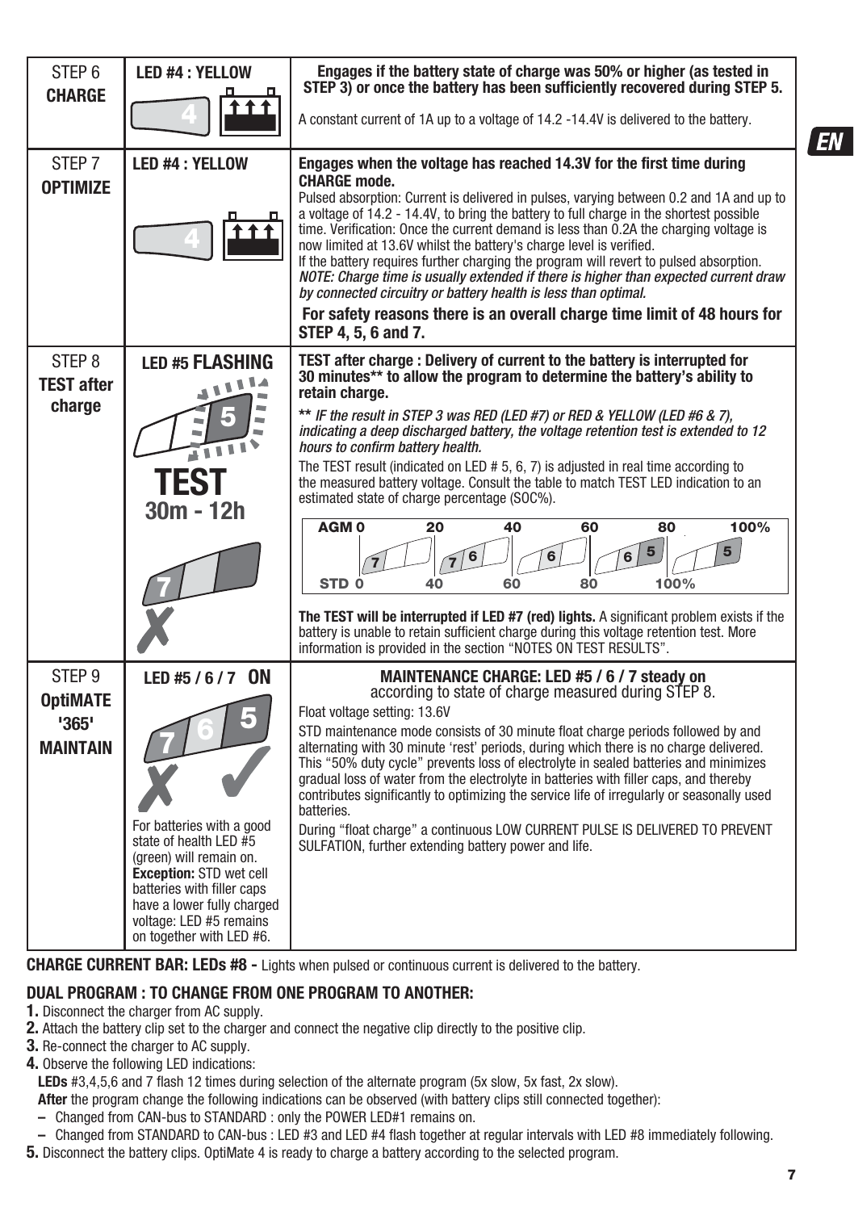| STEP | LED | Description |
|---|---|---|
| STEP 6 **CHARGE** | **LED #4 : YELLOW** | **Engages if the battery state of charge was 50% or higher (as tested in STEP 3) or once the battery has been sufficiently recovered during STEP 5.** A constant current of 1A up to a voltage of 14.2 -14.4V is delivered to the battery. |
| STEP 7 **OPTIMIZE** | **LED #4 : YELLOW** | **Engages when the voltage has reached 14.3V for the first time during CHARGE mode.** Pulsed absorption: Current is delivered in pulses, varying between 0.2 and 1A and up to a voltage of 14.2 - 14.4V, to bring the battery to full charge in the shortest possible time. Verification: Once the current demand is less than 0.2A the charging voltage is now limited at 13.6V whilst the battery's charge level is verified. If the battery requires further charging the program will revert to pulsed absorption. *NOTE: Charge time is usually extended if there is higher than expected current draw by connected circuitry or battery health is less than optimal.* **For safety reasons there is an overall charge time limit of 48 hours for STEP 4, 5, 6 and 7.** |
| STEP 8 **TEST after charge** | **LED #5 FLASHING** TEST 30m - 12h | **TEST after charge : Delivery of current to the battery is interrupted for 30 minutes\*\* to allow the program to determine the battery's ability to retain charge.** \*\* *IF the result in STEP 3 was RED (LED #7) or RED & YELLOW (LED #6 & 7), indicating a deep discharged battery, the voltage retention test is extended to 12 hours to confirm battery health.* The TEST result (indicated on LED # 5, 6, 7) is adjusted in real time according to the measured battery voltage. Consult the table to match TEST LED indication to an estimated state of charge percentage (SOC%). AGM 0 / 20 / 40 / 60 / 80 / 100%; LEDs 7 / 7 6 / 6 / 6 5 / 5; STD 0 / 40 / 60 / 80 / 100% **The TEST will be interrupted if LED #7 (red) lights.** A significant problem exists if the battery is unable to retain sufficient charge during this voltage retention test. More information is provided in the section "NOTES ON TEST RESULTS". |
| STEP 9 **OptiMATE '365' MAINTAIN** | **LED #5 / 6 / 7 ON** For batteries with a good state of health LED #5 (green) will remain on. **Exception:** STD wet cell batteries with filler caps have a lower fully charged voltage: LED #5 remains on together with LED #6. | **MAINTENANCE CHARGE: LED #5 / 6 / 7 steady on** according to state of charge measured during STEP 8. Float voltage setting: 13.6V STD maintenance mode consists of 30 minute float charge periods followed by and alternating with 30 minute 'rest' periods, during which there is no charge delivered. This "50% duty cycle" prevents loss of electrolyte in sealed batteries and minimizes gradual loss of water from the electrolyte in batteries with filler caps, and thereby contributes significantly to optimizing the service life of irregularly or seasonally used batteries. During "float charge" a continuous LOW CURRENT PULSE IS DELIVERED TO PREVENT SULFATION, further extending battery power and life. |

**CHARGE CURRENT BAR: LEDs #8 -** Lights when pulsed or continuous current is delivered to the battery.

**DUAL PROGRAM : TO CHANGE FROM ONE PROGRAM TO ANOTHER:**

**1.** Disconnect the charger from AC supply.
**2.** Attach the battery clip set to the charger and connect the negative clip directly to the positive clip.
**3.** Re-connect the charger to AC supply.
**4.** Observe the following LED indications:
**LEDs** #3,4,5,6 and 7 flash 12 times during selection of the alternate program (5x slow, 5x fast, 2x slow).
**After** the program change the following indications can be observed (with battery clips still connected together):
– Changed from CAN-bus to STANDARD : only the POWER LED#1 remains on.
– Changed from STANDARD to CAN-bus : LED #3 and LED #4 flash together at regular intervals with LED #8 immediately following.
**5.** Disconnect the battery clips. OptiMate 4 is ready to charge a battery according to the selected program.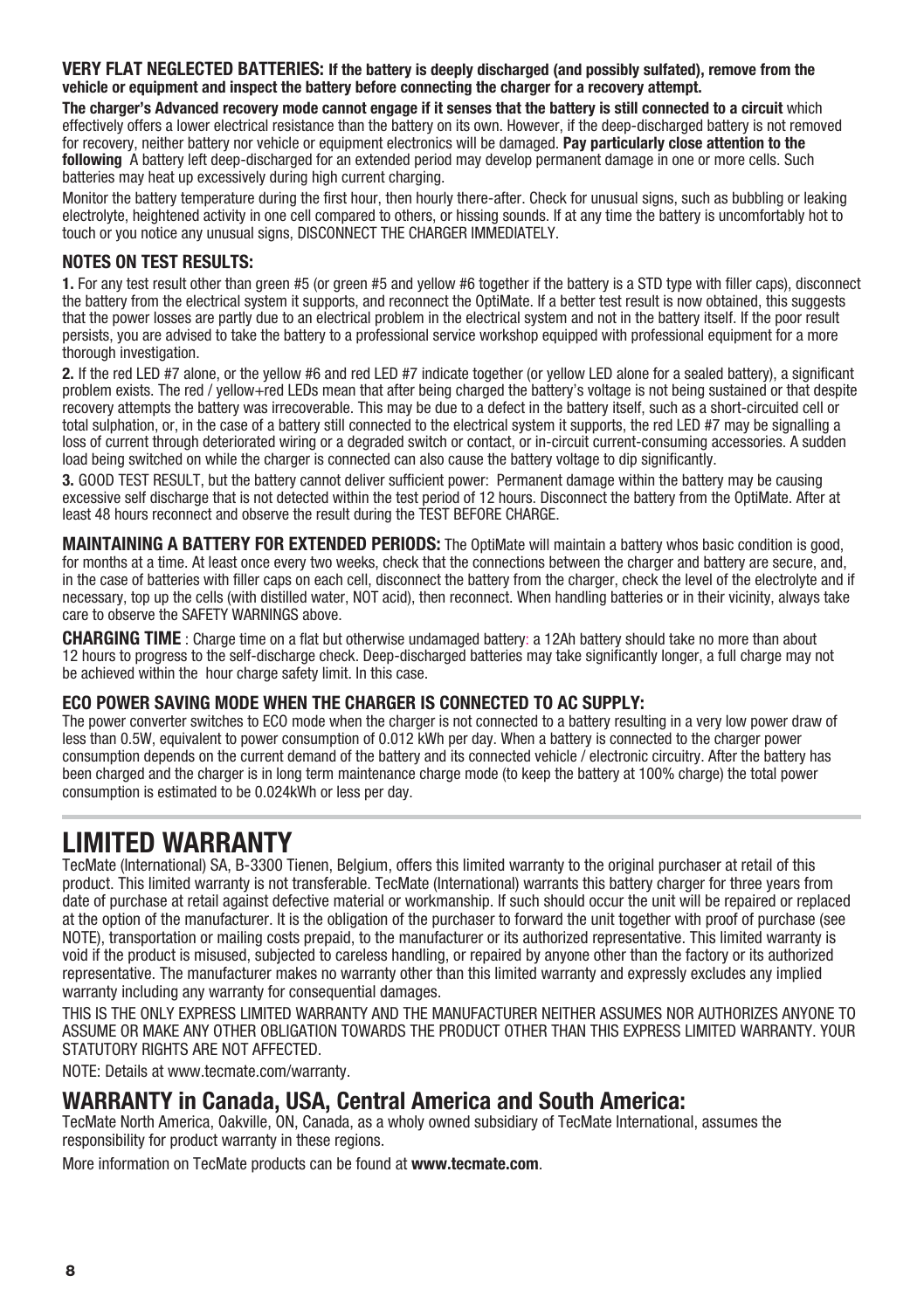**VERY FLAT NEGLECTED BATTERIES: If the battery is deeply discharged (and possibly sulfated), remove from the vehicle or equipment and inspect the battery before connecting the charger for a recovery attempt.**

**The charger's Advanced recovery mode cannot engage if it senses that the battery is still connected to a circuit** which effectively offers a lower electrical resistance than the battery on its own. However, if the deep-discharged battery is not removed for recovery, neither battery nor vehicle or equipment electronics will be damaged. **Pay particularly close attention to the following** A battery left deep-discharged for an extended period may develop permanent damage in one or more cells. Such batteries may heat up excessively during high current charging.

Monitor the battery temperature during the first hour, then hourly there-after. Check for unusual signs, such as bubbling or leaking electrolyte, heightened activity in one cell compared to others, or hissing sounds. If at any time the battery is uncomfortably hot to touch or you notice any unusual signs, DISCONNECT THE CHARGER IMMEDIATELY.

### NOTES ON TEST RESULTS:

**1.** For any test result other than green #5 (or green #5 and yellow #6 together if the battery is a STD type with filler caps), disconnect the battery from the electrical system it supports, and reconnect the OptiMate. If a better test result is now obtained, this suggests that the power losses are partly due to an electrical problem in the electrical system and not in the battery itself. If the poor result persists, you are advised to take the battery to a professional service workshop equipped with professional equipment for a more thorough investigation.

**2.** If the red LED #7 alone, or the yellow #6 and red LED #7 indicate together (or yellow LED alone for a sealed battery), a significant problem exists. The red / yellow+red LEDs mean that after being charged the battery's voltage is not being sustained or that despite recovery attempts the battery was irrecoverable. This may be due to a defect in the battery itself, such as a short-circuited cell or total sulphation, or, in the case of a battery still connected to the electrical system it supports, the red LED #7 may be signalling a loss of current through deteriorated wiring or a degraded switch or contact, or in-circuit current-consuming accessories. A sudden load being switched on while the charger is connected can also cause the battery voltage to dip significantly.

**3.** GOOD TEST RESULT, but the battery cannot deliver sufficient power: Permanent damage within the battery may be causing excessive self discharge that is not detected within the test period of 12 hours. Disconnect the battery from the OptiMate. After at least 48 hours reconnect and observe the result during the TEST BEFORE CHARGE.

**MAINTAINING A BATTERY FOR EXTENDED PERIODS:** The OptiMate will maintain a battery whos basic condition is good, for months at a time. At least once every two weeks, check that the connections between the charger and battery are secure, and, in the case of batteries with filler caps on each cell, disconnect the battery from the charger, check the level of the electrolyte and if necessary, top up the cells (with distilled water, NOT acid), then reconnect. When handling batteries or in their vicinity, always take care to observe the SAFETY WARNINGS above.

**CHARGING TIME** : Charge time on a flat but otherwise undamaged battery: a 12Ah battery should take no more than about 12 hours to progress to the self-discharge check. Deep-discharged batteries may take significantly longer, a full charge may not be achieved within the hour charge safety limit. In this case.

### ECO POWER SAVING MODE WHEN THE CHARGER IS CONNECTED TO AC SUPPLY:

The power converter switches to ECO mode when the charger is not connected to a battery resulting in a very low power draw of less than 0.5W, equivalent to power consumption of 0.012 kWh per day. When a battery is connected to the charger power consumption depends on the current demand of the battery and its connected vehicle / electronic circuitry. After the battery has been charged and the charger is in long term maintenance charge mode (to keep the battery at 100% charge) the total power consumption is estimated to be 0.024kWh or less per day.

# LIMITED WARRANTY

TecMate (International) SA, B-3300 Tienen, Belgium, offers this limited warranty to the original purchaser at retail of this product. This limited warranty is not transferable. TecMate (International) warrants this battery charger for three years from date of purchase at retail against defective material or workmanship. If such should occur the unit will be repaired or replaced at the option of the manufacturer. It is the obligation of the purchaser to forward the unit together with proof of purchase (see NOTE), transportation or mailing costs prepaid, to the manufacturer or its authorized representative. This limited warranty is void if the product is misused, subjected to careless handling, or repaired by anyone other than the factory or its authorized representative. The manufacturer makes no warranty other than this limited warranty and expressly excludes any implied warranty including any warranty for consequential damages.

THIS IS THE ONLY EXPRESS LIMITED WARRANTY AND THE MANUFACTURER NEITHER ASSUMES NOR AUTHORIZES ANYONE TO ASSUME OR MAKE ANY OTHER OBLIGATION TOWARDS THE PRODUCT OTHER THAN THIS EXPRESS LIMITED WARRANTY. YOUR STATUTORY RIGHTS ARE NOT AFFECTED.

NOTE: Details at www.tecmate.com/warranty.

## WARRANTY in Canada, USA, Central America and South America:

TecMate North America, Oakville, ON, Canada, as a wholy owned subsidiary of TecMate International, assumes the responsibility for product warranty in these regions.

More information on TecMate products can be found at **www.tecmate.com**.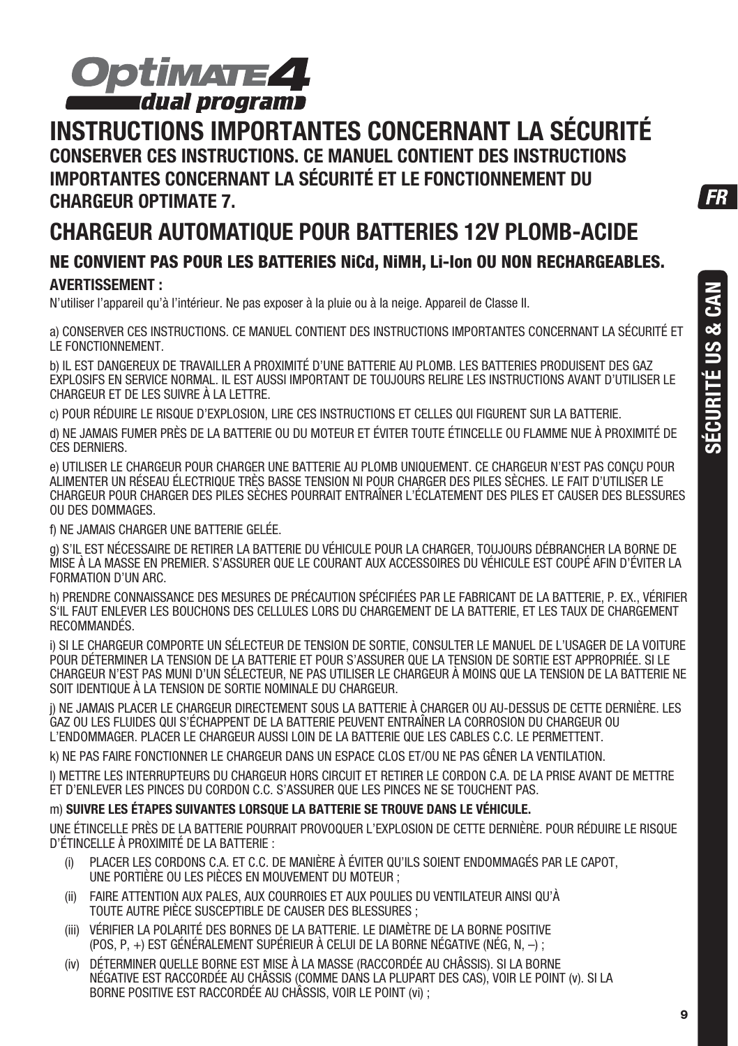# INSTRUCTIONS IMPORTANTES CONCERNANT LA SÉCURITÉ

### CONSERVER CES INSTRUCTIONS. CE MANUEL CONTIENT DES INSTRUCTIONS IMPORTANTES CONCERNANT LA SÉCURITÉ ET LE FONCTIONNEMENT DU CHARGEUR OPTIMATE 7.

## CHARGEUR AUTOMATIQUE POUR BATTERIES 12V PLOMB-ACIDE

### NE CONVIENT PAS POUR LES BATTERIES NiCd, NiMH, Li-Ion OU NON RECHARGEABLES.

**AVERTISSEMENT :**

N'utiliser l'appareil qu'à l'intérieur. Ne pas exposer à la pluie ou à la neige. Appareil de Classe II.

a) CONSERVER CES INSTRUCTIONS. CE MANUEL CONTIENT DES INSTRUCTIONS IMPORTANTES CONCERNANT LA SÉCURITÉ ET LE FONCTIONNEMENT.

b) IL EST DANGEREUX DE TRAVAILLER A PROXIMITÉ D'UNE BATTERIE AU PLOMB. LES BATTERIES PRODUISENT DES GAZ EXPLOSIFS EN SERVICE NORMAL. IL EST AUSSI IMPORTANT DE TOUJOURS RELIRE LES INSTRUCTIONS AVANT D'UTILISER LE CHARGEUR ET DE LES SUIVRE À LA LETTRE.

c) POUR RÉDUIRE LE RISQUE D'EXPLOSION, LIRE CES INSTRUCTIONS ET CELLES QUI FIGURENT SUR LA BATTERIE.

d) NE JAMAIS FUMER PRÈS DE LA BATTERIE OU DU MOTEUR ET ÉVITER TOUTE ÉTINCELLE OU FLAMME NUE À PROXIMITÉ DE CES DERNIERS.

e) UTILISER LE CHARGEUR POUR CHARGER UNE BATTERIE AU PLOMB UNIQUEMENT. CE CHARGEUR N'EST PAS CONÇU POUR ALIMENTER UN RÉSEAU ÉLECTRIQUE TRÈS BASSE TENSION NI POUR CHARGER DES PILES SÈCHES. LE FAIT D'UTILISER LE CHARGEUR POUR CHARGER DES PILES SÈCHES POURRAIT ENTRAÎNER L'ÉCLATEMENT DES PILES ET CAUSER DES BLESSURES OU DES DOMMAGES.

f) NE JAMAIS CHARGER UNE BATTERIE GELÉE.

g) S'IL EST NÉCESSAIRE DE RETIRER LA BATTERIE DU VÉHICULE POUR LA CHARGER, TOUJOURS DÉBRANCHER LA BORNE DE MISE À LA MASSE EN PREMIER. S'ASSURER QUE LE COURANT AUX ACCESSOIRES DU VÉHICULE EST COUPÉ AFIN D'ÉVITER LA FORMATION D'UN ARC.

h) PRENDRE CONNAISSANCE DES MESURES DE PRÉCAUTION SPÉCIFIÉES PAR LE FABRICANT DE LA BATTERIE, P. EX., VÉRIFIER S'IL FAUT ENLEVER LES BOUCHONS DES CELLULES LORS DU CHARGEMENT DE LA BATTERIE, ET LES TAUX DE CHARGEMENT RECOMMANDÉS.

i) SI LE CHARGEUR COMPORTE UN SÉLECTEUR DE TENSION DE SORTIE, CONSULTER LE MANUEL DE L'USAGER DE LA VOITURE POUR DÉTERMINER LA TENSION DE LA BATTERIE ET POUR S'ASSURER QUE LA TENSION DE SORTIE EST APPROPRIÉE. SI LE CHARGEUR N'EST PAS MUNI D'UN SÉLECTEUR, NE PAS UTILISER LE CHARGEUR À MOINS QUE LA TENSION DE LA BATTERIE NE SOIT IDENTIQUE À LA TENSION DE SORTIE NOMINALE DU CHARGEUR.

j) NE JAMAIS PLACER LE CHARGEUR DIRECTEMENT SOUS LA BATTERIE À CHARGER OU AU-DESSUS DE CETTE DERNIÈRE. LES GAZ OU LES FLUIDES QUI S'ÉCHAPPENT DE LA BATTERIE PEUVENT ENTRAÎNER LA CORROSION DU CHARGEUR OU L'ENDOMMAGER. PLACER LE CHARGEUR AUSSI LOIN DE LA BATTERIE QUE LES CABLES C.C. LE PERMETTENT.

k) NE PAS FAIRE FONCTIONNER LE CHARGEUR DANS UN ESPACE CLOS ET/OU NE PAS GÊNER LA VENTILATION.

l) METTRE LES INTERRUPTEURS DU CHARGEUR HORS CIRCUIT ET RETIRER LE CORDON C.A. DE LA PRISE AVANT DE METTRE ET D'ENLEVER LES PINCES DU CORDON C.C. S'ASSURER QUE LES PINCES NE SE TOUCHENT PAS.

m) **SUIVRE LES ÉTAPES SUIVANTES LORSQUE LA BATTERIE SE TROUVE DANS LE VÉHICULE.**

UNE ÉTINCELLE PRÈS DE LA BATTERIE POURRAIT PROVOQUER L'EXPLOSION DE CETTE DERNIÈRE. POUR RÉDUIRE LE RISQUE D'ÉTINCELLE À PROXIMITÉ DE LA BATTERIE :

(i) PLACER LES CORDONS C.A. ET C.C. DE MANIÈRE À ÉVITER QU'ILS SOIENT ENDOMMAGÉS PAR LE CAPOT, UNE PORTIÈRE OU LES PIÈCES EN MOUVEMENT DU MOTEUR ;

(ii) FAIRE ATTENTION AUX PALES, AUX COURROIES ET AUX POULIES DU VENTILATEUR AINSI QU'À TOUTE AUTRE PIÈCE SUSCEPTIBLE DE CAUSER DES BLESSURES ;

(iii) VÉRIFIER LA POLARITÉ DES BORNES DE LA BATTERIE. LE DIAMÈTRE DE LA BORNE POSITIVE (POS, P, +) EST GÉNÉRALEMENT SUPÉRIEUR À CELUI DE LA BORNE NÉGATIVE (NÉG, N, –) ;

(iv) DÉTERMINER QUELLE BORNE EST MISE À LA MASSE (RACCORDÉE AU CHÂSSIS). SI LA BORNE NÉGATIVE EST RACCORDÉE AU CHÂSSIS (COMME DANS LA PLUPART DES CAS), VOIR LE POINT (v). SI LA BORNE POSITIVE EST RACCORDÉE AU CHÂSSIS, VOIR LE POINT (vi) ;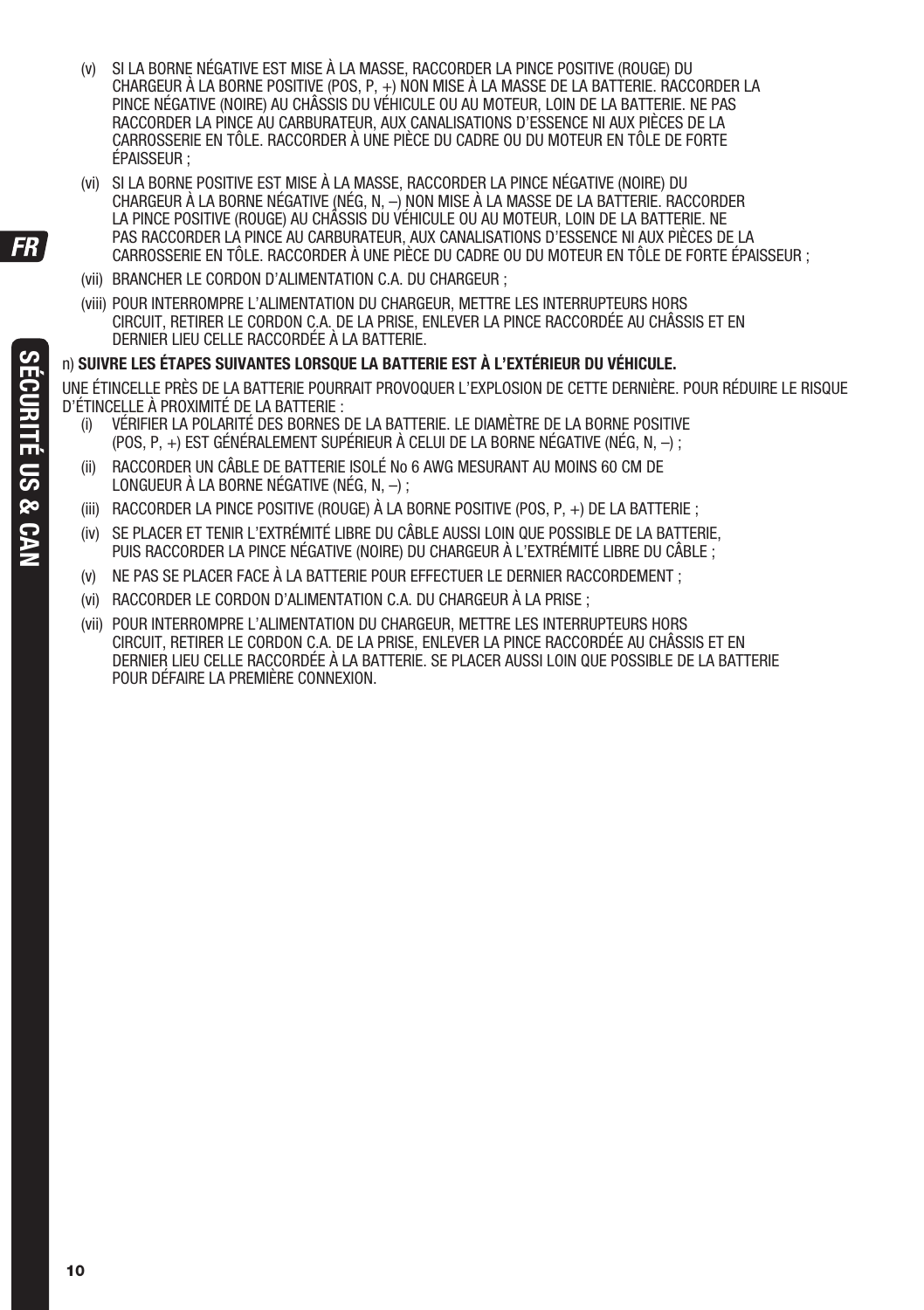(v) SI LA BORNE NÉGATIVE EST MISE À LA MASSE, RACCORDER LA PINCE POSITIVE (ROUGE) DU CHARGEUR À LA BORNE POSITIVE (POS, P, +) NON MISE À LA MASSE DE LA BATTERIE. RACCORDER LA PINCE NÉGATIVE (NOIRE) AU CHÂSSIS DU VÉHICULE OU AU MOTEUR, LOIN DE LA BATTERIE. NE PAS RACCORDER LA PINCE AU CARBURATEUR, AUX CANALISATIONS D'ESSENCE NI AUX PIÈCES DE LA CARROSSERIE EN TÔLE. RACCORDER À UNE PIÈCE DU CADRE OU DU MOTEUR EN TÔLE DE FORTE ÉPAISSEUR ;

(vi) SI LA BORNE POSITIVE EST MISE À LA MASSE, RACCORDER LA PINCE NÉGATIVE (NOIRE) DU CHARGEUR À LA BORNE NÉGATIVE (NÉG, N, –) NON MISE À LA MASSE DE LA BATTERIE. RACCORDER LA PINCE POSITIVE (ROUGE) AU CHÂSSIS DU VÉHICULE OU AU MOTEUR, LOIN DE LA BATTERIE. NE PAS RACCORDER LA PINCE AU CARBURATEUR, AUX CANALISATIONS D'ESSENCE NI AUX PIÈCES DE LA CARROSSERIE EN TÔLE. RACCORDER À UNE PIÈCE DU CADRE OU DU MOTEUR EN TÔLE DE FORTE ÉPAISSEUR ;

(vii) BRANCHER LE CORDON D'ALIMENTATION C.A. DU CHARGEUR ;

(viii) POUR INTERROMPRE L'ALIMENTATION DU CHARGEUR, METTRE LES INTERRUPTEURS HORS CIRCUIT, RETIRER LE CORDON C.A. DE LA PRISE, ENLEVER LA PINCE RACCORDÉE AU CHÂSSIS ET EN DERNIER LIEU CELLE RACCORDÉE À LA BATTERIE.

n) **SUIVRE LES ÉTAPES SUIVANTES LORSQUE LA BATTERIE EST À L'EXTÉRIEUR DU VÉHICULE.**

UNE ÉTINCELLE PRÈS DE LA BATTERIE POURRAIT PROVOQUER L'EXPLOSION DE CETTE DERNIÈRE. POUR RÉDUIRE LE RISQUE D'ÉTINCELLE À PROXIMITÉ DE LA BATTERIE :

(i) VÉRIFIER LA POLARITÉ DES BORNES DE LA BATTERIE. LE DIAMÈTRE DE LA BORNE POSITIVE (POS, P, +) EST GÉNÉRALEMENT SUPÉRIEUR À CELUI DE LA BORNE NÉGATIVE (NÉG, N, –) ;

(ii) RACCORDER UN CÂBLE DE BATTERIE ISOLÉ No 6 AWG MESURANT AU MOINS 60 CM DE LONGUEUR À LA BORNE NÉGATIVE (NÉG, N, –) ;

(iii) RACCORDER LA PINCE POSITIVE (ROUGE) À LA BORNE POSITIVE (POS, P, +) DE LA BATTERIE ;

(iv) SE PLACER ET TENIR L'EXTRÉMITÉ LIBRE DU CÂBLE AUSSI LOIN QUE POSSIBLE DE LA BATTERIE, PUIS RACCORDER LA PINCE NÉGATIVE (NOIRE) DU CHARGEUR À L'EXTRÉMITÉ LIBRE DU CÂBLE ;

(v) NE PAS SE PLACER FACE À LA BATTERIE POUR EFFECTUER LE DERNIER RACCORDEMENT ;

(vi) RACCORDER LE CORDON D'ALIMENTATION C.A. DU CHARGEUR À LA PRISE ;

(vii) POUR INTERROMPRE L'ALIMENTATION DU CHARGEUR, METTRE LES INTERRUPTEURS HORS CIRCUIT, RETIRER LE CORDON C.A. DE LA PRISE, ENLEVER LA PINCE RACCORDÉE AU CHÂSSIS ET EN DERNIER LIEU CELLE RACCORDÉE À LA BATTERIE. SE PLACER AUSSI LOIN QUE POSSIBLE DE LA BATTERIE POUR DÉFAIRE LA PREMIÈRE CONNEXION.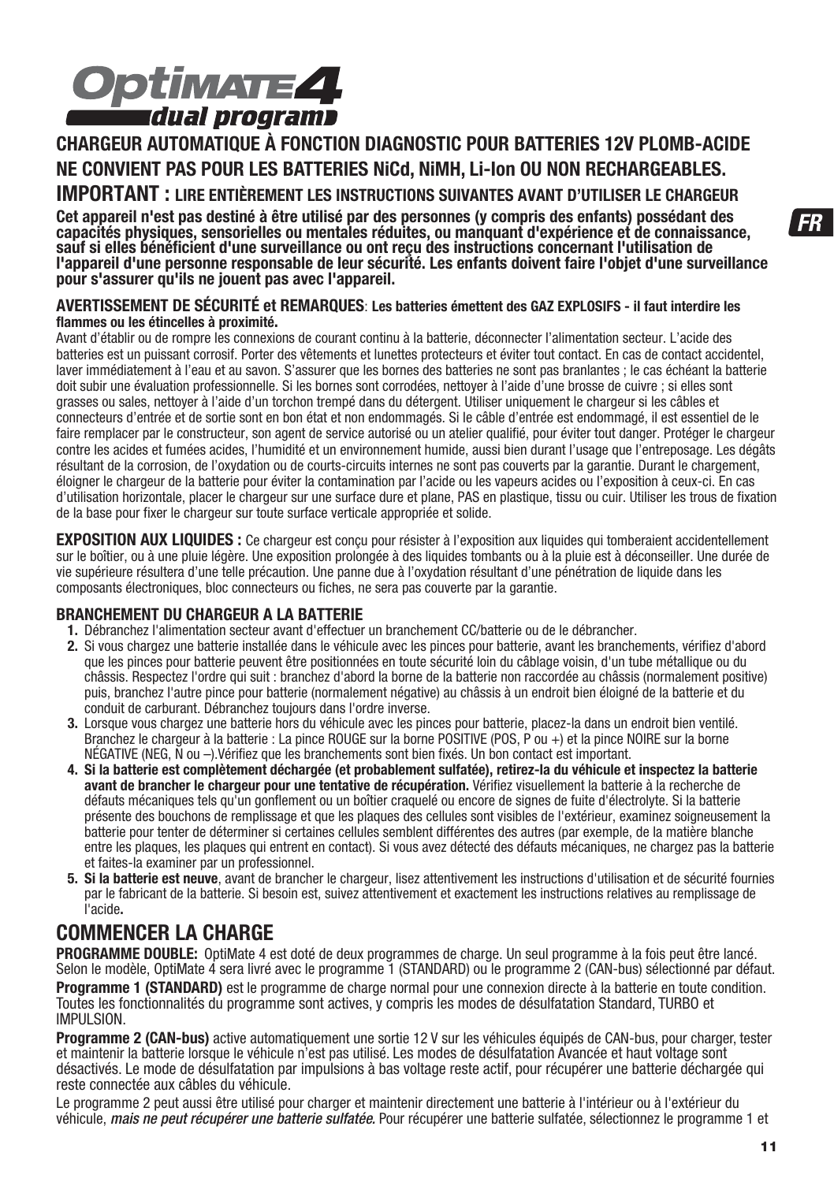# OptiMATE 4 dual program

## CHARGEUR AUTOMATIQUE À FONCTION DIAGNOSTIC POUR BATTERIES 12V PLOMB-ACIDE

## NE CONVIENT PAS POUR LES BATTERIES NiCd, NiMH, Li-Ion OU NON RECHARGEABLES.

## IMPORTANT : LIRE ENTIÈREMENT LES INSTRUCTIONS SUIVANTES AVANT D'UTILISER LE CHARGEUR

**Cet appareil n'est pas destiné à être utilisé par des personnes (y compris des enfants) possédant des capacités physiques, sensorielles ou mentales réduites, ou manquant d'expérience et de connaissance, sauf si elles bénéficient d'une surveillance ou ont reçu des instructions concernant l'utilisation de l'appareil d'une personne responsable de leur sécurité. Les enfants doivent faire l'objet d'une surveillance pour s'assurer qu'ils ne jouent pas avec l'appareil.**

**AVERTISSEMENT DE SÉCURITÉ et REMARQUES**: **Les batteries émettent des GAZ EXPLOSIFS - il faut interdire les flammes ou les étincelles à proximité.**

Avant d'établir ou de rompre les connexions de courant continu à la batterie, déconnecter l'alimentation secteur. L'acide des batteries est un puissant corrosif. Porter des vêtements et lunettes protecteurs et éviter tout contact. En cas de contact accidentel, laver immédiatement à l'eau et au savon. S'assurer que les bornes des batteries ne sont pas branlantes ; le cas échéant la batterie doit subir une évaluation professionnelle. Si les bornes sont corrodées, nettoyer à l'aide d'une brosse de cuivre ; si elles sont grasses ou sales, nettoyer à l'aide d'un torchon trempé dans du détergent. Utiliser uniquement le chargeur si les câbles et connecteurs d'entrée et de sortie sont en bon état et non endommagés. Si le câble d'entrée est endommagé, il est essentiel de le faire remplacer par le constructeur, son agent de service autorisé ou un atelier qualifié, pour éviter tout danger. Protéger le chargeur contre les acides et fumées acides, l'humidité et un environnement humide, aussi bien durant l'usage que l'entreposage. Les dégâts résultant de la corrosion, de l'oxydation ou de courts-circuits internes ne sont pas couverts par la garantie. Durant le chargement, éloigner le chargeur de la batterie pour éviter la contamination par l'acide ou les vapeurs acides ou l'exposition à ceux-ci. En cas d'utilisation horizontale, placer le chargeur sur une surface dure et plane, PAS en plastique, tissu ou cuir. Utiliser les trous de fixation de la base pour fixer le chargeur sur toute surface verticale appropriée et solide.

**EXPOSITION AUX LIQUIDES :** Ce chargeur est conçu pour résister à l'exposition aux liquides qui tomberaient accidentellement sur le boîtier, ou à une pluie légère. Une exposition prolongée à des liquides tombants ou à la pluie est à déconseiller. Une durée de vie supérieure résultera d'une telle précaution. Une panne due à l'oxydation résultant d'une pénétration de liquide dans les composants électroniques, bloc connecteurs ou fiches, ne sera pas couverte par la garantie.

### BRANCHEMENT DU CHARGEUR A LA BATTERIE

1. Débranchez l'alimentation secteur avant d'effectuer un branchement CC/batterie ou de le débrancher.
2. Si vous chargez une batterie installée dans le véhicule avec les pinces pour batterie, avant les branchements, vérifiez d'abord que les pinces pour batterie peuvent être positionnées en toute sécurité loin du câblage voisin, d'un tube métallique ou du châssis. Respectez l'ordre qui suit : branchez d'abord la borne de la batterie non raccordée au châssis (normalement positive) puis, branchez l'autre pince pour batterie (normalement négative) au châssis à un endroit bien éloigné de la batterie et du conduit de carburant. Débranchez toujours dans l'ordre inverse.
3. Lorsque vous chargez une batterie hors du véhicule avec les pinces pour batterie, placez-la dans un endroit bien ventilé. Branchez le chargeur à la batterie : La pince ROUGE sur la borne POSITIVE (POS, P ou +) et la pince NOIRE sur la borne NÉGATIVE (NEG, N ou –).Vérifiez que les branchements sont bien fixés. Un bon contact est important.
4. **Si la batterie est complètement déchargée (et probablement sulfatée), retirez-la du véhicule et inspectez la batterie avant de brancher le chargeur pour une tentative de récupération.** Vérifiez visuellement la batterie à la recherche de défauts mécaniques tels qu'un gonflement ou un boîtier craquelé ou encore de signes de fuite d'électrolyte. Si la batterie présente des bouchons de remplissage et que les plaques des cellules sont visibles de l'extérieur, examinez soigneusement la batterie pour tenter de déterminer si certaines cellules semblent différentes des autres (par exemple, de la matière blanche entre les plaques, les plaques qui entrent en contact). Si vous avez détecté des défauts mécaniques, ne chargez pas la batterie et faites-la examiner par un professionnel.
5. **Si la batterie est neuve**, avant de brancher le chargeur, lisez attentivement les instructions d'utilisation et de sécurité fournies par le fabricant de la batterie. Si besoin est, suivez attentivement et exactement les instructions relatives au remplissage de l'acide**.**

## COMMENCER LA CHARGE

**PROGRAMME DOUBLE:** OptiMate 4 est doté de deux programmes de charge. Un seul programme à la fois peut être lancé. Selon le modèle, OptiMate 4 sera livré avec le programme 1 (STANDARD) ou le programme 2 (CAN-bus) sélectionné par défaut.

**Programme 1 (STANDARD)** est le programme de charge normal pour une connexion directe à la batterie en toute condition. Toutes les fonctionnalités du programme sont actives, y compris les modes de désulfatation Standard, TURBO et IMPULSION.

**Programme 2 (CAN-bus)** active automatiquement une sortie 12 V sur les véhicules équipés de CAN-bus, pour charger, tester et maintenir la batterie lorsque le véhicule n'est pas utilisé. Les modes de désulfatation Avancée et haut voltage sont désactivés. Le mode de désulfatation par impulsions à bas voltage reste actif, pour récupérer une batterie déchargée qui reste connectée aux câbles du véhicule.

Le programme 2 peut aussi être utilisé pour charger et maintenir directement une batterie à l'intérieur ou à l'extérieur du véhicule, *mais ne peut récupérer une batterie sulfatée.* Pour récupérer une batterie sulfatée, sélectionnez le programme 1 et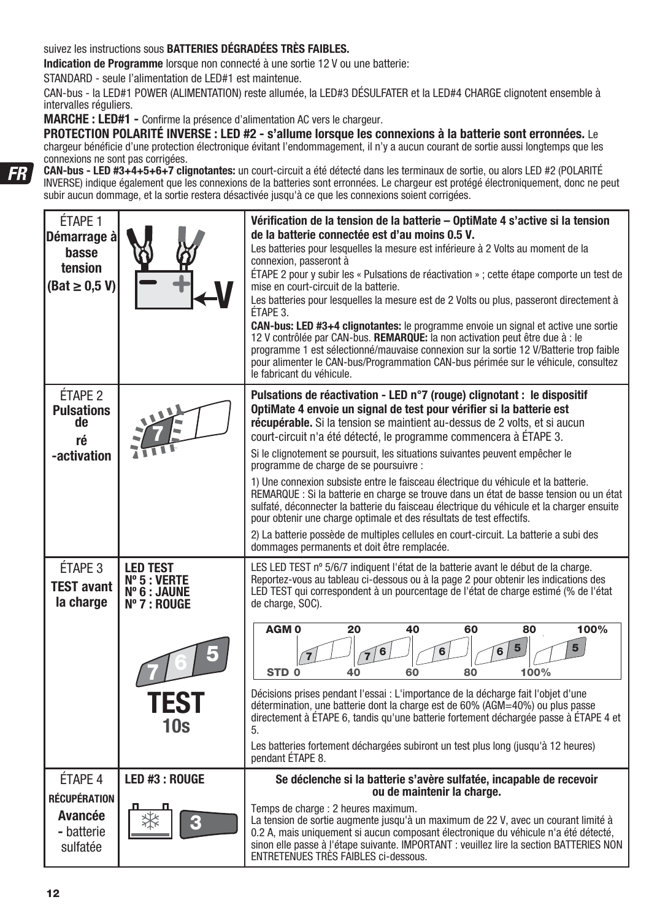suivez les instructions sous **BATTERIES DÉGRADÉES TRÈS FAIBLES.**

**Indication de Programme** lorsque non connecté à une sortie 12 V ou une batterie:

STANDARD - seule l'alimentation de LED#1 est maintenue.

CAN-bus - la LED#1 POWER (ALIMENTATION) reste allumée, la LED#3 DÉSULFATER et la LED#4 CHARGE clignotent ensemble à intervalles réguliers.

**MARCHE : LED#1 -** Confirme la présence d'alimentation AC vers le chargeur.

**PROTECTION POLARITÉ INVERSE : LED #2 - s'allume lorsque les connexions à la batterie sont erronées.** Le chargeur bénéficie d'une protection électronique évitant l'endommagement, il n'y a aucun courant de sortie aussi longtemps que les connexions ne sont pas corrigées.

**CAN-bus - LED #3+4+5+6+7 clignotantes:** un court-circuit a été détecté dans les terminaux de sortie, ou alors LED #2 (POLARITÉ INVERSE) indique également que les connexions de la batteries sont erronées. Le chargeur est protégé électroniquement, donc ne peut subir aucun dommage, et la sortie restera désactivée jusqu'à ce que les connexions soient corrigées.

| | | |
|---|---|---|
| ÉTAPE 1 **Démarrage à basse tension (Bat ≥ 0,5 V)** | V | **Vérification de la tension de la batterie – OptiMate 4 s'active si la tension de la batterie connectée est d'au moins 0.5 V.** Les batteries pour lesquelles la mesure est inférieure à 2 Volts au moment de la connexion, passeront à ÉTAPE 2 pour y subir les « Pulsations de réactivation » ; cette étape comporte un test de mise en court-circuit de la batterie. Les batteries pour lesquelles la mesure est de 2 Volts ou plus, passeront directement à ÉTAPE 3. **CAN-bus: LED #3+4 clignotantes:** le programme envoie un signal et active une sortie 12 V contrôlée par CAN-bus. **REMARQUE:** la non activation peut être due à : le programme 1 est sélectionné/mauvaise connexion sur la sortie 12 V/Batterie trop faible pour alimenter le CAN-bus/Programmation CAN-bus périmée sur le véhicule, consultez le fabricant du véhicule. |
| ÉTAPE 2 **Pulsations de ré -activation** | 7 | **Pulsations de réactivation - LED n°7 (rouge) clignotant : le dispositif OptiMate 4 envoie un signal de test pour vérifier si la batterie est récupérable.** Si la tension se maintient au-dessus de 2 volts, et si aucun court-circuit n'a été détecté, le programme commencera à ÉTAPE 3. Si le clignotement se poursuit, les situations suivantes peuvent empêcher le programme de charge de se poursuivre : 1) Une connexion subsiste entre le faisceau électrique du véhicule et la batterie. REMARQUE : Si la batterie en charge se trouve dans un état de basse tension ou un état sulfaté, déconnecter la batterie du faisceau électrique du véhicule et la charger ensuite pour obtenir une charge optimale et des résultats de test effectifs. 2) La batterie possède de multiples cellules en court-circuit. La batterie a subi des dommages permanents et doit être remplacée. |
| ÉTAPE 3 **TEST avant la charge** | **LED TEST Nº 5 : VERTE Nº 6 : JAUNE Nº 7 : ROUGE** TEST 10s | LES LED TEST nº 5/6/7 indiquent l'état de la batterie avant le début de la charge. Reportez-vous au tableau ci-dessous ou à la page 2 pour obtenir les indications des LED TEST qui correspondent à un pourcentage de l'état de charge estimé (% de l'état de charge, SOC). AGM 0 – 20 – 40 – 60 – 80 – 100% / STD 0 – 40 – 60 – 80 – 100% : 7 / 7+6 / 6 / 6+5 / 5. Décisions prises pendant l'essai : L'importance de la décharge fait l'objet d'une détermination, une batterie dont la charge est de 60% (AGM=40%) ou plus passe directement à ÉTAPE 6, tandis qu'une batterie fortement déchargée passe à ÉTAPE 4 et 5. Les batteries fortement déchargées subiront un test plus long (jusqu'à 12 heures) pendant ÉTAPE 8. |
| ÉTAPE 4 **RÉCUPÉRATION Avancée -** batterie sulfatée | **LED #3 : ROUGE** 3 | **Se déclenche si la batterie s'avère sulfatée, incapable de recevoir ou de maintenir la charge.** Temps de charge : 2 heures maximum. La tension de sortie augmente jusqu'à un maximum de 22 V, avec un courant limité à 0.2 A, mais uniquement si aucun composant électronique du véhicule n'a été détecté, sinon elle passe à l'étape suivante. IMPORTANT : veuillez lire la section BATTERIES NON ENTRETENUES TRÈS FAIBLES ci-dessous. |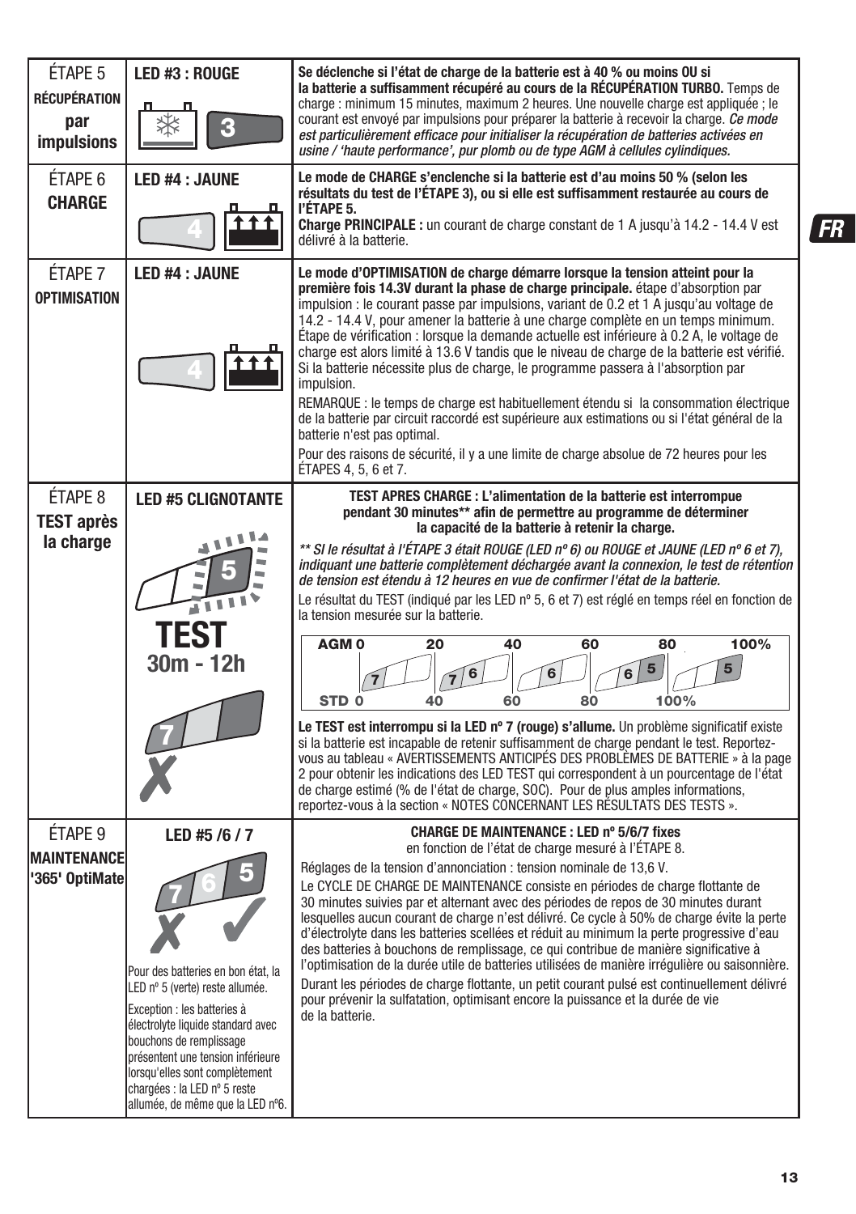| ÉTAPE | LED | Description |
|---|---|---|
| ÉTAPE 5<br>**RÉCUPÉRATION par impulsions** | **LED #3 : ROUGE** | **Se déclenche si l'état de charge de la batterie est à 40 % ou moins OU si la batterie a suffisamment récupéré au cours de la RÉCUPÉRATION TURBO.** Temps de charge : minimum 15 minutes, maximum 2 heures. Une nouvelle charge est appliquée ; le courant est envoyé par impulsions pour préparer la batterie à recevoir la charge. *Ce mode est particulièrement efficace pour initialiser la récupération de batteries activées en usine / 'haute performance', pur plomb ou de type AGM à cellules cylindiques.* |
| ÉTAPE 6<br>**CHARGE** | **LED #4 : JAUNE** | **Le mode de CHARGE s'enclenche si la batterie est d'au moins 50 % (selon les résultats du test de l'ÉTAPE 3), ou si elle est suffisamment restaurée au cours de l'ÉTAPE 5.**<br>**Charge PRINCIPALE :** un courant de charge constant de 1 A jusqu'à 14.2 - 14.4 V est délivré à la batterie. |
| ÉTAPE 7<br>**OPTIMISATION** | **LED #4 : JAUNE** | **Le mode d'OPTIMISATION de charge démarre lorsque la tension atteint pour la première fois 14.3V durant la phase de charge principale.** étape d'absorption par impulsion : le courant passe par impulsions, variant de 0.2 et 1 A jusqu'au voltage de 14.2 - 14.4 V, pour amener la batterie à une charge complète en un temps minimum. Étape de vérification : lorsque la demande actuelle est inférieure à 0.2 A, le voltage de charge est alors limité à 13.6 V tandis que le niveau de charge de la batterie est vérifié. Si la batterie nécessite plus de charge, le programme passera à l'absorption par impulsion.<br>REMARQUE : le temps de charge est habituellement étendu si la consommation électrique de la batterie par circuit raccordé est supérieure aux estimations ou si l'état général de la batterie n'est pas optimal.<br>Pour des raisons de sécurité, il y a une limite de charge absolue de 72 heures pour les ÉTAPES 4, 5, 6 et 7. |
| ÉTAPE 8<br>**TEST après la charge** | **LED #5 CLIGNOTANTE**<br>**TEST**<br>**30m - 12h** | **TEST APRES CHARGE : L'alimentation de la batterie est interrompue pendant 30 minutes\*\* afin de permettre au programme de déterminer la capacité de la batterie à retenir la charge.**<br>*\*\* SI le résultat à l'ÉTAPE 3 était ROUGE (LED nº 6) ou ROUGE et JAUNE (LED nº 6 et 7), indiquant une batterie complètement déchargée avant la connexion, le test de rétention de tension est étendu à 12 heures en vue de confirmer l'état de la batterie.*<br>Le résultat du TEST (indiqué par les LED nº 5, 6 et 7) est réglé en temps réel en fonction de la tension mesurée sur la batterie.<br>AGM : 0 – 20 (7) – 40 (7, 6) – 60 (6) – 80 (6, 5) – 100% (5)<br>STD : 0 – 40 (7) – 60 (7, 6) – 80 (6) – 100% (6, 5)<br>**Le TEST est interrompu si la LED nº 7 (rouge) s'allume.** Un problème significatif existe si la batterie est incapable de retenir suffisamment de charge pendant le test. Reportez-vous au tableau « AVERTISSEMENTS ANTICIPÉS DES PROBLÈMES DE BATTERIE » à la page 2 pour obtenir les indications des LED TEST qui correspondent à un pourcentage de l'état de charge estimé (% de l'état de charge, SOC). Pour de plus amples informations, reportez-vous à la section « NOTES CONCERNANT LES RÉSULTATS DES TESTS ». |
| ÉTAPE 9<br>**MAINTENANCE '365' OptiMate** | **LED #5 /6 / 7**<br>Pour des batteries en bon état, la LED nº 5 (verte) reste allumée.<br>Exception : les batteries à électrolyte liquide standard avec bouchons de remplissage présentent une tension inférieure lorsqu'elles sont complètement chargées : la LED nº 5 reste allumée, de même que la LED nº6. | **CHARGE DE MAINTENANCE : LED nº 5/6/7 fixes** en fonction de l'état de charge mesuré à l'ÉTAPE 8.<br>Réglages de la tension d'annonciation : tension nominale de 13,6 V.<br>Le CYCLE DE CHARGE DE MAINTENANCE consiste en périodes de charge flottante de 30 minutes suivies par et alternant avec des périodes de repos de 30 minutes durant lesquelles aucun courant de charge n'est délivré. Ce cycle à 50% de charge évite la perte d'électrolyte dans les batteries scellées et réduit au minimum la perte progressive d'eau des batteries à bouchons de remplissage, ce qui contribue de manière significative à l'optimisation de la durée utile de batteries utilisées de manière irrégulière ou saisonnière.<br>Durant les périodes de charge flottante, un petit courant pulsé est continuellement délivré pour prévenir la sulfatation, optimisant encore la puissance et la durée de vie de la batterie. |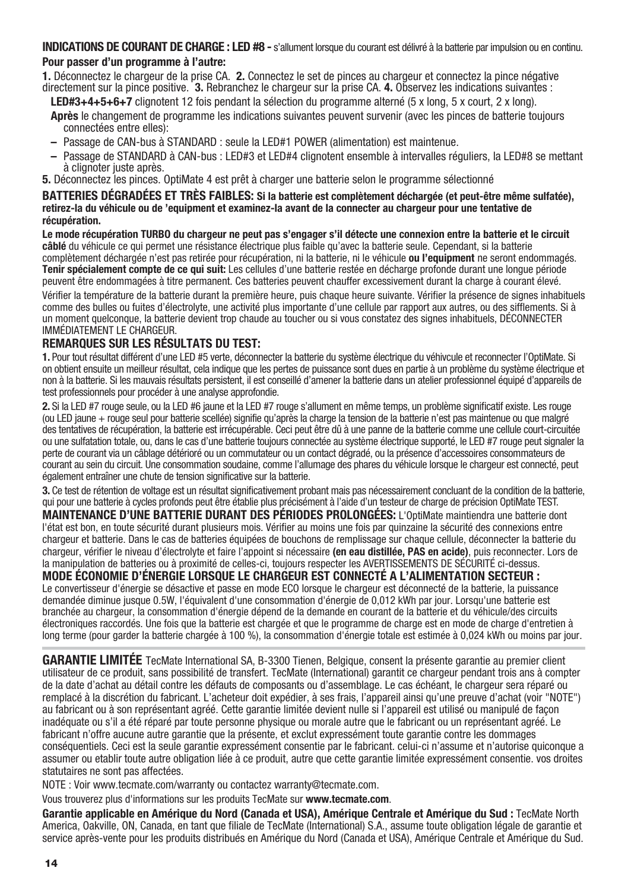**INDICATIONS DE COURANT DE CHARGE : LED #8 -** s'allument lorsque du courant est délivré à la batterie par impulsion ou en continu.

**Pour passer d'un programme à l'autre:**

**1.** Déconnectez le chargeur de la prise CA. **2.** Connectez le set de pinces au chargeur et connectez la pince négative directement sur la pince positive. **3.** Rebranchez le chargeur sur la prise CA. **4.** Observez les indications suivantes :

**LED#3+4+5+6+7** clignotent 12 fois pendant la sélection du programme alterné (5 x long, 5 x court, 2 x long).

**Après** le changement de programme les indications suivantes peuvent survenir (avec les pinces de batterie toujours connectées entre elles):

– Passage de CAN-bus à STANDARD : seule la LED#1 POWER (alimentation) est maintenue.
– Passage de STANDARD à CAN-bus : LED#3 et LED#4 clignotent ensemble à intervalles réguliers, la LED#8 se mettant à clignoter juste après.

**5.** Déconnectez les pinces. OptiMate 4 est prêt à charger une batterie selon le programme sélectionné

**BATTERIES DÉGRADÉES ET TRÈS FAIBLES: Si la batterie est complètement déchargée (et peut-être même sulfatée), retirez-la du véhicule ou de 'equipment et examinez-la avant de la connecter au chargeur pour une tentative de récupération.**

**Le mode récupération TURBO du chargeur ne peut pas s'engager s'il détecte une connexion entre la batterie et le circuit câblé** du véhicule ce qui permet une résistance électrique plus faible qu'avec la batterie seule. Cependant, si la batterie complètement déchargée n'est pas retirée pour récupération, ni la batterie, ni le véhicule **ou l'equipment** ne seront endommagés. **Tenir spécialement compte de ce qui suit:** Les cellules d'une batterie restée en décharge profonde durant une longue période peuvent être endommagées à titre permanent. Ces batteries peuvent chauffer excessivement durant la charge à courant élevé.

Vérifier la température de la batterie durant la première heure, puis chaque heure suivante. Vérifier la présence de signes inhabituels comme des bulles ou fuites d'électrolyte, une activité plus importante d'une cellule par rapport aux autres, ou des sifflements. Si à un moment quelconque, la batterie devient trop chaude au toucher ou si vous constatez des signes inhabituels, DÉCONNECTER IMMÉDIATEMENT LE CHARGEUR.

**REMARQUES SUR LES RÉSULTATS DU TEST:**

**1.** Pour tout résultat différent d'une LED #5 verte, déconnecter la batterie du système électrique du véhivcule et reconnecter l'OptiMate. Si on obtient ensuite un meilleur résultat, cela indique que les pertes de puissance sont dues en partie à un problème du système électrique et non à la batterie. Si les mauvais résultats persistent, il est conseillé d'amener la batterie dans un atelier professionnel équipé d'appareils de test professionnels pour procéder à une analyse approfondie.

**2.** Si la LED #7 rouge seule, ou la LED #6 jaune et la LED #7 rouge s'allument en même temps, un problème significatif existe. Les rouge (ou LED jaune + rouge seul pour batterie scellée) signifie qu'après la charge la tension de la batterie n'est pas maintenue ou que malgré des tentatives de récupération, la batterie est irrécupérable. Ceci peut être dû à une panne de la batterie comme une cellule court-circuitée ou une sulfatation totale, ou, dans le cas d'une batterie toujours connectée au système électrique supporté, le LED #7 rouge peut signaler la perte de courant via un câblage détérioré ou un commutateur ou un contact dégradé, ou la présence d'accessoires consommateurs de courant au sein du circuit. Une consommation soudaine, comme l'allumage des phares du véhicule lorsque le chargeur est connecté, peut également entraîner une chute de tension significative sur la batterie.

**3.** Ce test de rétention de voltage est un résultat significativement probant mais pas nécessairement concluant de la condition de la batterie, qui pour une batterie à cycles profonds peut être établie plus précisément à l'aide d'un testeur de charge de précision OptiMate TEST.

**MAINTENANCE D'UNE BATTERIE DURANT DES PÉRIODES PROLONGÉES:** L'OptiMate maintiendra une batterie dont l'état est bon, en toute sécurité durant plusieurs mois. Vérifier au moins une fois par quinzaine la sécurité des connexions entre chargeur et batterie. Dans le cas de batteries équipées de bouchons de remplissage sur chaque cellule, déconnecter la batterie du chargeur, vérifier le niveau d'électrolyte et faire l'appoint si nécessaire **(en eau distillée, PAS en acide)**, puis reconnecter. Lors de la manipulation de batteries ou à proximité de celles-ci, toujours respecter les AVERTISSEMENTS DE SÉCURITÉ ci-dessus.

**MODE ÉCONOMIE D'ÉNERGIE LORSQUE LE CHARGEUR EST CONNECTÉ A L'ALIMENTATION SECTEUR :**
Le convertisseur d'énergie se désactive et passe en mode ECO lorsque le chargeur est déconnecté de la batterie, la puissance demandée diminue jusque 0.5W, l'équivalent d'une consommation d'énergie de 0,012 kWh par jour. Lorsqu'une batterie est branchée au chargeur, la consommation d'énergie dépend de la demande en courant de la batterie et du véhicule/des circuits électroniques raccordés. Une fois que la batterie est chargée et que le programme de charge est en mode de charge d'entretien à long terme (pour garder la batterie chargée à 100 %), la consommation d'énergie totale est estimée à 0,024 kWh ou moins par jour.

**GARANTIE LIMITÉE** TecMate International SA, B-3300 Tienen, Belgique, consent la présente garantie au premier client utilisateur de ce produit, sans possibilité de transfert. TecMate (International) garantit ce chargeur pendant trois ans à compter de la date d'achat au détail contre les défauts de composants ou d'assemblage. Le cas échéant, le chargeur sera réparé ou remplacé à la discrétion du fabricant. L'acheteur doit expédier, à ses frais, l'appareil ainsi qu'une preuve d'achat (voir "NOTE") au fabricant ou à son représentant agréé. Cette garantie limitée devient nulle si l'appareil est utilisé ou manipulé de façon inadéquate ou s'il a été réparé par toute personne physique ou morale autre que le fabricant ou un représentant agréé. Le fabricant n'offre aucune autre garantie que la présente, et exclut expressément toute garantie contre les dommages conséquentiels. Ceci est la seule garantie expressément consentie par le fabricant. celui-ci n'assume et n'autorise quiconque a assumer ou etablir toute autre obligation liée à ce produit, autre que cette garantie limitée expressément consentie. vos droites statutaires ne sont pas affectées.

NOTE : Voir www.tecmate.com/warranty ou contactez warranty@tecmate.com.

Vous trouverez plus d'informations sur les produits TecMate sur **www.tecmate.com**.

**Garantie applicable en Amérique du Nord (Canada et USA), Amérique Centrale et Amérique du Sud :** TecMate North America, Oakville, ON, Canada, en tant que filiale de TecMate (International) S.A., assume toute obligation légale de garantie et service après-vente pour les produits distribués en Amérique du Nord (Canada et USA), Amérique Centrale et Amérique du Sud.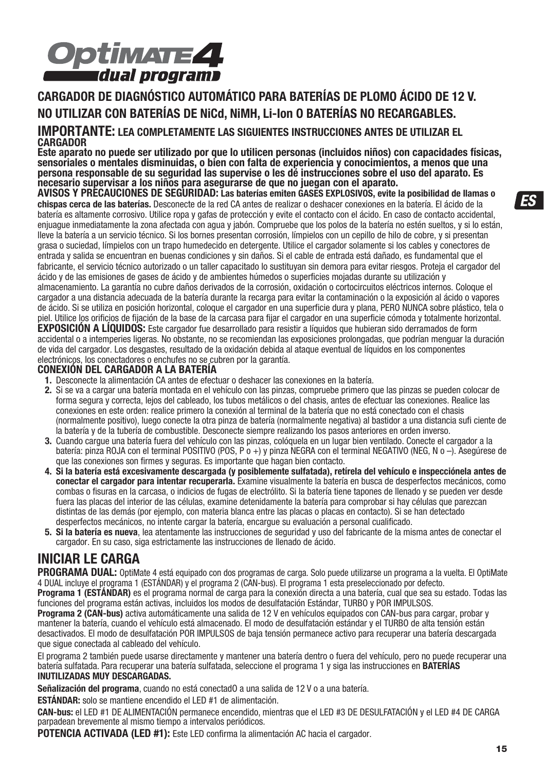# OptiMATE4 dual program

## CARGADOR DE DIAGNÓSTICO AUTOMÁTICO PARA BATERÍAS DE PLOMO ÁCIDO DE 12 V.

## NO UTILIZAR CON BATERÍAS DE NiCd, NiMH, Li-Ion O BATERÍAS NO RECARGABLES.

### IMPORTANTE: LEA COMPLETAMENTE LAS SIGUIENTES INSTRUCCIONES ANTES DE UTILIZAR EL CARGADOR

**Este aparato no puede ser utilizado por que lo utilicen personas (incluidos niños) con capacidades físicas, sensoriales o mentales disminuidas, o bien con falta de experiencia y conocimientos, a menos que una persona responsable de su seguridad las supervise o les dé instrucciones sobre el uso del aparato. Es necesario supervisar a los niños para asegurarse de que no juegan con el aparato.**

**AVISOS Y PRECAUCIONES DE SEGURIDAD: Las baterías emiten GASES EXPLOSIVOS, evite la posibilidad de llamas o chispas cerca de las baterías.** Desconecte de la red CA antes de realizar o deshacer conexiones en la batería. El ácido de la batería es altamente corrosivo. Utilice ropa y gafas de protección y evite el contacto con el ácido. En caso de contacto accidental, enjuague inmediatamente la zona afectada con agua y jabón. Compruebe que los polos de la batería no estén sueltos, y si lo están, lleve la batería a un servicio técnico. Si los bornes presentan corrosión, límpielos con un cepillo de hilo de cobre, y si presentan grasa o suciedad, límpielos con un trapo humedecido en detergente. Utilice el cargador solamente si los cables y conectores de entrada y salida se encuentran en buenas condiciones y sin daños. Si el cable de entrada está dañado, es fundamental que el fabricante, el servicio técnico autorizado o un taller capacitado lo sustituyan sin demora para evitar riesgos. Proteja el cargador del ácido y de las emisiones de gases de ácido y de ambientes húmedos o superficies mojadas durante su utilización y almacenamiento. La garantía no cubre daños derivados de la corrosión, oxidación o cortocircuitos eléctricos internos. Coloque el cargador a una distancia adecuada de la batería durante la recarga para evitar la contaminación o la exposición al ácido o vapores de ácido. Si se utiliza en posición horizontal, coloque el cargador en una superficie dura y plana, PERO NUNCA sobre plástico, tela o piel. Utilice los orificios de fijación de la base de la carcasa para fijar el cargador en una superficie cómoda y totalmente horizontal.

**EXPOSICIÓN A LÍQUIDOS:** Este cargador fue desarrollado para resistir a líquidos que hubieran sido derramados de form accidental o a intemperies ligeras. No obstante, no se recomiendan las exposiciones prolongadas, que podrían menguar la duración de vida del cargador. Los desgastes, resultado de la oxidación debida al ataque eventual de líquidos en los componentes electrónicos, los conectadores o enchufes no se cubren por la garantía.

### CONEXIÓN DEL CARGADOR A LA BATERÍA

1. Desconecte la alimentación CA antes de efectuar o deshacer las conexiones en la batería.
2. Si se va a cargar una batería montada en el vehículo con las pinzas, compruebe primero que las pinzas se pueden colocar de forma segura y correcta, lejos del cableado, los tubos metálicos o del chasis, antes de efectuar las conexiones. Realice las conexiones en este orden: realice primero la conexión al terminal de la batería que no está conectado con el chasis (normalmente positivo), luego conecte la otra pinza de batería (normalmente negativa) al bastidor a una distancia sufi ciente de la batería y de la tubería de combustible. Desconecte siempre realizando los pasos anteriores en orden inverso.
3. Cuando cargue una batería fuera del vehículo con las pinzas, colóquela en un lugar bien ventilado. Conecte el cargador a la batería: pinza ROJA con el terminal POSITIVO (POS, P o +) y pinza NEGRA con el terminal NEGATIVO (NEG, N o –). Asegúrese de que las conexiones son firmes y seguras. Es importante que hagan bien contacto.
4. **Si la batería está excesivamente descargada (y posiblemente sulfatada), retírela del vehículo e inspecciónela antes de conectar el cargador para intentar recuperarla.** Examine visualmente la batería en busca de desperfectos mecánicos, como combas o fisuras en la carcasa, o indicios de fugas de electrólito. Si la batería tiene tapones de llenado y se pueden ver desde fuera las placas del interior de las células, examine detenidamente la batería para comprobar si hay células que parezcan distintas de las demás (por ejemplo, con materia blanca entre las placas o placas en contacto). Si se han detectado desperfectos mecánicos, no intente cargar la batería, encargue su evaluación a personal cualificado.
5. **Si la batería es nueva**, lea atentamente las instrucciones de seguridad y uso del fabricante de la misma antes de conectar el cargador. En su caso, siga estrictamente las instrucciones de llenado de ácido.

## INICIAR LE CARGA

**PROGRAMA DUAL:** OptiMate 4 está equipado con dos programas de carga. Solo puede utilizarse un programa a la vuelta. El OptiMate 4 DUAL incluye el programa 1 (ESTÁNDAR) y el programa 2 (CAN-bus). El programa 1 esta preseleccionado por defecto.

**Programa 1 (ESTÁNDAR)** es el programa normal de carga para la conexión directa a una batería, cual que sea su estado. Todas las funciones del programa están activas, incluidos los modos de desulfatación Estándar, TURBO y POR IMPULSOS.

**Programa 2 (CAN-bus)** activa automáticamente una salida de 12 V en vehículos equipados con CAN-bus para cargar, probar y mantener la batería, cuando el vehículo está almacenado. El modo de desulfatación estándar y el TURBO de alta tensión están desactivados. El modo de desulfatación POR IMPULSOS de baja tensión permanece activo para recuperar una batería descargada que sigue conectada al cableado del vehículo.

El programa 2 también puede usarse directamente y mantener una batería dentro o fuera del vehículo, pero no puede recuperar una batería sulfatada. Para recuperar una batería sulfatada, seleccione el programa 1 y siga las instrucciones en **BATERÍAS INUTILIZADAS MUY DESCARGADAS.**

**Señalización del programa**, cuando no está conectadO a una salida de 12 V o a una batería.

**ESTÁNDAR:** solo se mantiene encendido el LED #1 de alimentación.

**CAN-bus:** el LED #1 DE ALIMENTACIÓN permanece encendido, mientras que el LED #3 DE DESULFATACIÓN y el LED #4 DE CARGA parpadean brevemente al mismo tiempo a intervalos periódicos.

**POTENCIA ACTIVADA (LED #1):** Este LED confirma la alimentación AC hacia el cargador.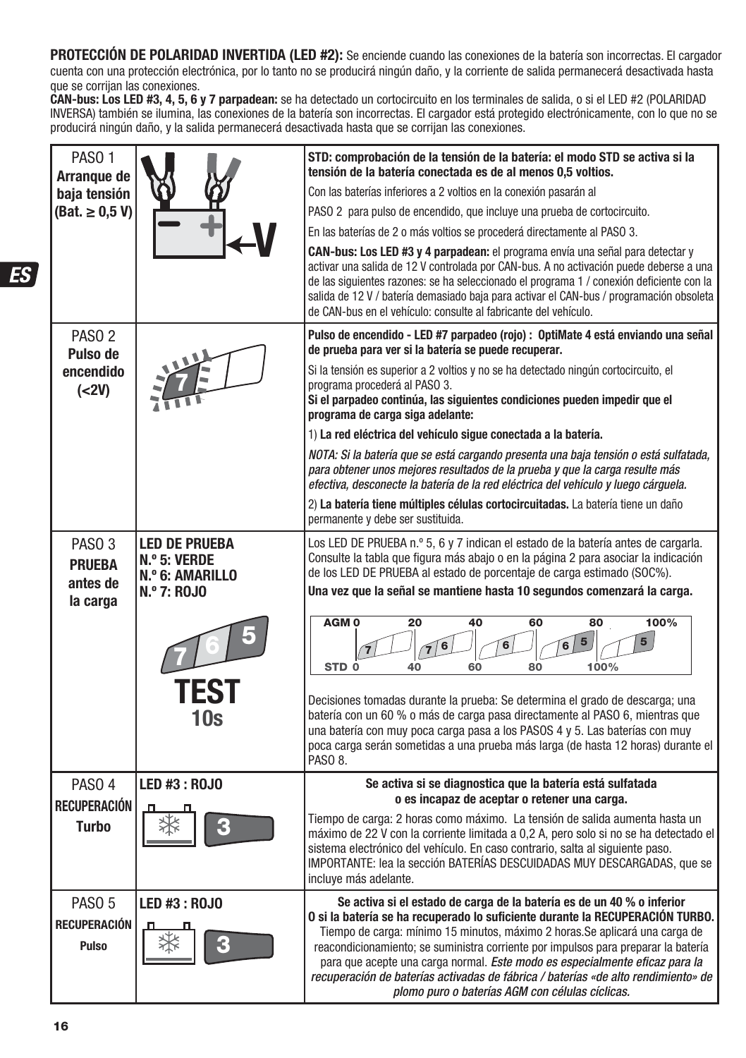**PROTECCIÓN DE POLARIDAD INVERTIDA (LED #2):** Se enciende cuando las conexiones de la batería son incorrectas. El cargador cuenta con una protección electrónica, por lo tanto no se producirá ningún daño, y la corriente de salida permanecerá desactivada hasta que se corrijan las conexiones.
**CAN-bus: Los LED #3, 4, 5, 6 y 7 parpadean:** se ha detectado un cortocircuito en los terminales de salida, o si el LED #2 (POLARIDAD INVERSA) también se ilumina, las conexiones de la batería son incorrectas. El cargador está protegido electrónicamente, con lo que no se producirá ningún daño, y la salida permanecerá desactivada hasta que se corrijan las conexiones.

| | | |
|---|---|---|
| PASO 1 **Arranque de baja tensión (Bat. ≥ 0,5 V)** | | **STD: comprobación de la tensión de la batería: el modo STD se activa si la tensión de la batería conectada es de al menos 0,5 voltios.** Con las baterías inferiores a 2 voltios en la conexión pasarán al PASO 2 para pulso de encendido, que incluye una prueba de cortocircuito. En las baterías de 2 o más voltios se procederá directamente al PASO 3. **CAN-bus: Los LED #3 y 4 parpadean:** el programa envía una señal para detectar y activar una salida de 12 V controlada por CAN-bus. A no activación puede deberse a una de las siguientes razones: se ha seleccionado el programa 1 / conexión deficiente con la salida de 12 V / batería demasiado baja para activar el CAN-bus / programación obsoleta de CAN-bus en el vehículo: consulte al fabricante del vehículo. |
| PASO 2 **Pulso de encendido (<2V)** | | **Pulso de encendido - LED #7 parpadeo (rojo) : OptiMate 4 está enviando una señal de prueba para ver si la batería se puede recuperar.** Si la tensión es superior a 2 voltios y no se ha detectado ningún cortocircuito, el programa procederá al PASO 3. **Si el parpadeo continúa, las siguientes condiciones pueden impedir que el programa de carga siga adelante:** 1) **La red eléctrica del vehículo sigue conectada a la batería.** *NOTA: Si la batería que se está cargando presenta una baja tensión o está sulfatada, para obtener unos mejores resultados de la prueba y que la carga resulte más efectiva, desconecte la batería de la red eléctrica del vehículo y luego cárguela.* 2) **La batería tiene múltiples células cortocircuitadas.** La batería tiene un daño permanente y debe ser sustituida. |
| PASO 3 **PRUEBA antes de la carga** | **LED DE PRUEBA N.º 5: VERDE N.º 6: AMARILLO N.º 7: ROJO** TEST 10s | Los LED DE PRUEBA n.º 5, 6 y 7 indican el estado de la batería antes de cargarla. Consulte la tabla que figura más abajo o en la página 2 para asociar la indicación de los LED DE PRUEBA al estado de porcentaje de carga estimado (SOC%). **Una vez que la señal se mantiene hasta 10 segundos comenzará la carga.** AGM 0 – 20 – 40 – 60 – 80 – 100% ; STD 0 – 40 – 60 – 80 – 100% ; LED: 7 / 7 6 / 6 / 6 5 / 5. Decisiones tomadas durante la prueba: Se determina el grado de descarga; una batería con un 60 % o más de carga pasa directamente al PASO 6, mientras que una batería con muy poca carga pasa a los PASOS 4 y 5. Las baterías con muy poca carga serán sometidas a una prueba más larga (de hasta 12 horas) durante el PASO 8. |
| PASO 4 **RECUPERACIÓN Turbo** | **LED #3 : ROJO** | **Se activa si se diagnostica que la batería está sulfatada o es incapaz de aceptar o retener una carga.** Tiempo de carga: 2 horas como máximo. La tensión de salida aumenta hasta un máximo de 22 V con la corriente limitada a 0,2 A, pero solo si no se ha detectado el sistema electrónico del vehículo. En caso contrario, salta al siguiente paso. IMPORTANTE: lea la sección BATERÍAS DESCUIDADAS MUY DESCARGADAS, que se incluye más adelante. |
| PASO 5 **RECUPERACIÓN Pulso** | **LED #3 : ROJO** | **Se activa si el estado de carga de la batería es de un 40 % o inferior O si la batería se ha recuperado lo suficiente durante la RECUPERACIÓN TURBO.** Tiempo de carga: mínimo 15 minutos, máximo 2 horas.Se aplicará una carga de reacondicionamiento; se suministra corriente por impulsos para preparar la batería para que acepte una carga normal. ***Este modo es especialmente eficaz para la recuperación de baterías activadas de fábrica / baterías «de alto rendimiento» de plomo puro o baterías AGM con células cíclicas.*** |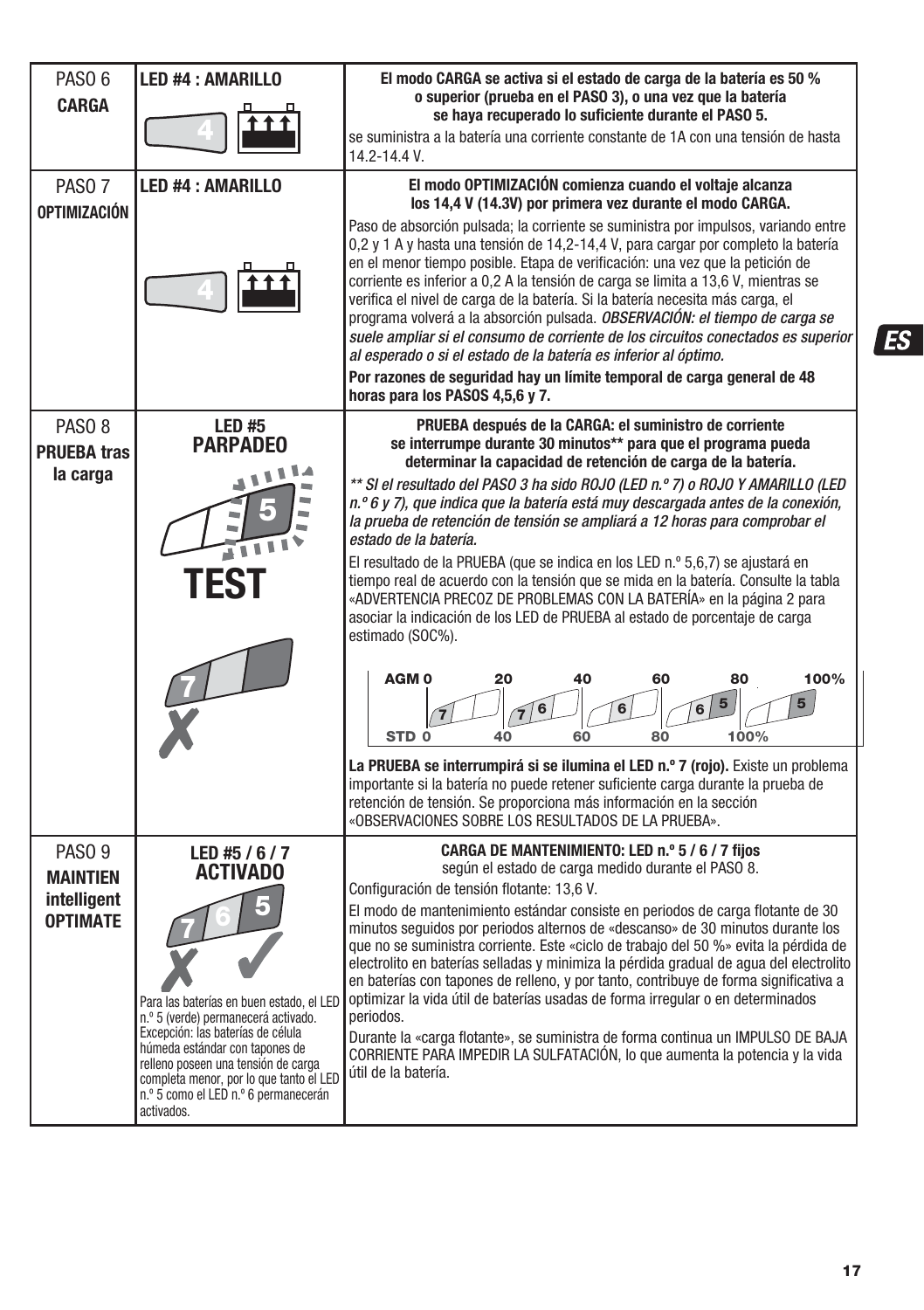| | | |
|---|---|---|
| PASO 6 **CARGA** | **LED #4 : AMARILLO** | **El modo CARGA se activa si el estado de carga de la batería es 50 % o superior (prueba en el PASO 3), o una vez que la batería se haya recuperado lo suficiente durante el PASO 5.**<br>se suministra a la batería una corriente constante de 1A con una tensión de hasta 14.2-14.4 V. |
| PASO 7 **OPTIMIZACIÓN** | **LED #4 : AMARILLO** | **El modo OPTIMIZACIÓN comienza cuando el voltaje alcanza los 14,4 V (14.3V) por primera vez durante el modo CARGA.**<br>Paso de absorción pulsada; la corriente se suministra por impulsos, variando entre 0,2 y 1 A y hasta una tensión de 14,2-14,4 V, para cargar por completo la batería en el menor tiempo posible. Etapa de verificación: una vez que la petición de corriente es inferior a 0,2 A la tensión de carga se limita a 13,6 V, mientras se verifica el nivel de carga de la batería. Si la batería necesita más carga, el programa volverá a la absorción pulsada. *OBSERVACIÓN: el tiempo de carga se suele ampliar si el consumo de corriente de los circuitos conectados es superior al esperado o si el estado de la batería es inferior al óptimo.*<br>**Por razones de seguridad hay un límite temporal de carga general de 48 horas para los PASOS 4,5,6 y 7.** |
| PASO 8 **PRUEBA tras la carga** | **LED #5 PARPADEO**<br>**TEST** | **PRUEBA después de la CARGA: el suministro de corriente se interrumpe durante 30 minutos\*\* para que el programa pueda determinar la capacidad de retención de carga de la batería.**<br>*\*\* SI el resultado del PASO 3 ha sido ROJO (LED n.º 7) o ROJO Y AMARILLO (LED n.º 6 y 7), que indica que la batería está muy descargada antes de la conexión, la prueba de retención de tensión se ampliará a 12 horas para comprobar el estado de la batería.*<br>El resultado de la PRUEBA (que se indica en los LED n.º 5,6,7) se ajustará en tiempo real de acuerdo con la tensión que se mida en la batería. Consulte la tabla «ADVERTENCIA PRECOZ DE PROBLEMAS CON LA BATERÍA» en la página 2 para asociar la indicación de los LED de PRUEBA al estado de porcentaje de carga estimado (SOC%).<br>AGM 0 / 20 / 40 / 60 / 80 / 100% — 7 / 7 6 / 6 / 6 5 / 5 — STD 0 / 40 / 60 / 80 / 100%<br>**La PRUEBA se interrumpirá si se ilumina el LED n.º 7 (rojo).** Existe un problema importante si la batería no puede retener suficiente carga durante la prueba de retención de tensión. Se proporciona más información en la sección «OBSERVACIONES SOBRE LOS RESULTADOS DE LA PRUEBA». |
| PASO 9 **MAINTIEN intelligent OPTIMATE** | **LED #5 / 6 / 7 ACTIVADO**<br>Para las baterías en buen estado, el LED n.º 5 (verde) permanecerá activado. Excepción: las baterías de célula húmeda estándar con tapones de relleno poseen una tensión de carga completa menor, por lo que tanto el LED n.º 5 como el LED n.º 6 permanecerán activados. | **CARGA DE MANTENIMIENTO: LED n.º 5 / 6 / 7 fijos**<br>según el estado de carga medido durante el PASO 8.<br>Configuración de tensión flotante: 13,6 V.<br>El modo de mantenimiento estándar consiste en periodos de carga flotante de 30 minutos seguidos por periodos alternos de «descanso» de 30 minutos durante los que no se suministra corriente. Este «ciclo de trabajo del 50 %» evita la pérdida de electrolito en baterías selladas y minimiza la pérdida gradual de agua del electrolito en baterías con tapones de relleno, y por tanto, contribuye de forma significativa a optimizar la vida útil de baterías usadas de forma irregular o en determinados periodos.<br>Durante la «carga flotante», se suministra de forma continua un IMPULSO DE BAJA CORRIENTE PARA IMPEDIR LA SULFATACIÓN, lo que aumenta la potencia y la vida útil de la batería. |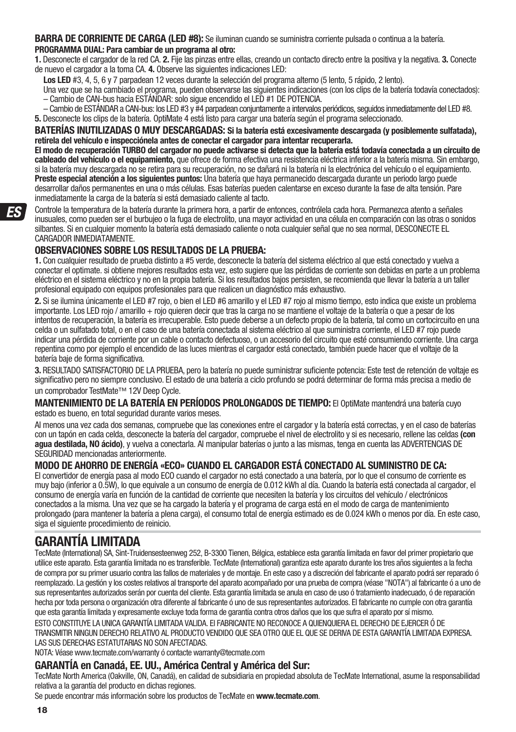**BARRA DE CORRIENTE DE CARGA (LED #8):** Se iluminan cuando se suministra corriente pulsada o continua a la batería.

**PROGRAMMA DUAL: Para cambiar de un programa al otro:**

**1.** Desconecte el cargador de la red CA. **2.** Fije las pinzas entre ellas, creando un contacto directo entre la positiva y la negativa. **3.** Conecte de nuevo el cargador a la toma CA. **4.** Observe las siguientes indicaciones LED:

**Los LED** #3, 4, 5, 6 y 7 parpadean 12 veces durante la selección del programa alterno (5 lento, 5 rápido, 2 lento).

Una vez que se ha cambiado el programa, pueden observarse las siguientes indicaciones (con los clips de la batería todavía conectados):
– Cambio de CAN-bus hacia ESTÁNDAR: solo sigue encendido el LED #1 DE POTENCIA.
– Cambio de ESTÁNDAR a CAN-bus: los LED #3 y #4 parpadean conjuntamente a intervalos periódicos, seguidos inmediatamente del LED #8.

**5.** Desconecte los clips de la batería. OptiMate 4 está listo para cargar una batería según el programa seleccionado.

**BATERÍAS INUTILIZADAS O MUY DESCARGADAS: Si la batería está excesivamente descargada (y posiblemente sulfatada), retírela del vehículo e inspecciónela antes de conectar el cargador para intentar recuperarla.**

**El modo de recuperación TURBO del cargador no puede activarse si detecta que la batería está todavía conectada a un circuito de cableado del vehículo o el equipamiento,** que ofrece de forma efectiva una resistencia eléctrica inferior a la batería misma. Sin embargo, si la batería muy descargada no se retira para su recuperación, no se dañará ni la batería ni la electrónica del vehículo o el equipamiento.

**Preste especial atención a los siguientes puntos:** Una batería que haya permanecido descargada durante un periodo largo puede desarrollar daños permanentes en una o más células. Esas baterías pueden calentarse en exceso durante la fase de alta tensión. Pare inmediatamente la carga de la batería si está demasiado caliente al tacto.

Controle la temperatura de la batería durante la primera hora, a partir de entonces, contrólela cada hora. Permanezca atento a señales inusuales, como pueden ser el burbujeo o la fuga de electrolito, una mayor actividad en una célula en comparación con las otras o sonidos silbantes. Si en cualquier momento la batería está demasiado caliente o nota cualquier señal que no sea normal, DESCONECTE EL CARGADOR INMEDIATAMENTE.

**OBSERVACIONES SOBRE LOS RESULTADOS DE LA PRUEBA:**

**1.** Con cualquier resultado de prueba distinto a #5 verde, desconecte la batería del sistema eléctrico al que está conectado y vuelva a conectar el optimate. si obtiene mejores resultados esta vez, esto sugiere que las pérdidas de corriente son debidas en parte a un problema eléctrico en el sistema eléctrico y no en la propia batería. Si los resultados bajos persisten, se recomienda que llevar la batería a un taller profesional equipado con equipos profesionales para que realicen un diagnóstico más exhaustivo.

**2.** Si se ilumina únicamente el LED #7 rojo, o bien el LED #6 amarillo y el LED #7 rojo al mismo tiempo, esto indica que existe un problema importante. Los LED rojo / amarillo + rojo quieren decir que tras la carga no se mantiene el voltaje de la batería o que a pesar de los intentos de recuperación, la batería es irrecuperable. Esto puede deberse a un defecto propio de la batería, tal como un cortocircuito en una celda o un sulfatado total, o en el caso de una batería conectada al sistema eléctrico al que suministra corriente, el LED #7 rojo puede indicar una pérdida de corriente por un cable o contacto defectuoso, o un accesorio del circuito que esté consumiendo corriente. Una carga repentina como por ejemplo el encendido de las luces mientras el cargador está conectado, también puede hacer que el voltaje de la batería baje de forma significativa.

**3.** RESULTADO SATISFACTORIO DE LA PRUEBA, pero la batería no puede suministrar suficiente potencia: Este test de retención de voltaje es significativo pero no siempre conclusivo. El estado de una batería a ciclo profundo se podrá determinar de forma más precisa a medio de un comprobador TestMate™ 12V Deep Cycle.

**MANTENIMIENTO DE LA BATERÍA EN PERÍODOS PROLONGADOS DE TIEMPO:** El OptiMate mantendrá una batería cuyo estado es bueno, en total seguridad durante varios meses.

Al menos una vez cada dos semanas, compruebe que las conexiones entre el cargador y la batería está correctas, y en el caso de baterías con un tapón en cada celda, desconecte la batería del cargador, compruebe el nivel de electrolito y si es necesario, rellene las celdas **(con agua destilada, NO ácido)**, y vuelva a conectarla. Al manipular baterías o junto a las mismas, tenga en cuenta las ADVERTENCIAS DE SEGURIDAD mencionadas anteriormente.

**MODO DE AHORRO DE ENERGÍA «ECO» CUANDO EL CARGADOR ESTÁ CONECTADO AL SUMINISTRO DE CA:**

El convertidor de energía pasa al modo ECO cuando el cargador no está conectado a una batería, por lo que el consumo de corriente es muy bajo (inferior a 0.5W), lo que equivale a un consumo de energía de 0.012 kWh al día. Cuando la batería está conectada al cargador, el consumo de energía varía en función de la cantidad de corriente que necesiten la batería y los circuitos del vehículo / electrónicos conectados a la misma. Una vez que se ha cargado la batería y el programa de carga está en el modo de carga de mantenimiento prolongado (para mantener la batería a plena carga), el consumo total de energía estimado es de 0.024 kWh o menos por día. En este caso, siga el siguiente procedimiento de reinicio.

## GARANTÍA LIMITADA

TecMate (International) SA, Sint-Truidensesteenweg 252, B-3300 Tienen, Bélgica, establece esta garantía limitada en favor del primer propietario que utilice este aparato. Esta garantía limitada no es transferible. TecMate (International) garantiza este aparato durante los tres años siguientes a la fecha de compra por su primer usuario contra las fallos de materiales y de montaje. En este caso y a discreción del fabricante el aparato podrá ser reparado ó reemplazado. La gestión y los costes relativos al transporte del aparato acompañado por una prueba de compra (véase "NOTA") al fabricante ó a uno de sus representantes autorizados serán por cuenta del cliente. Esta garantía limitada se anula en caso de uso ó tratamiento inadecuado, ó de reparación hecha por toda persona o organización otra diferente al fabricante ó uno de sus representantes autorizados. El fabricante no cumple con otra garantía que esta garantía limitada y expresamente excluye toda forma de garantía contra otros daños que los que sufra el aparato por sí mismo.

ESTO CONSTITUYE LA UNICA GARANTÍA LIMITADA VALIDA. El FABRICANTE NO RECONOCE A QUIENQUIERA EL DERECHO DE EJERCER Ó DE TRANSMITIR NINGUN DERECHO RELATIVO AL PRODUCTO VENDIDO QUE SEA OTRO QUE EL QUE SE DERIVA DE ESTA GARANTÍA LIMITADA EXPRESA. LAS SUS DERECHAS ESTATUTARIAS NO SON AFECTADAS.

NOTA: Véase www.tecmate.com/warranty ó contacte warranty@tecmate.com

**GARANTÍA en Canadá, EE. UU., América Central y América del Sur:**

TecMate North America (Oakville, ON, Canadá), en calidad de subsidiaria en propiedad absoluta de TecMate International, asume la responsabilidad relativa a la garantía del producto en dichas regiones.

Se puede encontrar más información sobre los productos de TecMate en **www.tecmate.com**.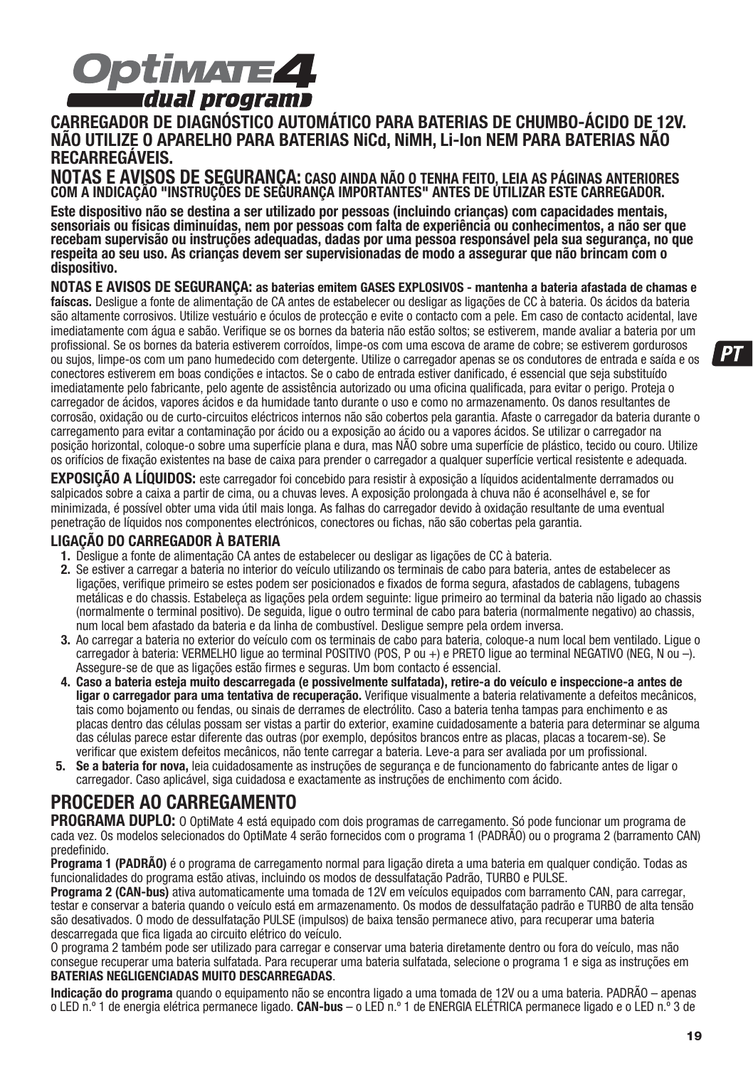# OptiMATE 4 dual program

## CARREGADOR DE DIAGNÓSTICO AUTOMÁTICO PARA BATERIAS DE CHUMBO-ÁCIDO DE 12V. NÃO UTILIZE O APARELHO PARA BATERIAS NiCd, NiMH, Li-Ion NEM PARA BATERIAS NÃO RECARREGÁVEIS.

**NOTAS E AVISOS DE SEGURANÇA: CASO AINDA NÃO O TENHA FEITO, LEIA AS PÁGINAS ANTERIORES COM A INDICAÇÃO "INSTRUÇÕES DE SEGURANÇA IMPORTANTES" ANTES DE UTILIZAR ESTE CARREGADOR.**

**Este dispositivo não se destina a ser utilizado por pessoas (incluindo crianças) com capacidades mentais, sensoriais ou físicas diminuídas, nem por pessoas com falta de experiência ou conhecimentos, a não ser que recebam supervisão ou instruções adequadas, dadas por uma pessoa responsável pela sua segurança, no que respeita ao seu uso. As crianças devem ser supervisionadas de modo a assegurar que não brincam com o dispositivo.**

**NOTAS E AVISOS DE SEGURANÇA: as baterias emitem GASES EXPLOSIVOS - mantenha a bateria afastada de chamas e faíscas.** Desligue a fonte de alimentação de CA antes de estabelecer ou desligar as ligações de CC à bateria. Os ácidos da bateria são altamente corrosivos. Utilize vestuário e óculos de protecção e evite o contacto com a pele. Em caso de contacto acidental, lave imediatamente com água e sabão. Verifique se os bornes da bateria não estão soltos; se estiverem, mande avaliar a bateria por um profissional. Se os bornes da bateria estiverem corroídos, limpe-os com uma escova de arame de cobre; se estiverem gordurosos ou sujos, limpe-os com um pano humedecido com detergente. Utilize o carregador apenas se os condutores de entrada e saída e os conectores estiverem em boas condições e intactos. Se o cabo de entrada estiver danificado, é essencial que seja substituído imediatamente pelo fabricante, pelo agente de assistência autorizado ou uma oficina qualificada, para evitar o perigo. Proteja o carregador de ácidos, vapores ácidos e da humidade tanto durante o uso e como no armazenamento. Os danos resultantes de corrosão, oxidação ou de curto-circuitos eléctricos internos não são cobertos pela garantia. Afaste o carregador da bateria durante o carregamento para evitar a contaminação por ácido ou a exposição ao ácido ou a vapores ácidos. Se utilizar o carregador na posição horizontal, coloque-o sobre uma superfície plana e dura, mas NÃO sobre uma superfície de plástico, tecido ou couro. Utilize os orifícios de fixação existentes na base de caixa para prender o carregador a qualquer superfície vertical resistente e adequada.

**EXPOSIÇÃO A LÍQUIDOS:** este carregador foi concebido para resistir à exposição a líquidos acidentalmente derramados ou salpicados sobre a caixa a partir de cima, ou a chuvas leves. A exposição prolongada à chuva não é aconselhável e, se for minimizada, é possível obter uma vida útil mais longa. As falhas do carregador devido à oxidação resultante de uma eventual penetração de líquidos nos componentes electrónicos, conectores ou fichas, não são cobertas pela garantia.

### LIGAÇÃO DO CARREGADOR À BATERIA

1. Desligue a fonte de alimentação CA antes de estabelecer ou desligar as ligações de CC à bateria.
2. Se estiver a carregar a bateria no interior do veículo utilizando os terminais de cabo para bateria, antes de estabelecer as ligações, verifique primeiro se estes podem ser posicionados e fixados de forma segura, afastados de cablagens, tubagens metálicas e do chassis. Estabeleça as ligações pela ordem seguinte: ligue primeiro ao terminal da bateria não ligado ao chassis (normalmente o terminal positivo). De seguida, ligue o outro terminal de cabo para bateria (normalmente negativo) ao chassis, num local bem afastado da bateria e da linha de combustível. Desligue sempre pela ordem inversa.
3. Ao carregar a bateria no exterior do veículo com os terminais de cabo para bateria, coloque-a num local bem ventilado. Ligue o carregador à bateria: VERMELHO ligue ao terminal POSITIVO (POS, P ou +) e PRETO ligue ao terminal NEGATIVO (NEG, N ou –). Assegure-se de que as ligações estão firmes e seguras. Um bom contacto é essencial.
4. **Caso a bateria esteja muito descarregada (e possivelmente sulfatada), retire-a do veículo e inspeccione-a antes de ligar o carregador para uma tentativa de recuperação.** Verifique visualmente a bateria relativamente a defeitos mecânicos, tais como bojamento ou fendas, ou sinais de derrames de electrólito. Caso a bateria tenha tampas para enchimento e as placas dentro das células possam ser vistas a partir do exterior, examine cuidadosamente a bateria para determinar se alguma das células parece estar diferente das outras (por exemplo, depósitos brancos entre as placas, placas a tocarem-se). Se verificar que existem defeitos mecânicos, não tente carregar a bateria. Leve-a para ser avaliada por um profissional.
5. **Se a bateria for nova,** leia cuidadosamente as instruções de segurança e de funcionamento do fabricante antes de ligar o carregador. Caso aplicável, siga cuidadosa e exactamente as instruções de enchimento com ácido.

## PROCEDER AO CARREGAMENTO

**PROGRAMA DUPLO:** O OptiMate 4 está equipado com dois programas de carregamento. Só pode funcionar um programa de cada vez. Os modelos selecionados do OptiMate 4 serão fornecidos com o programa 1 (PADRÃO) ou o programa 2 (barramento CAN) predefinido.

**Programa 1 (PADRÃO)** é o programa de carregamento normal para ligação direta a uma bateria em qualquer condição. Todas as funcionalidades do programa estão ativas, incluindo os modos de dessulfatação Padrão, TURBO e PULSE.

**Programa 2 (CAN-bus)** ativa automaticamente uma tomada de 12V em veículos equipados com barramento CAN, para carregar, testar e conservar a bateria quando o veículo está em armazenamento. Os modos de dessulfatação padrão e TURBO de alta tensão são desativados. O modo de dessulfatação PULSE (impulsos) de baixa tensão permanece ativo, para recuperar uma bateria descarregada que fica ligada ao circuito elétrico do veículo.

O programa 2 também pode ser utilizado para carregar e conservar uma bateria diretamente dentro ou fora do veículo, mas não consegue recuperar uma bateria sulfatada. Para recuperar uma bateria sulfatada, selecione o programa 1 e siga as instruções em **BATERIAS NEGLIGENCIADAS MUITO DESCARREGADAS**.

**Indicação do programa** quando o equipamento não se encontra ligado a uma tomada de 12V ou a uma bateria. PADRÃO – apenas o LED n.º 1 de energia elétrica permanece ligado. **CAN-bus** – o LED n.º 1 de ENERGIA ELÉTRICA permanece ligado e o LED n.º 3 de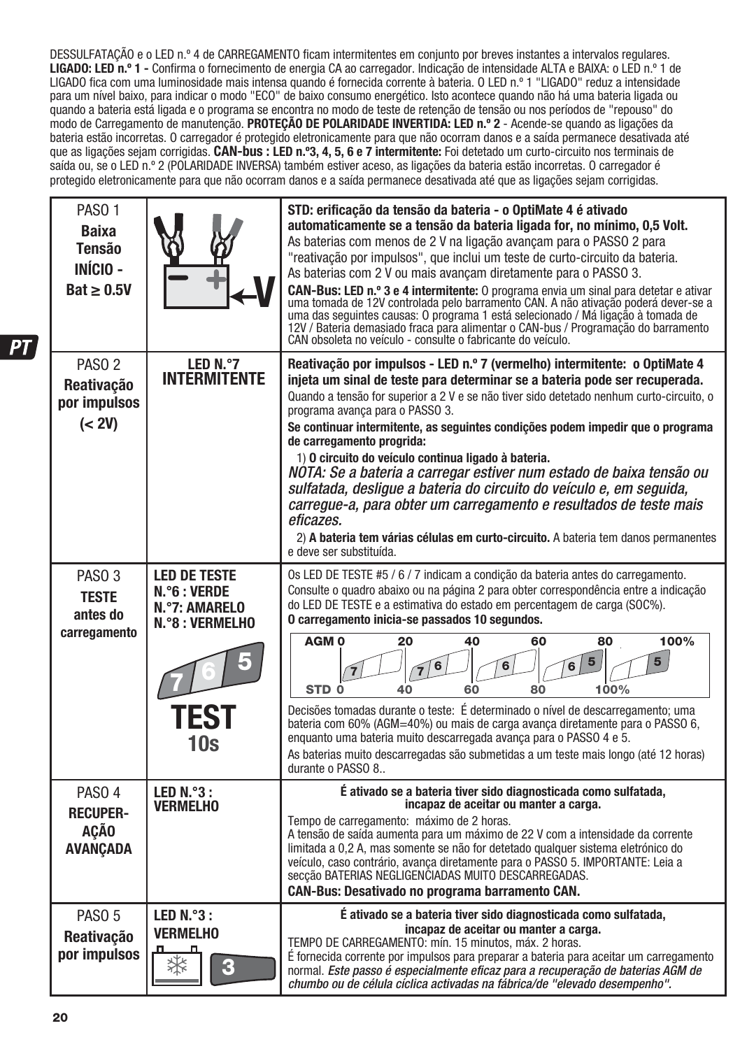DESSULFATAÇÃO e o LED n.º 4 de CARREGAMENTO ficam intermitentes em conjunto por breves instantes a intervalos regulares. **LIGADO: LED n.º 1 -** Confirma o fornecimento de energia CA ao carregador. Indicação de intensidade ALTA e BAIXA: o LED n.º 1 de LIGADO fica com uma luminosidade mais intensa quando é fornecida corrente à bateria. O LED n.º 1 "LIGADO" reduz a intensidade para um nível baixo, para indicar o modo "ECO" de baixo consumo energético. Isto acontece quando não há uma bateria ligada ou quando a bateria está ligada e o programa se encontra no modo de teste de retenção de tensão ou nos períodos de "repouso" do modo de Carregamento de manutenção. **PROTEÇÃO DE POLARIDADE INVERTIDA: LED n.º 2** - Acende-se quando as ligações da bateria estão incorretas. O carregador é protegido eletronicamente para que não ocorram danos e a saída permanece desativada até que as ligações sejam corrigidas. **CAN-bus : LED n.º3, 4, 5, 6 e 7 intermitente:** Foi detetado um curto-circuito nos terminais de saída ou, se o LED n.º 2 (POLARIDADE INVERSA) também estiver aceso, as ligações da bateria estão incorretas. O carregador é protegido eletronicamente para que não ocorram danos e a saída permanece desativada até que as ligações sejam corrigidas.

| | | |
|---|---|---|
| PASO 1 **Baixa Tensão INÍCIO - Bat ≥ 0.5V** | V | **STD: erificação da tensão da bateria - o OptiMate 4 é ativado automaticamente se a tensão da bateria ligada for, no mínimo, 0,5 Volt.** As baterias com menos de 2 V na ligação avançam para o PASSO 2 para "reativação por impulsos", que inclui um teste de curto-circuito da bateria. As baterias com 2 V ou mais avançam diretamente para o PASSO 3. **CAN-Bus: LED n.º 3 e 4 intermitente:** O programa envia um sinal para detetar e ativar uma tomada de 12V controlada pelo barramento CAN. A não ativação poderá dever-se a uma das seguintes causas: O programa 1 está selecionado / Má ligação à tomada de 12V / Bateria demasiado fraca para alimentar o CAN-bus / Programação do barramento CAN obsoleta no veículo - consulte o fabricante do veículo. |
| PASO 2 **Reativação por impulsos (< 2V)** | **LED N.°7 INTERMITENTE** | **Reativação por impulsos - LED n.º 7 (vermelho) intermitente: o OptiMate 4 injeta um sinal de teste para determinar se a bateria pode ser recuperada.** Quando a tensão for superior a 2 V e se não tiver sido detetado nenhum curto-circuito, o programa avança para o PASSO 3. **Se continuar intermitente, as seguintes condições podem impedir que o programa de carregamento progrida:** 1) **O circuito do veículo continua ligado à bateria.** *NOTA: Se a bateria a carregar estiver num estado de baixa tensão ou sulfatada, desligue a bateria do circuito do veículo e, em seguida, carregue-a, para obter um carregamento e resultados de teste mais eficazes.* 2) **A bateria tem várias células em curto-circuito.** A bateria tem danos permanentes e deve ser substituída. |
| PASO 3 **TESTE antes do carregamento** | **LED DE TESTE N.°6 : VERDE N.°7: AMARELO N.°8 : VERMELHO** 7 6 5 **TEST 10s** | Os LED DE TESTE #5 / 6 / 7 indicam a condição da bateria antes do carregamento. Consulte o quadro abaixo ou na página 2 para obter correspondência entre a indicação do LED DE TESTE e a estimativa do estado em percentagem de carga (SOC%). **O carregamento inicia-se passados 10 segundos.** AGM 0 / 20 / 40 / 60 / 80 / 100% — 7 / 7 6 / 6 / 6 5 / 5 — STD 0 / 40 / 60 / 80 / 100% Decisões tomadas durante o teste: É determinado o nível de descarregamento; uma bateria com 60% (AGM=40%) ou mais de carga avança diretamente para o PASSO 6, enquanto uma bateria muito descarregada avança para o PASSO 4 e 5. As baterias muito descarregadas são submetidas a um teste mais longo (até 12 horas) durante o PASSO 8.. |
| PASO 4 **RECUPER-AÇÃO AVANÇADA** | **LED N.°3 : VERMELHO** | **É ativado se a bateria tiver sido diagnosticada como sulfatada, incapaz de aceitar ou manter a carga.** Tempo de carregamento: máximo de 2 horas. A tensão de saída aumenta para um máximo de 22 V com a intensidade da corrente limitada a 0,2 A, mas somente se não for detetado qualquer sistema eletrónico do veículo, caso contrário, avança diretamente para o PASSO 5. IMPORTANTE: Leia a secção BATERIAS NEGLIGENCIADAS MUITO DESCARREGADAS. **CAN-Bus: Desativado no programa barramento CAN.** |
| PASO 5 **Reativação por impulsos** | **LED N.°3 : VERMELHO** 3 | **É ativado se a bateria tiver sido diagnosticada como sulfatada, incapaz de aceitar ou manter a carga.** TEMPO DE CARREGAMENTO: mín. 15 minutos, máx. 2 horas. É fornecida corrente por impulsos para preparar a bateria para aceitar um carregamento normal. ***Este passo é especialmente eficaz para a recuperação de baterias AGM de chumbo ou de célula cíclica activadas na fábrica/de "elevado desempenho".*** |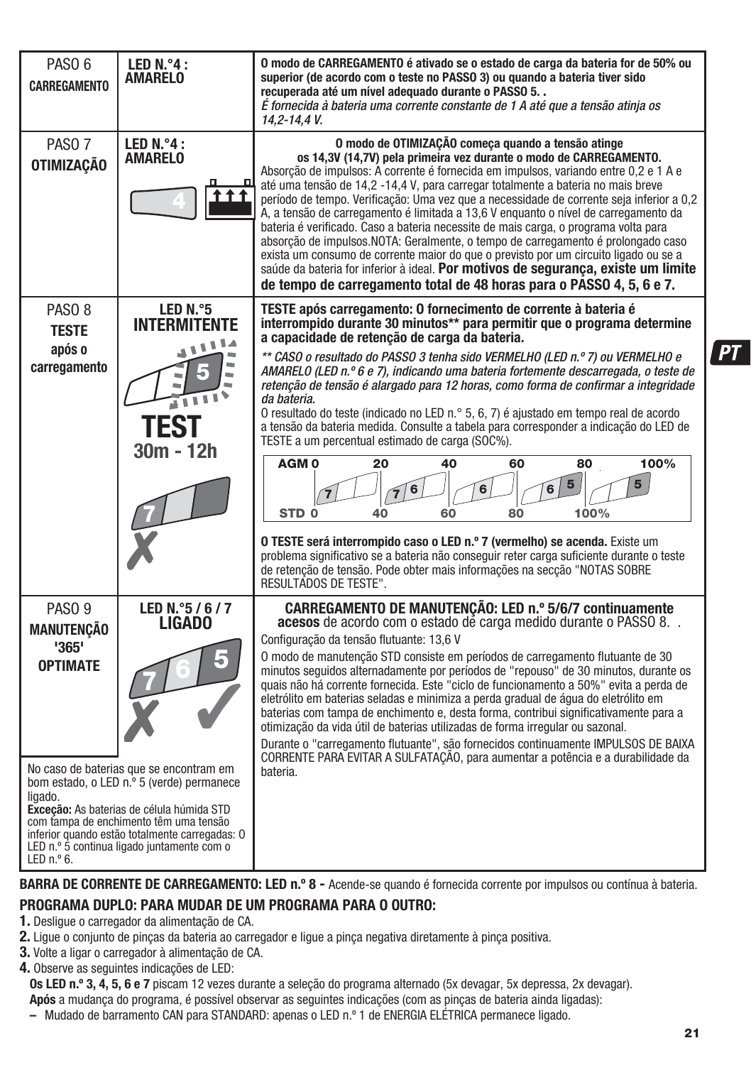| | | |
|---|---|---|
| PASO 6 **CARREGAMENTO** | **LED N.°4 : AMARELO** | **O modo de CARREGAMENTO é ativado se o estado de carga da bateria for de 50% ou superior (de acordo com o teste no PASSO 3) ou quando a bateria tiver sido recuperada até um nível adequado durante o PASSO 5. .** *É fornecida à bateria uma corrente constante de 1 A até que a tensão atinja os 14,2-14,4 V.* |
| PASO 7 **OTIMIZAÇÃO** | **LED N.°4 : AMARELO** 4 | **O modo de OTIMIZAÇÃO começa quando a tensão atinge os 14,3V (14,7V) pela primeira vez durante o modo de CARREGAMENTO.** Absorção de impulsos: A corrente é fornecida em impulsos, variando entre 0,2 e 1 A e até uma tensão de 14,2 -14,4 V, para carregar totalmente a bateria no mais breve período de tempo. Verificação: Uma vez que a necessidade de corrente seja inferior a 0,2 A, a tensão de carregamento é limitada a 13,6 V enquanto o nível de carregamento da bateria é verificado. Caso a bateria necessite de mais carga, o programa volta para absorção de impulsos.NOTA: Geralmente, o tempo de carregamento é prolongado caso exista um consumo de corrente maior do que o previsto por um circuito ligado ou se a saúde da bateria for inferior à ideal. **Por motivos de segurança, existe um limite de tempo de carregamento total de 48 horas para o PASSO 4, 5, 6 e 7.** |
| PASO 8 **TESTE após o carregamento** | **LED N.°5 INTERMITENTE** 5 **TEST 30m - 12h** 7 ✗ | **TESTE após carregamento: O fornecimento de corrente à bateria é interrompido durante 30 minutos\*\* para permitir que o programa determine a capacidade de retenção de carga da bateria.** *\*\* CASO o resultado do PASSO 3 tenha sido VERMELHO (LED n.º 7) ou VERMELHO e AMARELO (LED n.º 6 e 7), indicando uma bateria fortemente descarregada, o teste de retenção de tensão é alargado para 12 horas, como forma de confirmar a integridade da bateria.* O resultado do teste (indicado no LED n.° 5, 6, 7) é ajustado em tempo real de acordo a tensão da bateria medida. Consulte a tabela para corresponder a indicação do LED de TESTE a um percentual estimado de carga (SOC%). AGM 0 / 20 / 40 / 60 / 80 / 100%; LED: 7 / 7 6 / 6 / 6 5 / 5; STD 0 / 40 / 60 / 80 / 100% **O TESTE será interrompido caso o LED n.º 7 (vermelho) se acenda.** Existe um problema significativo se a bateria não conseguir reter carga suficiente durante o teste de retenção de tensão. Pode obter mais informações na secção "NOTAS SOBRE RESULTADOS DE TESTE". |
| PASO 9 **MANUTENÇÃO '365' OPTIMATE** | **LED N.°5 / 6 / 7 LIGADO** 7 6 5 ✗ ✓ | **CARREGAMENTO DE MANUTENÇÃO: LED n.º 5/6/7 continuamente acesos** de acordo com o estado de carga medido durante o PASSO 8. . Configuração da tensão flutuante: 13,6 V O modo de manutenção STD consiste em períodos de carregamento flutuante de 30 minutos seguidos alternadamente por períodos de "repouso" de 30 minutos, durante os quais não há corrente fornecida. Este "ciclo de funcionamento a 50%" evita a perda de eletrólito em baterias seladas e minimiza a perda gradual de água do eletrólito em baterias com tampa de enchimento e, desta forma, contribui significativamente para a otimização da vida útil de baterias utilizadas de forma irregular ou sazonal. Durante o "carregamento flutuante", são fornecidos continuamente IMPULSOS DE BAIXA CORRENTE PARA EVITAR A SULFATAÇÃO, para aumentar a potência e a durabilidade da bateria. |
| No caso de baterias que se encontram em bom estado, o LED n.º 5 (verde) permanece ligado. **Exceção:** As baterias de célula húmida STD com tampa de enchimento têm uma tensão inferior quando estão totalmente carregadas: O LED n.º 5 continua ligado juntamente com o LED n.º 6. | | |

**BARRA DE CORRENTE DE CARREGAMENTO: LED n.º 8 -** Acende-se quando é fornecida corrente por impulsos ou contínua à bateria.

**PROGRAMA DUPLO: PARA MUDAR DE UM PROGRAMA PARA O OUTRO:**

**1.** Desligue o carregador da alimentação de CA.

**2.** Ligue o conjunto de pinças da bateria ao carregador e ligue a pinça negativa diretamente à pinça positiva.

**3.** Volte a ligar o carregador à alimentação de CA.

**4.** Observe as seguintes indicações de LED:

**Os LED n.º 3, 4, 5, 6 e 7** piscam 12 vezes durante a seleção do programa alternado (5x devagar, 5x depressa, 2x devagar).

**Após** a mudança do programa, é possível observar as seguintes indicações (com as pinças de bateria ainda ligadas):

– Mudado de barramento CAN para STANDARD: apenas o LED n.º 1 de ENERGIA ELÉTRICA permanece ligado.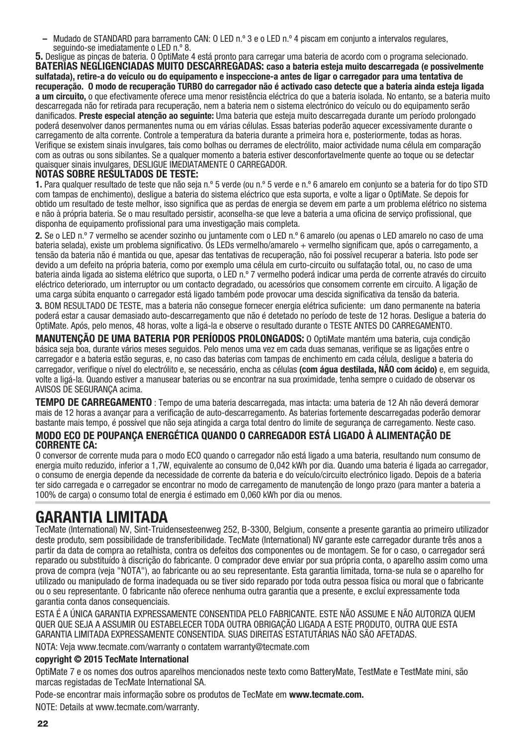– Mudado de STANDARD para barramento CAN: O LED n.º 3 e o LED n.º 4 piscam em conjunto a intervalos regulares, seguindo-se imediatamente o LED n.º 8.

**5.** Desligue as pinças de bateria. O OptiMate 4 está pronto para carregar uma bateria de acordo com o programa selecionado.

**BATERIAS NEGLIGENCIADAS MUITO DESCARREGADAS: caso a bateria esteja muito descarregada (e possivelmente sulfatada), retire-a do veículo ou do equipamento e inspeccione-a antes de ligar o carregador para uma tentativa de recuperação. O modo de recuperação TURBO do carregador não é activado caso detecte que a bateria ainda esteja ligada a um circuito,** o que efectivamente oferece uma menor resistência eléctrica do que a bateria isolada. No entanto, se a bateria muito descarregada não for retirada para recuperação, nem a bateria nem o sistema electrónico do veículo ou do equipamento serão danificados. **Preste especial atenção ao seguinte:** Uma bateria que esteja muito descarregada durante um período prolongado poderá desenvolver danos permanentes numa ou em várias células. Essas baterias poderão aquecer excessivamente durante o carregamento de alta corrente. Controle a temperatura da bateria durante a primeira hora e, posteriormente, todas as horas. Verifique se existem sinais invulgares, tais como bolhas ou derrames de electrólito, maior actividade numa célula em comparação com as outras ou sons sibilantes. Se a qualquer momento a bateria estiver desconfortavelmente quente ao toque ou se detectar quaisquer sinais invulgares, DESLIGUE IMEDIATAMENTE O CARREGADOR.

**NOTAS SOBRE RESULTADOS DE TESTE:**

**1.** Para qualquer resultado de teste que não seja n.º 5 verde (ou n.º 5 verde e n.º 6 amarelo em conjunto se a bateria for do tipo STD com tampas de enchimento), desligue a bateria do sistema eléctrico que esta suporta, e volte a ligar o OptiMate. Se depois for obtido um resultado de teste melhor, isso significa que as perdas de energia se devem em parte a um problema elétrico no sistema e não à própria bateria. Se o mau resultado persistir, aconselha-se que leve a bateria a uma oficina de serviço profissional, que disponha de equipamento profissional para uma investigação mais completa.

**2.** Se o LED n.º 7 vermelho se acender sozinho ou juntamente com o LED n.º 6 amarelo (ou apenas o LED amarelo no caso de uma bateria selada), existe um problema significativo. Os LEDs vermelho/amarelo + vermelho significam que, após o carregamento, a tensão da bateria não é mantida ou que, apesar das tentativas de recuperação, não foi possível recuperar a bateria. Isto pode ser devido a um defeito na própria bateria, como por exemplo uma célula em curto-circuito ou sulfatação total, ou, no caso de uma bateria ainda ligada ao sistema elétrico que suporta, o LED n.º 7 vermelho poderá indicar uma perda de corrente através do circuito eléctrico deteriorado, um interruptor ou um contacto degradado, ou acessórios que consomem corrente em circuito. A ligação de uma carga súbita enquanto o carregador está ligado também pode provocar uma descida significativa da tensão da bateria.

**3.** BOM RESULTADO DE TESTE, mas a bateria não consegue fornecer energia elétrica suficiente: um dano permanente na bateria poderá estar a causar demasiado auto-descarregamento que não é detetado no período de teste de 12 horas. Desligue a bateria do OptiMate. Após, pelo menos, 48 horas, volte a ligá-la e observe o resultado durante o TESTE ANTES DO CARREGAMENTO.

**MANUTENÇÃO DE UMA BATERIA POR PERÍODOS PROLONGADOS:** O OptiMate mantém uma bateria, cuja condição básica seja boa, durante vários meses seguidos. Pelo menos uma vez em cada duas semanas, verifique se as ligações entre o carregador e a bateria estão seguras, e, no caso das baterias com tampas de enchimento em cada célula, desligue a bateria do carregador, verifique o nível do electrólito e, se necessário, encha as células **(com água destilada, NÃO com ácido)** e, em seguida, volte a ligá-la. Quando estiver a manusear baterias ou se encontrar na sua proximidade, tenha sempre o cuidado de observar os AVISOS DE SEGURANÇA acima.

**TEMPO DE CARREGAMENTO** : Tempo de uma bateria descarregada, mas intacta: uma bateria de 12 Ah não deverá demorar mais de 12 horas a avançar para a verificação de auto-descarregamento. As baterias fortemente descarregadas poderão demorar bastante mais tempo, é possível que não seja atingida a carga total dentro do limite de segurança de carregamento. Neste caso.

**MODO ECO DE POUPANÇA ENERGÉTICA QUANDO O CARREGADOR ESTÁ LIGADO À ALIMENTAÇÃO DE CORRENTE CA:**

O conversor de corrente muda para o modo ECO quando o carregador não está ligado a uma bateria, resultando num consumo de energia muito reduzido, inferior a 1,7W, equivalente ao consumo de 0,042 kWh por dia. Quando uma bateria é ligada ao carregador, o consumo de energia depende da necessidade de corrente da bateria e do veículo/circuito electrónico ligado. Depois de a bateria ter sido carregada e o carregador se encontrar no modo de carregamento de manutenção de longo prazo (para manter a bateria a 100% de carga) o consumo total de energia é estimado em 0,060 kWh por dia ou menos.

# GARANTIA LIMITADA

TecMate (International) NV, Sint-Truidensesteenweg 252, B-3300, Belgium, consente a presente garantia ao primeiro utilizador deste produto, sem possibilidade de transferibilidade. TecMate (International) NV garante este carregador durante três anos a partir da data de compra ao retalhista, contra os defeitos dos componentes ou de montagem. Se for o caso, o carregador será reparado ou substituído à discrição do fabricante. O comprador deve enviar por sua própria conta, o aparelho assim como uma prova de compra (veja "NOTA"), ao fabricante ou ao seu representante. Esta garantia limitada, torna-se nula se o aparelho for utilizado ou manipulado de forma inadequada ou se tiver sido reparado por toda outra pessoa física ou moral que o fabricante ou o seu representante. O fabricante não oferece nenhuma outra garantia que a presente, e excluí expressamente toda garantia conta danos consequenciais.

ESTA É A ÚNICA GARANTIA EXPRESSAMENTE CONSENTIDA PELO FABRICANTE. ESTE NÃO ASSUME E NÃO AUTORIZA QUEM QUER QUE SEJA A ASSUMIR OU ESTABELECER TODA OUTRA OBRIGAÇÃO LIGADA A ESTE PRODUTO, OUTRA QUE ESTA GARANTIA LIMITADA EXPRESSAMENTE CONSENTIDA. SUAS DIREITAS ESTATUTÁRIAS NÃO SÃO AFETADAS.

NOTA: Veja www.tecmate.com/warranty o contatem warranty@tecmate.com

**copyright © 2015 TecMate International**

OptiMate 7 e os nomes dos outros aparelhos mencionados neste texto como BatteryMate, TestMate e TestMate mini, são marcas registadas de TecMate International SA.

Pode-se encontrar mais informação sobre os produtos de TecMate em **www.tecmate.com.**

NOTE: Details at www.tecmate.com/warranty.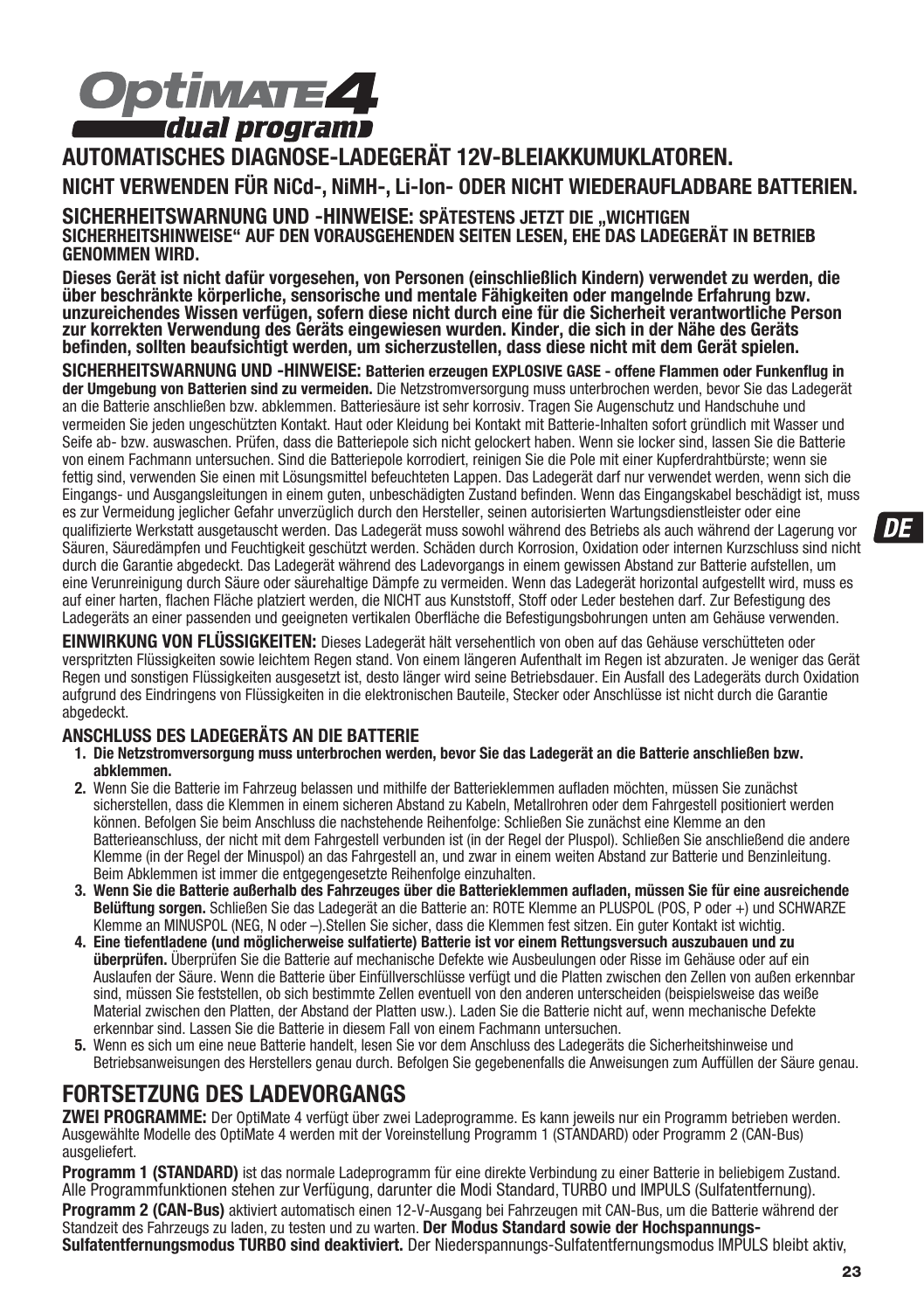# OptiMATE 4 dual program

## AUTOMATISCHES DIAGNOSE-LADEGERÄT 12V-BLEIAKKUMUKLATOREN.

### NICHT VERWENDEN FÜR NiCd-, NiMH-, Li-Ion- ODER NICHT WIEDERAUFLADBARE BATTERIEN.

**SICHERHEITSWARNUNG UND -HINWEISE: SPÄTESTENS JETZT DIE „WICHTIGEN SICHERHEITSHINWEISE" AUF DEN VORAUSGEHENDEN SEITEN LESEN, EHE DAS LADEGERÄT IN BETRIEB GENOMMEN WIRD.**

**Dieses Gerät ist nicht dafür vorgesehen, von Personen (einschließlich Kindern) verwendet zu werden, die über beschränkte körperliche, sensorische und mentale Fähigkeiten oder mangelnde Erfahrung bzw. unzureichendes Wissen verfügen, sofern diese nicht durch eine für die Sicherheit verantwortliche Person zur korrekten Verwendung des Geräts eingewiesen wurden. Kinder, die sich in der Nähe des Geräts befinden, sollten beaufsichtigt werden, um sicherzustellen, dass diese nicht mit dem Gerät spielen.**

**SICHERHEITSWARNUNG UND -HINWEISE: Batterien erzeugen EXPLOSIVE GASE - offene Flammen oder Funkenflug in der Umgebung von Batterien sind zu vermeiden.** Die Netzstromversorgung muss unterbrochen werden, bevor Sie das Ladegerät an die Batterie anschließen bzw. abklemmen. Batteriesäure ist sehr korrosiv. Tragen Sie Augenschutz und Handschuhe und vermeiden Sie jeden ungeschützten Kontakt. Haut oder Kleidung bei Kontakt mit Batterie-Inhalten sofort gründlich mit Wasser und Seife ab- bzw. auswaschen. Prüfen, dass die Batteriepole sich nicht gelockert haben. Wenn sie locker sind, lassen Sie die Batterie von einem Fachmann untersuchen. Sind die Batteriepole korrodiert, reinigen Sie die Pole mit einer Kupferdrahtbürste; wenn sie fettig sind, verwenden Sie einen mit Lösungsmittel befeuchteten Lappen. Das Ladegerät darf nur verwendet werden, wenn sich die Eingangs- und Ausgangsleitungen in einem guten, unbeschädigten Zustand befinden. Wenn das Eingangskabel beschädigt ist, muss es zur Vermeidung jeglicher Gefahr unverzüglich durch den Hersteller, seinen autorisierten Wartungsdienstleister oder eine qualifizierte Werkstatt ausgetauscht werden. Das Ladegerät muss sowohl während des Betriebs als auch während der Lagerung vor Säuren, Säuredämpfen und Feuchtigkeit geschützt werden. Schäden durch Korrosion, Oxidation oder internen Kurzschluss sind nicht durch die Garantie abgedeckt. Das Ladegerät während des Ladevorgangs in einem gewissen Abstand zur Batterie aufstellen, um eine Verunreinigung durch Säure oder säurehaltige Dämpfe zu vermeiden. Wenn das Ladegerät horizontal aufgestellt wird, muss es auf einer harten, flachen Fläche platziert werden, die NICHT aus Kunststoff, Stoff oder Leder bestehen darf. Zur Befestigung des Ladegeräts an einer passenden und geeigneten vertikalen Oberfläche die Befestigungsbohrungen unten am Gehäuse verwenden.

**EINWIRKUNG VON FLÜSSIGKEITEN:** Dieses Ladegerät hält versehentlich von oben auf das Gehäuse verschütteten oder verspritzten Flüssigkeiten sowie leichtem Regen stand. Von einem längeren Aufenthalt im Regen ist abzuraten. Je weniger das Gerät Regen und sonstigen Flüssigkeiten ausgesetzt ist, desto länger wird seine Betriebsdauer. Ein Ausfall des Ladegeräts durch Oxidation aufgrund des Eindringens von Flüssigkeiten in die elektronischen Bauteile, Stecker oder Anschlüsse ist nicht durch die Garantie abgedeckt.

**ANSCHLUSS DES LADEGERÄTS AN DIE BATTERIE**

1. **Die Netzstromversorgung muss unterbrochen werden, bevor Sie das Ladegerät an die Batterie anschließen bzw. abklemmen.**
2. Wenn Sie die Batterie im Fahrzeug belassen und mithilfe der Batterieklemmen aufladen möchten, müssen Sie zunächst sicherstellen, dass die Klemmen in einem sicheren Abstand zu Kabeln, Metallrohren oder dem Fahrgestell positioniert werden können. Befolgen Sie beim Anschluss die nachstehende Reihenfolge: Schließen Sie zunächst eine Klemme an den Batterieanschluss, der nicht mit dem Fahrgestell verbunden ist (in der Regel der Pluspol). Schließen Sie anschließend die andere Klemme (in der Regel der Minuspol) an das Fahrgestell an, und zwar in einem weiten Abstand zur Batterie und Benzinleitung. Beim Abklemmen ist immer die entgegengesetzte Reihenfolge einzuhalten.
3. **Wenn Sie die Batterie außerhalb des Fahrzeuges über die Batterieklemmen aufladen, müssen Sie für eine ausreichende Belüftung sorgen.** Schließen Sie das Ladegerät an die Batterie an: ROTE Klemme an PLUSPOL (POS, P oder +) und SCHWARZE Klemme an MINUSPOL (NEG, N oder –).Stellen Sie sicher, dass die Klemmen fest sitzen. Ein guter Kontakt ist wichtig.
4. **Eine tiefentladene (und möglicherweise sulfatierte) Batterie ist vor einem Rettungsversuch auszubauen und zu überprüfen.** Überprüfen Sie die Batterie auf mechanische Defekte wie Ausbeulungen oder Risse im Gehäuse oder auf ein Auslaufen der Säure. Wenn die Batterie über Einfüllverschlüsse verfügt und die Platten zwischen den Zellen von außen erkennbar sind, müssen Sie feststellen, ob sich bestimmte Zellen eventuell von den anderen unterscheiden (beispielsweise das weiße Material zwischen den Platten, der Abstand der Platten usw.). Laden Sie die Batterie nicht auf, wenn mechanische Defekte erkennbar sind. Lassen Sie die Batterie in diesem Fall von einem Fachmann untersuchen.
5. Wenn es sich um eine neue Batterie handelt, lesen Sie vor dem Anschluss des Ladegeräts die Sicherheitshinweise und Betriebsanweisungen des Herstellers genau durch. Befolgen Sie gegebenenfalls die Anweisungen zum Auffüllen der Säure genau.

## FORTSETZUNG DES LADEVORGANGS

**ZWEI PROGRAMME:** Der OptiMate 4 verfügt über zwei Ladeprogramme. Es kann jeweils nur ein Programm betrieben werden. Ausgewählte Modelle des OptiMate 4 werden mit der Voreinstellung Programm 1 (STANDARD) oder Programm 2 (CAN-Bus) ausgeliefert.

**Programm 1 (STANDARD)** ist das normale Ladeprogramm für eine direkte Verbindung zu einer Batterie in beliebigem Zustand. Alle Programmfunktionen stehen zur Verfügung, darunter die Modi Standard, TURBO und IMPULS (Sulfatentfernung).

**Programm 2 (CAN-Bus)** aktiviert automatisch einen 12-V-Ausgang bei Fahrzeugen mit CAN-Bus, um die Batterie während der Standzeit des Fahrzeugs zu laden, zu testen und zu warten. **Der Modus Standard sowie der Hochspannungs-Sulfatentfernungsmodus TURBO sind deaktiviert.** Der Niederspannungs-Sulfatentfernungsmodus IMPULS bleibt aktiv,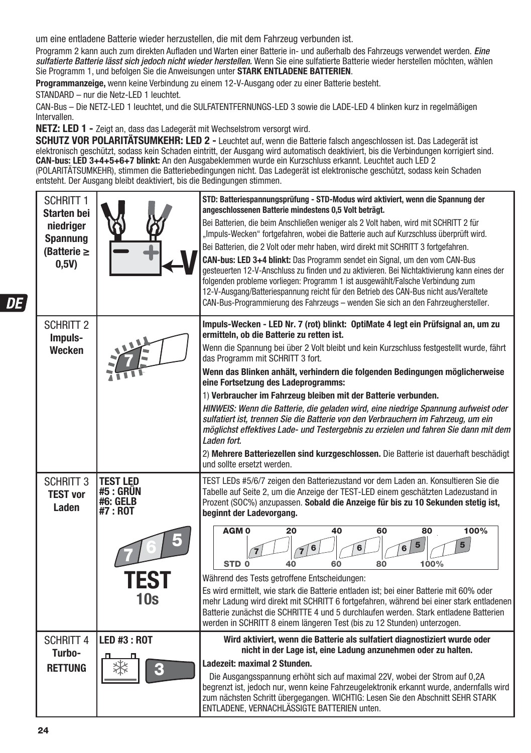um eine entladene Batterie wieder herzustellen, die mit dem Fahrzeug verbunden ist.

Programm 2 kann auch zum direkten Aufladen und Warten einer Batterie in- und außerhalb des Fahrzeugs verwendet werden. *Eine sulfatierte Batterie lässt sich jedoch nicht wieder herstellen.* Wenn Sie eine sulfatierte Batterie wieder herstellen möchten, wählen Sie Programm 1, und befolgen Sie die Anweisungen unter **STARK ENTLADENE BATTERIEN**.

**Programmanzeige,** wenn keine Verbindung zu einem 12-V-Ausgang oder zu einer Batterie besteht.

STANDARD – nur die Netz-LED 1 leuchtet.

CAN-Bus – Die NETZ-LED 1 leuchtet, und die SULFATENTFERNUNGS-LED 3 sowie die LADE-LED 4 blinken kurz in regelmäßigen Intervallen.

**NETZ: LED 1 -** Zeigt an, dass das Ladegerät mit Wechselstrom versorgt wird.

**SCHUTZ VOR POLARITÄTSUMKEHR: LED 2 -** Leuchtet auf, wenn die Batterie falsch angeschlossen ist. Das Ladegerät ist elektronisch geschützt, sodass kein Schaden eintritt, der Ausgang wird automatisch deaktiviert, bis die Verbindungen korrigiert sind.
**CAN-bus: LED 3+4+5+6+7 blinkt:** An den Ausgabeklemmen wurde ein Kurzschluss erkannt. Leuchtet auch LED 2 (POLARITÄTSUMKEHR), stimmen die Batteriebedingungen nicht. Das Ladegerät ist elektronische geschützt, sodass kein Schaden entsteht. Der Ausgang bleibt deaktiviert, bis die Bedingungen stimmen.

| | | |
|---|---|---|
| SCHRITT 1 **Starten bei niedriger Spannung (Batterie ≥ 0,5V)** | V | **STD: Batteriespannungsprüfung - STD-Modus wird aktiviert, wenn die Spannung der angeschlossenen Batterie mindestens 0,5 Volt beträgt.**<br>Bei Batterien, die beim Anschließen weniger als 2 Volt haben, wird mit SCHRITT 2 für „Impuls-Wecken“ fortgefahren, wobei die Batterie auch auf Kurzschluss überprüft wird.<br>Bei Batterien, die 2 Volt oder mehr haben, wird direkt mit SCHRITT 3 fortgefahren.<br>**CAN-bus: LED 3+4 blinkt:** Das Programm sendet ein Signal, um den vom CAN-Bus gesteuerten 12-V-Anschluss zu finden und zu aktivieren. Bei Nichtaktivierung kann eines der folgenden probleme vorliegen: Programm 1 ist ausgewählt/Falsche Verbindung zum 12-V-Ausgang/Batteriespannung reicht für den Betrieb des CAN-Bus nicht aus/Veraltete CAN-Bus-Programmierung des Fahrzeugs – wenden Sie sich an den Fahrzeughersteller. |
| SCHRITT 2 **Impuls-Wecken** | 7 | **Impuls-Wecken - LED Nr. 7 (rot) blinkt: OptiMate 4 legt ein Prüfsignal an, um zu ermitteln, ob die Batterie zu retten ist.**<br>Wenn die Spannung bei über 2 Volt bleibt und kein Kurzschluss festgestellt wurde, fährt das Programm mit SCHRITT 3 fort.<br>**Wenn das Blinken anhält, verhindern die folgenden Bedingungen möglicherweise eine Fortsetzung des Ladeprogramms:**<br>1) **Verbraucher im Fahrzeug bleiben mit der Batterie verbunden.**<br>*HINWEIS: Wenn die Batterie, die geladen wird, eine niedrige Spannung aufweist oder sulfatiert ist, trennen Sie die Batterie von den Verbrauchern im Fahrzeug, um ein möglichst effektives Lade- und Testergebnis zu erzielen und fahren Sie dann mit dem Laden fort.*<br>2) **Mehrere Batteriezellen sind kurzgeschlossen.** Die Batterie ist dauerhaft beschädigt und sollte ersetzt werden. |
| SCHRITT 3 **TEST vor Laden** | **TEST LED #5 : GRÜN #6: GELB #7 : ROT**<br>7 6 5<br>**TEST 10s** | TEST LEDs #5/6/7 zeigen den Batteriezustand vor dem Laden an. Konsultieren Sie die Tabelle auf Seite 2, um die Anzeige der TEST-LED einem geschätzten Ladezustand in Prozent (SOC%) anzupassen. **Sobald die Anzeige für bis zu 10 Sekunden stetig ist, beginnt der Ladevorgang.**<br>AGM 0 – 20 – 40 – 60 – 80 – 100%: 7 / 7 6 / 6 / 6 5 / 5<br>STD 0 – 40 – 60 – 80 – 100%<br>Während des Tests getroffene Entscheidungen:<br>Es wird ermittelt, wie stark die Batterie entladen ist; bei einer Batterie mit 60% oder mehr Ladung wird direkt mit SCHRITT 6 fortgefahren, während bei einer stark entladenen Batterie zunächst die SCHRITTE 4 und 5 durchlaufen werden. Stark entladene Batterien werden in SCHRITT 8 einem längeren Test (bis zu 12 Stunden) unterzogen. |
| SCHRITT 4 **Turbo-RETTUNG** | **LED #3 : ROT**<br>3 | **Wird aktiviert, wenn die Batterie als sulfatiert diagnostiziert wurde oder nicht in der Lage ist, eine Ladung anzunehmen oder zu halten.**<br>**Ladezeit: maximal 2 Stunden.**<br>Die Ausgangsspannung erhöht sich auf maximal 22V, wobei der Strom auf 0,2A begrenzt ist, jedoch nur, wenn keine Fahrzeugelektronik erkannt wurde, andernfalls wird zum nächsten Schritt übergegangen. WICHTIG: Lesen Sie den Abschnitt SEHR STARK ENTLADENE, VERNACHLÄSSIGTE BATTERIEN unten. |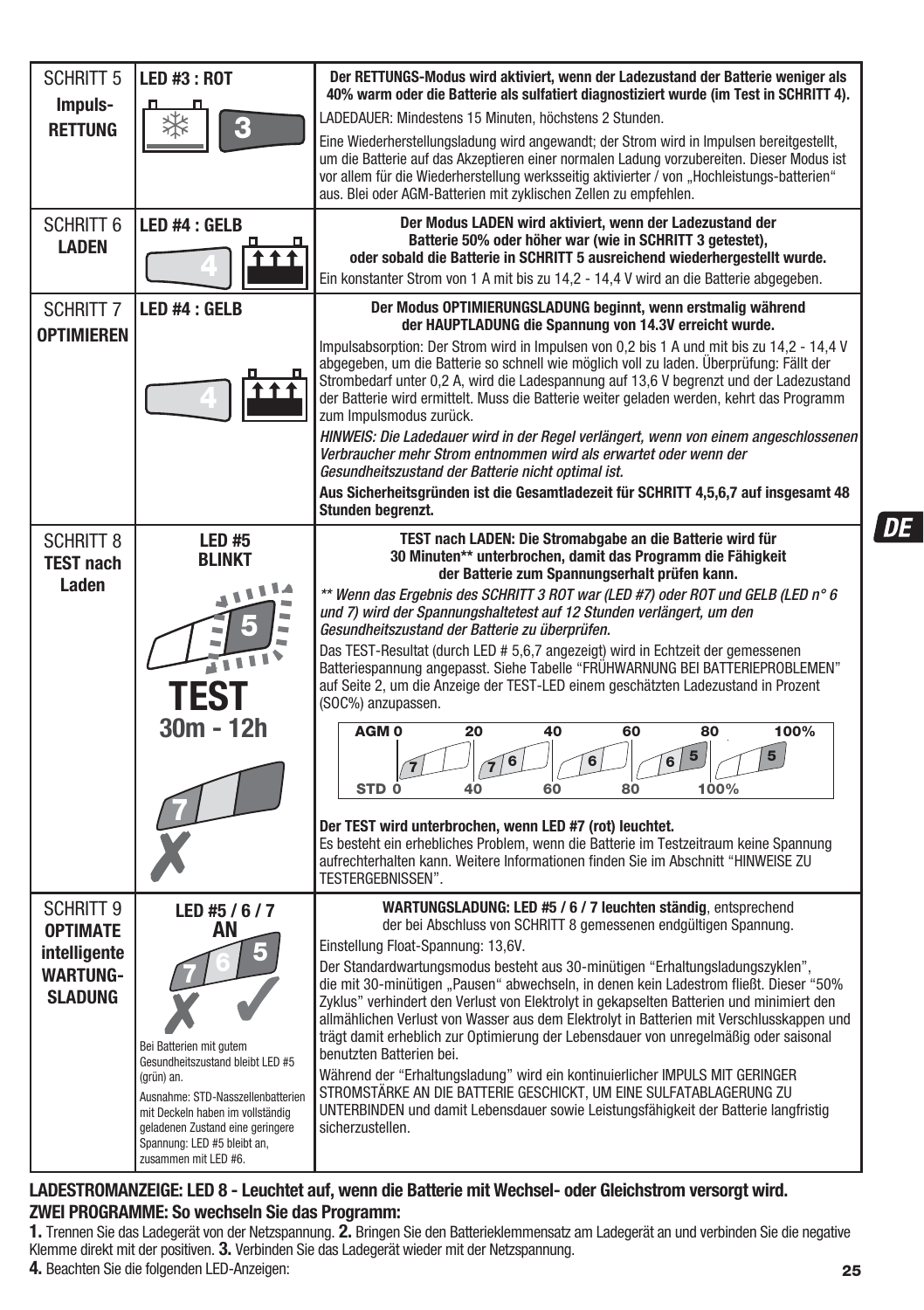| | | |
|---|---|---|
| SCHRITT 5 **Impuls-RETTUNG** | **LED #3 : ROT** 3 | **Der RETTUNGS-Modus wird aktiviert, wenn der Ladezustand der Batterie weniger als 40% warm oder die Batterie als sulfatiert diagnostiziert wurde (im Test in SCHRITT 4).** LADEDAUER: Mindestens 15 Minuten, höchstens 2 Stunden. Eine Wiederherstellungsladung wird angewandt; der Strom wird in Impulsen bereitgestellt, um die Batterie auf das Akzeptieren einer normalen Ladung vorzubereiten. Dieser Modus ist vor allem für die Wiederherstellung werksseitig aktivierter / von „Hochleistungs-batterien“ aus. Blei oder AGM-Batterien mit zyklischen Zellen zu empfehlen. |
| SCHRITT 6 **LADEN** | **LED #4 : GELB** 4 | **Der Modus LADEN wird aktiviert, wenn der Ladezustand der Batterie 50% oder höher war (wie in SCHRITT 3 getestet), oder sobald die Batterie in SCHRITT 5 ausreichend wiederhergestellt wurde.** Ein konstanter Strom von 1 A mit bis zu 14,2 - 14,4 V wird an die Batterie abgegeben. |
| SCHRITT 7 **OPTIMIEREN** | **LED #4 : GELB** 4 | **Der Modus OPTIMIERUNGSLADUNG beginnt, wenn erstmalig während der HAUPTLADUNG die Spannung von 14.3V erreicht wurde.** Impulsabsorption: Der Strom wird in Impulsen von 0,2 bis 1 A und mit bis zu 14,2 - 14,4 V abgegeben, um die Batterie so schnell wie möglich voll zu laden. Überprüfung: Fällt der Strombedarf unter 0,2 A, wird die Ladespannung auf 13,6 V begrenzt und der Ladezustand der Batterie wird ermittelt. Muss die Batterie weiter geladen werden, kehrt das Programm zum Impulsmodus zurück. *HINWEIS: Die Ladedauer wird in der Regel verlängert, wenn von einem angeschlossenen Verbraucher mehr Strom entnommen wird als erwartet oder wenn der Gesundheitszustand der Batterie nicht optimal ist.* **Aus Sicherheitsgründen ist die Gesamtladezeit für SCHRITT 4,5,6,7 auf insgesamt 48 Stunden begrenzt.** |
| SCHRITT 8 **TEST nach Laden** | **LED #5 BLINKT** 5 **TEST 30m - 12h** 7 ✗ | **TEST nach LADEN: Die Stromabgabe an die Batterie wird für 30 Minuten\*\* unterbrochen, damit das Programm die Fähigkeit der Batterie zum Spannungserhalt prüfen kann.** *\*\* Wenn das Ergebnis des SCHRITT 3 ROT war (LED #7) oder ROT und GELB (LED n° 6 und 7) wird der Spannungshaltetest auf 12 Stunden verlängert, um den Gesundheitszustand der Batterie zu überprüfen.* Das TEST-Resultat (durch LED # 5,6,7 angezeigt) wird in Echtzeit der gemessenen Batteriespannung angepasst. Siehe Tabelle “FRÜHWARNUNG BEI BATTERIEPROBLEMEN” auf Seite 2, um die Anzeige der TEST-LED einem geschätzten Ladezustand in Prozent (SOC%) anzupassen. AGM 0 – 20 – 40 – 60 – 80 – 100%: 7 / 7 6 / 6 / 6 5 / 5; STD 0 – 40 – 60 – 80 – 100% **Der TEST wird unterbrochen, wenn LED #7 (rot) leuchtet.** Es besteht ein erhebliches Problem, wenn die Batterie im Testzeitraum keine Spannung aufrechterhalten kann. Weitere Informationen finden Sie im Abschnitt “HINWEISE ZU TESTERGEBNISSEN”. |
| SCHRITT 9 **OPTIMATE intelligente WARTUNG-SLADUNG** | **LED #5 / 6 / 7 AN** 7 6 5 ✗ ✓ Bei Batterien mit gutem Gesundheitszustand bleibt LED #5 (grün) an. Ausnahme: STD-Nasszellenbatterien mit Deckeln haben im vollständig geladenen Zustand eine geringere Spannung: LED #5 bleibt an, zusammen mit LED #6. | **WARTUNGSLADUNG: LED #5 / 6 / 7 leuchten ständig**, entsprechend der bei Abschluss von SCHRITT 8 gemessenen endgültigen Spannung. Einstellung Float-Spannung: 13,6V. Der Standardwartungsmodus besteht aus 30-minütigen “Erhaltungsladungszyklen”, die mit 30-minütigen „Pausen“ abwechseln, in denen kein Ladestrom fließt. Dieser “50% Zyklus” verhindert den Verlust von Elektrolyt in gekapselten Batterien und minimiert den allmählichen Verlust von Wasser aus dem Elektrolyt in Batterien mit Verschlusskappen und trägt damit erheblich zur Optimierung der Lebensdauer von unregelmäßig oder saisonal benutzten Batterien bei. Während der “Erhaltungsladung” wird ein kontinuierlicher IMPULS MIT GERINGER STROMSTÄRKE AN DIE BATTERIE GESCHICKT, UM EINE SULFATABLAGERUNG ZU UNTERBINDEN und damit Lebensdauer sowie Leistungsfähigkeit der Batterie langfristig sicherzustellen. |

**LADESTROMANZEIGE: LED 8 - Leuchtet auf, wenn die Batterie mit Wechsel- oder Gleichstrom versorgt wird.**

**ZWEI PROGRAMME: So wechseln Sie das Programm:**

**1.** Trennen Sie das Ladegerät von der Netzspannung. **2.** Bringen Sie den Batterieklemmensatz am Ladegerät an und verbinden Sie die negative Klemme direkt mit der positiven. **3.** Verbinden Sie das Ladegerät wieder mit der Netzspannung.

**4.** Beachten Sie die folgenden LED-Anzeigen: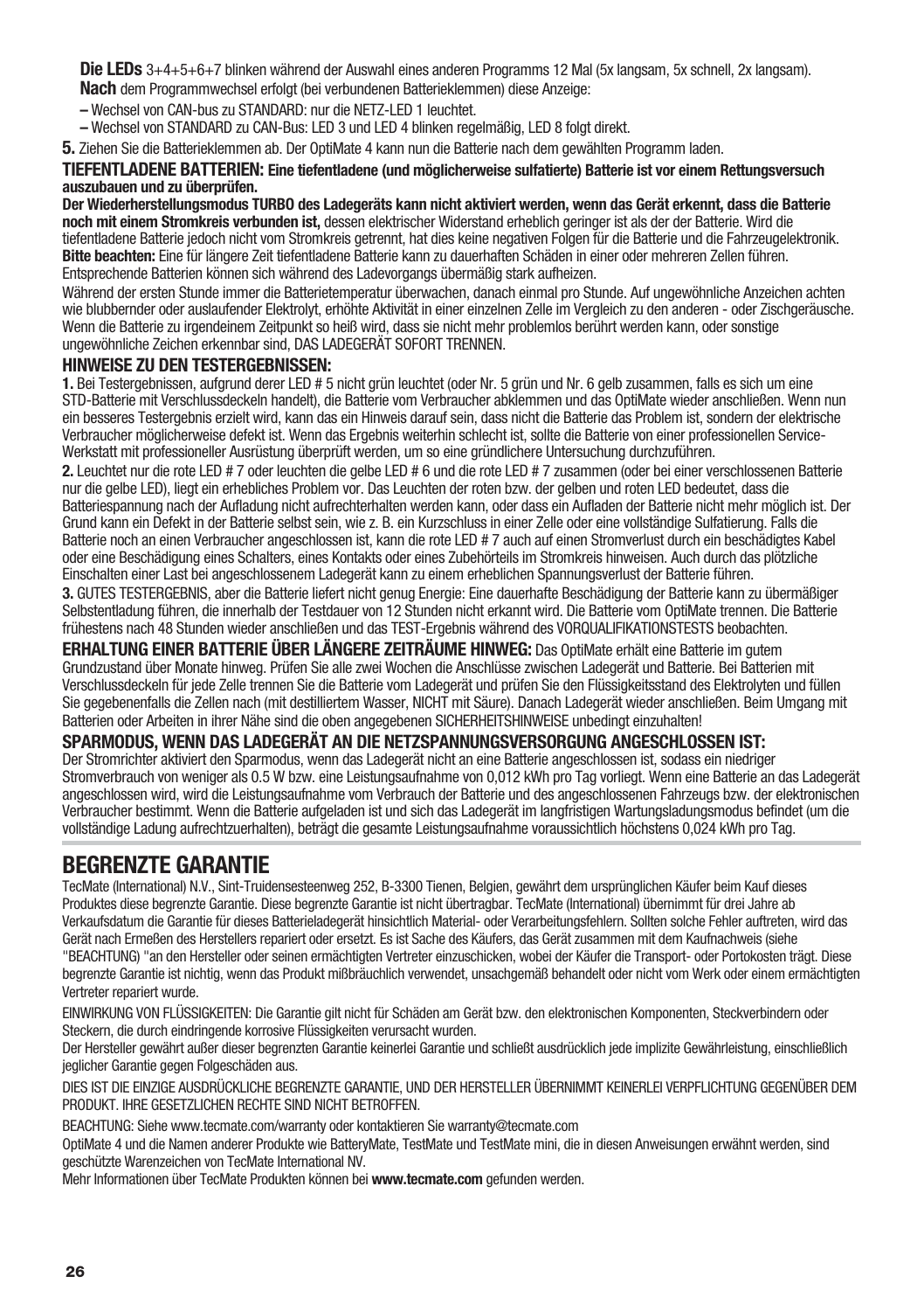**Die LEDs** 3+4+5+6+7 blinken während der Auswahl eines anderen Programms 12 Mal (5x langsam, 5x schnell, 2x langsam).

**Nach** dem Programmwechsel erfolgt (bei verbundenen Batterieklemmen) diese Anzeige:

– Wechsel von CAN-bus zu STANDARD: nur die NETZ-LED 1 leuchtet.

– Wechsel von STANDARD zu CAN-Bus: LED 3 und LED 4 blinken regelmäßig, LED 8 folgt direkt.

**5.** Ziehen Sie die Batterieklemmen ab. Der OptiMate 4 kann nun die Batterie nach dem gewählten Programm laden.

**TIEFENTLADENE BATTERIEN: Eine tiefentladene (und möglicherweise sulfatierte) Batterie ist vor einem Rettungsversuch auszubauen und zu überprüfen.**

**Der Wiederherstellungsmodus TURBO des Ladegeräts kann nicht aktiviert werden, wenn das Gerät erkennt, dass die Batterie noch mit einem Stromkreis verbunden ist,** dessen elektrischer Widerstand erheblich geringer ist als der der Batterie. Wird die tiefentladene Batterie jedoch nicht vom Stromkreis getrennt, hat dies keine negativen Folgen für die Batterie und die Fahrzeugelektronik. **Bitte beachten:** Eine für längere Zeit tiefentladene Batterie kann zu dauerhaften Schäden in einer oder mehreren Zellen führen. Entsprechende Batterien können sich während des Ladevorgangs übermäßig stark aufheizen.

Während der ersten Stunde immer die Batterietemperatur überwachen, danach einmal pro Stunde. Auf ungewöhnliche Anzeichen achten wie blubbernder oder auslaufender Elektrolyt, erhöhte Aktivität in einer einzelnen Zelle im Vergleich zu den anderen - oder Zischgeräusche. Wenn die Batterie zu irgendeinem Zeitpunkt so heiß wird, dass sie nicht mehr problemlos berührt werden kann, oder sonstige ungewöhnliche Zeichen erkennbar sind, DAS LADEGERÄT SOFORT TRENNEN.

**HINWEISE ZU DEN TESTERGEBNISSEN:**

**1.** Bei Testergebnissen, aufgrund derer LED # 5 nicht grün leuchtet (oder Nr. 5 grün und Nr. 6 gelb zusammen, falls es sich um eine STD-Batterie mit Verschlussdeckeln handelt), die Batterie vom Verbraucher abklemmen und das OptiMate wieder anschließen. Wenn nun ein besseres Testergebnis erzielt wird, kann das ein Hinweis darauf sein, dass nicht die Batterie das Problem ist, sondern der elektrische Verbraucher möglicherweise defekt ist. Wenn das Ergebnis weiterhin schlecht ist, sollte die Batterie von einer professionellen Service-Werkstatt mit professioneller Ausrüstung überprüft werden, um so eine gründlichere Untersuchung durchzuführen.

**2.** Leuchtet nur die rote LED # 7 oder leuchten die gelbe LED # 6 und die rote LED # 7 zusammen (oder bei einer verschlossenen Batterie nur die gelbe LED), liegt ein erhebliches Problem vor. Das Leuchten der roten bzw. der gelben und roten LED bedeutet, dass die Batteriespannung nach der Aufladung nicht aufrechterhalten werden kann, oder dass ein Aufladen der Batterie nicht mehr möglich ist. Der Grund kann ein Defekt in der Batterie selbst sein, wie z. B. ein Kurzschluss in einer Zelle oder eine vollständige Sulfatierung. Falls die Batterie noch an einen Verbraucher angeschlossen ist, kann die rote LED # 7 auch auf einen Stromverlust durch ein beschädigtes Kabel oder eine Beschädigung eines Schalters, eines Kontakts oder eines Zubehörteils im Stromkreis hinweisen. Auch durch das plötzliche Einschalten einer Last bei angeschlossenem Ladegerät kann zu einem erheblichen Spannungsverlust der Batterie führen.

**3.** GUTES TESTERGEBNIS, aber die Batterie liefert nicht genug Energie: Eine dauerhafte Beschädigung der Batterie kann zu übermäßiger Selbstentladung führen, die innerhalb der Testdauer von 12 Stunden nicht erkannt wird. Die Batterie vom OptiMate trennen. Die Batterie frühestens nach 48 Stunden wieder anschließen und das TEST-Ergebnis während des VORQUALIFIKATIONSTESTS beobachten.

**ERHALTUNG EINER BATTERIE ÜBER LÄNGERE ZEITRÄUME HINWEG:** Das OptiMate erhält eine Batterie im gutem Grundzustand über Monate hinweg. Prüfen Sie alle zwei Wochen die Anschlüsse zwischen Ladegerät und Batterie. Bei Batterien mit Verschlussdeckeln für jede Zelle trennen Sie die Batterie vom Ladegerät und prüfen Sie den Flüssigkeitsstand des Elektrolyten und füllen Sie gegebenenfalls die Zellen nach (mit destilliertem Wasser, NICHT mit Säure). Danach Ladegerät wieder anschließen. Beim Umgang mit Batterien oder Arbeiten in ihrer Nähe sind die oben angegebenen SICHERHEITSHINWEISE unbedingt einzuhalten!

**SPARMODUS, WENN DAS LADEGERÄT AN DIE NETZSPANNUNGSVERSORGUNG ANGESCHLOSSEN IST:**

Der Stromrichter aktiviert den Sparmodus, wenn das Ladegerät nicht an eine Batterie angeschlossen ist, sodass ein niedriger Stromverbrauch von weniger als 0.5 W bzw. eine Leistungsaufnahme von 0,012 kWh pro Tag vorliegt. Wenn eine Batterie an das Ladegerät angeschlossen wird, wird die Leistungsaufnahme vom Verbrauch der Batterie und des angeschlossenen Fahrzeugs bzw. der elektronischen Verbraucher bestimmt. Wenn die Batterie aufgeladen ist und sich das Ladegerät im langfristigen Wartungsladungsmodus befindet (um die vollständige Ladung aufrechtzuerhalten), beträgt die gesamte Leistungsaufnahme voraussichtlich höchstens 0,024 kWh pro Tag.

## BEGRENZTE GARANTIE

TecMate (International) N.V., Sint-Truidensesteenweg 252, B-3300 Tienen, Belgien, gewährt dem ursprünglichen Käufer beim Kauf dieses Produktes diese begrenzte Garantie. Diese begrenzte Garantie ist nicht übertragbar. TecMate (International) übernimmt für drei Jahre ab Verkaufsdatum die Garantie für dieses Batterieladegerät hinsichtlich Material- oder Verarbeitungsfehlern. Sollten solche Fehler auftreten, wird das Gerät nach Ermeßen des Herstellers repariert oder ersetzt. Es ist Sache des Käufers, das Gerät zusammen mit dem Kaufnachweis (siehe "BEACHTUNG) "an den Hersteller oder seinen ermächtigten Vertreter einzuschicken, wobei der Käufer die Transport- oder Portokosten trägt. Diese begrenzte Garantie ist nichtig, wenn das Produkt mißbräuchlich verwendet, unsachgemäß behandelt oder nicht vom Werk oder einem ermächtigten Vertreter repariert wurde.

EINWIRKUNG VON FLÜSSIGKEITEN: Die Garantie gilt nicht für Schäden am Gerät bzw. den elektronischen Komponenten, Steckverbindern oder Steckern, die durch eindringende korrosive Flüssigkeiten verursacht wurden.

Der Hersteller gewährt außer dieser begrenzten Garantie keinerlei Garantie und schließt ausdrücklich jede implizite Gewährleistung, einschließlich jeglicher Garantie gegen Folgeschäden aus.

DIES IST DIE EINZIGE AUSDRÜCKLICHE BEGRENZTE GARANTIE, UND DER HERSTELLER ÜBERNIMMT KEINERLEI VERPFLICHTUNG GEGENÜBER DEM PRODUKT. IHRE GESETZLICHEN RECHTE SIND NICHT BETROFFEN.

BEACHTUNG: Siehe www.tecmate.com/warranty oder kontaktieren Sie warranty@tecmate.com

OptiMate 4 und die Namen anderer Produkte wie BatteryMate, TestMate und TestMate mini, die in diesen Anweisungen erwähnt werden, sind geschützte Warenzeichen von TecMate International NV.

Mehr Informationen über TecMate Produkten können bei **www.tecmate.com** gefunden werden.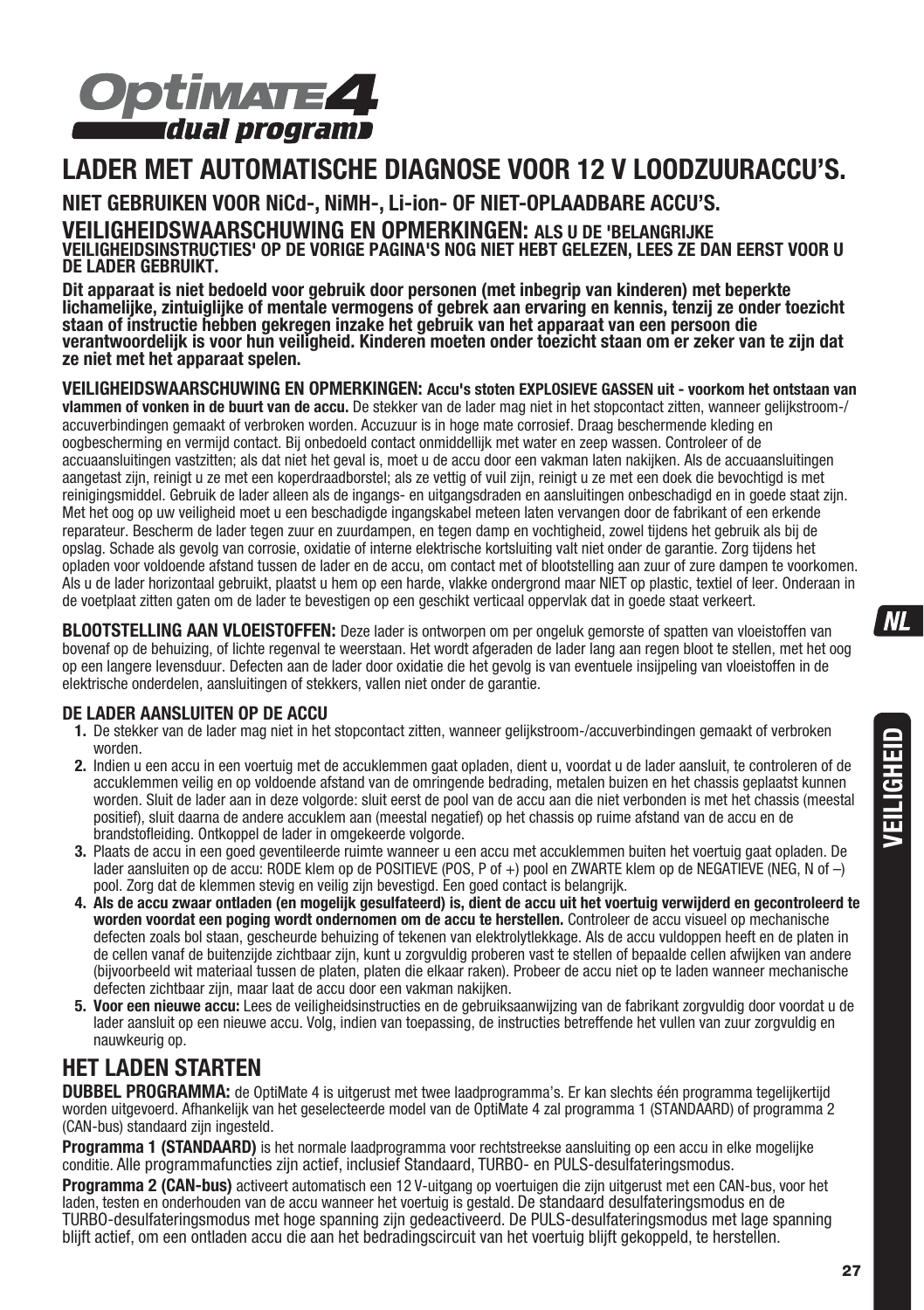# OptiMATE 4 dual program

## LADER MET AUTOMATISCHE DIAGNOSE VOOR 12 V LOODZUURACCU'S.

### NIET GEBRUIKEN VOOR NiCd-, NiMH-, Li-ion- OF NIET-OPLAADBARE ACCU'S.

### VEILIGHEIDSWAARSCHUWING EN OPMERKINGEN: ALS U DE 'BELANGRIJKE VEILIGHEIDSINSTRUCTIES' OP DE VORIGE PAGINA'S NOG NIET HEBT GELEZEN, LEES ZE DAN EERST VOOR U DE LADER GEBRUIKT.

**Dit apparaat is niet bedoeld voor gebruik door personen (met inbegrip van kinderen) met beperkte lichamelijke, zintuiglijke of mentale vermogens of gebrek aan ervaring en kennis, tenzij ze onder toezicht staan of instructie hebben gekregen inzake het gebruik van het apparaat van een persoon die verantwoordelijk is voor hun veiligheid. Kinderen moeten onder toezicht staan om er zeker van te zijn dat ze niet met het apparaat spelen.**

**VEILIGHEIDSWAARSCHUWING EN OPMERKINGEN: Accu's stoten EXPLOSIEVE GASSEN uit - voorkom het ontstaan van vlammen of vonken in de buurt van de accu.** De stekker van de lader mag niet in het stopcontact zitten, wanneer gelijkstroom-/accuverbindingen gemaakt of verbroken worden. Accuzuur is in hoge mate corrosief. Draag beschermende kleding en oogbescherming en vermijd contact. Bij onbedoeld contact onmiddellijk met water en zeep wassen. Controleer of de accuaansluitingen vastzitten; als dat niet het geval is, moet u de accu door een vakman laten nakijken. Als de accuaansluitingen aangetast zijn, reinigt u ze met een koperdraadborstel; als ze vettig of vuil zijn, reinigt u ze met een doek die bevochtigd is met reinigingsmiddel. Gebruik de lader alleen als de ingangs- en uitgangsdraden en aansluitingen onbeschadigd en in goede staat zijn. Met het oog op uw veiligheid moet u een beschadigde ingangskabel meteen laten vervangen door de fabrikant of een erkende reparateur. Bescherm de lader tegen zuur en zuurdampen, en tegen damp en vochtigheid, zowel tijdens het gebruik als bij de opslag. Schade als gevolg van corrosie, oxidatie of interne elektrische kortsluiting valt niet onder de garantie. Zorg tijdens het opladen voor voldoende afstand tussen de lader en de accu, om contact met of blootstelling aan zuur of zure dampen te voorkomen. Als u de lader horizontaal gebruikt, plaatst u hem op een harde, vlakke ondergrond maar NIET op plastic, textiel of leer. Onderaan in de voetplaat zitten gaten om de lader te bevestigen op een geschikt verticaal oppervlak dat in goede staat verkeert.

**BLOOTSTELLING AAN VLOEISTOFFEN:** Deze lader is ontworpen om per ongeluk gemorste of spatten van vloeistoffen van bovenaf op de behuizing, of lichte regenval te weerstaan. Het wordt afgeraden de lader lang aan regen bloot te stellen, met het oog op een langere levensduur. Defecten aan de lader door oxidatie die het gevolg is van eventuele insijpeling van vloeistoffen in de elektrische onderdelen, aansluitingen of stekkers, vallen niet onder de garantie.

### DE LADER AANSLUITEN OP DE ACCU

1. De stekker van de lader mag niet in het stopcontact zitten, wanneer gelijkstroom-/accuverbindingen gemaakt of verbroken worden.
2. Indien u een accu in een voertuig met de accuklemmen gaat opladen, dient u, voordat u de lader aansluit, te controleren of de accuklemmen veilig en op voldoende afstand van de omringende bedrading, metalen buizen en het chassis geplaatst kunnen worden. Sluit de lader aan in deze volgorde: sluit eerst de pool van de accu aan die niet verbonden is met het chassis (meestal positief), sluit daarna de andere accuklem aan (meestal negatief) op het chassis op ruime afstand van de accu en de brandstofleiding. Ontkoppel de lader in omgekeerde volgorde.
3. Plaats de accu in een goed geventileerde ruimte wanneer u een accu met accuklemmen buiten het voertuig gaat opladen. De lader aansluiten op de accu: RODE klem op de POSITIEVE (POS, P of +) pool en ZWARTE klem op de NEGATIEVE (NEG, N of –) pool. Zorg dat de klemmen stevig en veilig zijn bevestigd. Een goed contact is belangrijk.
4. **Als de accu zwaar ontladen (en mogelijk gesulfateerd) is, dient de accu uit het voertuig verwijderd en gecontroleerd te worden voordat een poging wordt ondernomen om de accu te herstellen.** Controleer de accu visueel op mechanische defecten zoals bol staan, gescheurde behuizing of tekenen van elektrolytlekkage. Als de accu vuldoppen heeft en de platen in de cellen vanaf de buitenzijde zichtbaar zijn, kunt u zorgvuldig proberen vast te stellen of bepaalde cellen afwijken van andere (bijvoorbeeld wit materiaal tussen de platen, platen die elkaar raken). Probeer de accu niet op te laden wanneer mechanische defecten zichtbaar zijn, maar laat de accu door een vakman nakijken.
5. **Voor een nieuwe accu:** Lees de veiligheidsinstructies en de gebruiksaanwijzing van de fabrikant zorgvuldig door voordat u de lader aansluit op een nieuwe accu. Volg, indien van toepassing, de instructies betreffende het vullen van zuur zorgvuldig en nauwkeurig op.

## HET LADEN STARTEN

**DUBBEL PROGRAMMA:** de OptiMate 4 is uitgerust met twee laadprogramma's. Er kan slechts één programma tegelijkertijd worden uitgevoerd. Afhankelijk van het geselecteerde model van de OptiMate 4 zal programma 1 (STANDAARD) of programma 2 (CAN-bus) standaard zijn ingesteld.

**Programma 1 (STANDAARD)** is het normale laadprogramma voor rechtstreekse aansluiting op een accu in elke mogelijke conditie. Alle programmafuncties zijn actief, inclusief Standaard, TURBO- en PULS-desulfateringsmodus.

**Programma 2 (CAN-bus)** activeert automatisch een 12 V-uitgang op voertuigen die zijn uitgerust met een CAN-bus, voor het laden, testen en onderhouden van de accu wanneer het voertuig is gestald. De standaard desulfateringsmodus en de TURBO-desulfateringsmodus met hoge spanning zijn gedeactiveerd. De PULS-desulfateringsmodus met lage spanning blijft actief, om een ontladen accu die aan het bedradingscircuit van het voertuig blijft gekoppeld, te herstellen.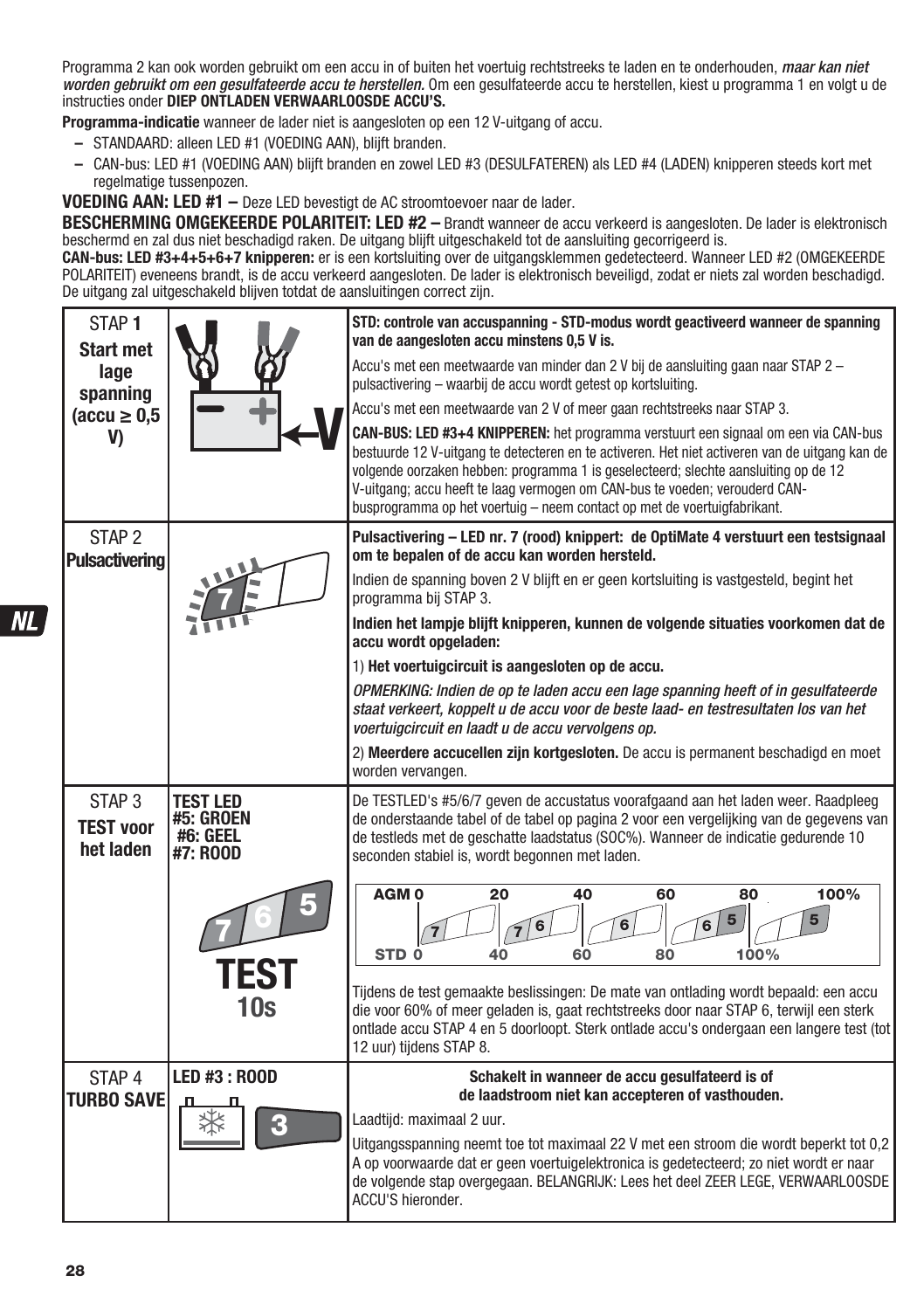Programma 2 kan ook worden gebruikt om een accu in of buiten het voertuig rechtstreeks te laden en te onderhouden, ***maar kan niet worden gebruikt om een gesulfateerde accu te herstellen.*** Om een gesulfateerde accu te herstellen, kiest u programma 1 en volgt u de instructies onder **DIEP ONTLADEN VERWAARLOOSDE ACCU'S.**

**Programma-indicatie** wanneer de lader niet is aangesloten op een 12 V-uitgang of accu.

- STANDAARD: alleen LED #1 (VOEDING AAN), blijft branden.
- CAN-bus: LED #1 (VOEDING AAN) blijft branden en zowel LED #3 (DESULFATEREN) als LED #4 (LADEN) knipperen steeds kort met regelmatige tussenpozen.

**VOEDING AAN: LED #1 –** Deze LED bevestigt de AC stroomtoevoer naar de lader.

**BESCHERMING OMGEKEERDE POLARITEIT: LED #2 –** Brandt wanneer de accu verkeerd is aangesloten. De lader is elektronisch beschermd en zal dus niet beschadigd raken. De uitgang blijft uitgeschakeld tot de aansluiting gecorrigeerd is.

**CAN-bus: LED #3+4+5+6+7 knipperen:** er is een kortsluiting over de uitgangsklemmen gedetecteerd. Wanneer LED #2 (OMGEKEERDE POLARITEIT) eveneens brandt, is de accu verkeerd aangesloten. De lader is elektronisch beveiligd, zodat er niets zal worden beschadigd. De uitgang zal uitgeschakeld blijven totdat de aansluitingen correct zijn.

| | | |
|---|---|---|
| STAP **1** **Start met lage spanning (accu ≥ 0,5 V)** | V | **STD: controle van accuspanning - STD-modus wordt geactiveerd wanneer de spanning van de aangesloten accu minstens 0,5 V is.** <br><br> Accu's met een meetwaarde van minder dan 2 V bij de aansluiting gaan naar STAP 2 – pulsactivering – waarbij de accu wordt getest op kortsluiting. <br><br> Accu's met een meetwaarde van 2 V of meer gaan rechtstreeks naar STAP 3. <br><br> **CAN-BUS: LED #3+4 KNIPPEREN:** het programma verstuurt een signaal om een via CAN-bus bestuurde 12 V-uitgang te detecteren en te activeren. Het niet activeren van de uitgang kan de volgende oorzaken hebben: programma 1 is geselecteerd; slechte aansluiting op de 12 V-uitgang; accu heeft te laag vermogen om CAN-bus te voeden; verouderd CAN-busprogramma op het voertuig – neem contact op met de voertuigfabrikant. |
| STAP 2 **Pulsactivering** | 7 | **Pulsactivering – LED nr. 7 (rood) knippert: de OptiMate 4 verstuurt een testsignaal om te bepalen of de accu kan worden hersteld.** <br><br> Indien de spanning boven 2 V blijft en er geen kortsluiting is vastgesteld, begint het programma bij STAP 3. <br><br> **Indien het lampje blijft knipperen, kunnen de volgende situaties voorkomen dat de accu wordt opgeladen:** <br><br> 1) **Het voertuigcircuit is aangesloten op de accu.** <br><br> ***OPMERKING: Indien de op te laden accu een lage spanning heeft of in gesulfateerde staat verkeert, koppelt u de accu voor de beste laad- en testresultaten los van het voertuigcircuit en laadt u de accu vervolgens op.*** <br><br> 2) **Meerdere accucellen zijn kortgesloten.** De accu is permanent beschadigd en moet worden vervangen. |
| STAP 3 **TEST voor het laden** | **TEST LED #5: GROEN #6: GEEL #7: ROOD** <br><br> 7 6 5 **TEST 10s** | De TESTLED's #5/6/7 geven de accustatus voorafgaand aan het laden weer. Raadpleeg de onderstaande tabel of de tabel op pagina 2 voor een vergelijking van de gegevens van de testleds met de geschatte laadstatus (SOC%). Wanneer de indicatie gedurende 10 seconden stabiel is, wordt begonnen met laden. <br><br> AGM 0 – 20 – 40 – 60 – 80 – 100% <br> 7 \| 7 6 \| 6 \| 6 5 \| 5 <br> STD 0 – 40 – 60 – 80 – 100% <br><br> Tijdens de test gemaakte beslissingen: De mate van ontlading wordt bepaald: een accu die voor 60% of meer geladen is, gaat rechtstreeks door naar STAP 6, terwijl een sterk ontlade accu STAP 4 en 5 doorloopt. Sterk ontlade accu's ondergaan een langere test (tot 12 uur) tijdens STAP 8. |
| STAP 4 **TURBO SAVE** | **LED #3 : ROOD** <br><br> 3 | **Schakelt in wanneer de accu gesulfateerd is of de laadstroom niet kan accepteren of vasthouden.** <br><br> Laadtijd: maximaal 2 uur. <br><br> Uitgangsspanning neemt toe tot maximaal 22 V met een stroom die wordt beperkt tot 0,2 A op voorwaarde dat er geen voertuigelektronica is gedetecteerd; zo niet wordt er naar de volgende stap overgegaan. BELANGRIJK: Lees het deel ZEER LEGE, VERWAARLOOSDE ACCU'S hieronder. |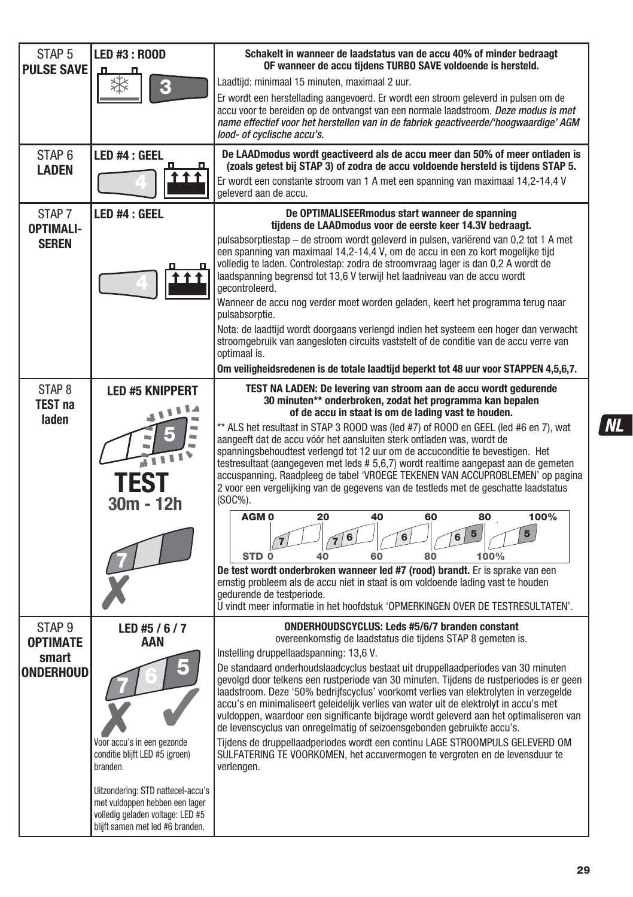| | | |
|---|---|---|
| STAP 5 **PULSE SAVE** | **LED #3 : ROOD** 3 | **Schakelt in wanneer de laadstatus van de accu 40% of minder bedraagt OF wanneer de accu tijdens TURBO SAVE voldoende is hersteld.** Laadtijd: minimaal 15 minuten, maximaal 2 uur. Er wordt een herstellading aangevoerd. Er wordt een stroom geleverd in pulsen om de accu voor te bereiden op de ontvangst van een normale laadstroom. *Deze modus is met name effectief voor het herstellen van in de fabriek geactiveerde/'hoogwaardige' AGM lood- of cyclische accu's.* |
| STAP 6 **LADEN** | **LED #4 : GEEL** 4 | **De LAADmodus wordt geactiveerd als de accu meer dan 50% of meer ontladen is (zoals getest bij STAP 3) of zodra de accu voldoende hersteld is tijdens STAP 5.** Er wordt een constante stroom van 1 A met een spanning van maximaal 14,2-14,4 V geleverd aan de accu. |
| STAP 7 **OPTIMALI-SEREN** | **LED #4 : GEEL** 4 | **De OPTIMALISEERmodus start wanneer de spanning tijdens de LAADmodus voor de eerste keer 14.3V bedraagt.** pulsabsorptiestap – de stroom wordt geleverd in pulsen, variërend van 0,2 tot 1 A met een spanning van maximaal 14,2-14,4 V, om de accu in een zo kort mogelijke tijd volledig te laden. Controlestap: zodra de stroomvraag lager is dan 0,2 A wordt de laadspanning begrensd tot 13,6 V terwijl het laadniveau van de accu wordt gecontroleerd. Wanneer de accu nog verder moet worden geladen, keert het programma terug naar pulsabsorptie. Nota: de laadtijd wordt doorgaans verlengd indien het systeem een hoger dan verwacht stroomgebruik van aangesloten circuits vaststelt of de conditie van de accu verre van optimaal is. **Om veiligheidsredenen is de totale laadtijd beperkt tot 48 uur voor STAPPEN 4,5,6,7.** |
| STAP 8 **TEST na laden** | **LED #5 KNIPPERT** 5 **TEST 30m - 12h** 7 ✗ | **TEST NA LADEN: De levering van stroom aan de accu wordt gedurende 30 minuten\*\* onderbroken, zodat het programma kan bepalen of de accu in staat is om de lading vast te houden.** \*\* ALS het resultaat in STAP 3 ROOD was (led #7) of ROOD en GEEL (led #6 en 7), wat aangeeft dat de accu vóór het aansluiten sterk ontladen was, wordt de spanningsbehoudtest verlengd tot 12 uur om de accuconditie te bevestigen. Het testresultaat (aangegeven met leds # 5,6,7) wordt realtime aangepast aan de gemeten accuspanning. Raadpleeg de tabel 'VROEGE TEKENEN VAN ACCUPROBLEMEN' op pagina 2 voor een vergelijking van de gegevens van de testleds met de geschatte laadstatus (SOC%). AGM 0 / 20 / 40 / 60 / 80 / 100% — 7 / 7 6 / 6 / 6 5 / 5 — STD 0 / 40 / 60 / 80 / 100% **De test wordt onderbroken wanneer led #7 (rood) brandt.** Er is sprake van een ernstig probleem als de accu niet in staat is om voldoende lading vast te houden gedurende de testperiode. U vindt meer informatie in het hoofdstuk 'OPMERKINGEN OVER DE TESTRESULTATEN'. |
| STAP 9 **OPTIMATE smart ONDERHOUD** | **LED #5 / 6 / 7 AAN** 7 6 5 ✗ ✓ Voor accu's in een gezonde conditie blijft LED #5 (groen) branden. Uitzondering: STD nattecel-accu's met vuldoppen hebben een lager volledig geladen voltage: LED #5 blijft samen met led #6 branden. | **ONDERHOUDSCYCLUS: Leds #5/6/7 branden constant** overeenkomstig de laadstatus die tijdens STAP 8 gemeten is. Instelling druppellaadspanning: 13,6 V. De standaard onderhoudslaadcyclus bestaat uit druppellaadperiodes van 30 minuten gevolgd door telkens een rustperiode van 30 minuten. Tijdens de rustperiodes is er geen laadstroom. Deze '50% bedrijfscyclus' voorkomt verlies van elektrolyten in verzegelde accu's en minimaliseert geleidelijk verlies van water uit de elektrolyt in accu's met vuldoppen, waardoor een significante bijdrage wordt geleverd aan het optimaliseren van de levenscyclus van onregelmatig of seizoensgebonden gebruikte accu's. Tijdens de druppellaadperiodes wordt een continu LAGE STROOMPULS GELEVERD OM SULFATERING TE VOORKOMEN, het accuvermogen te vergroten en de levensduur te verlengen. |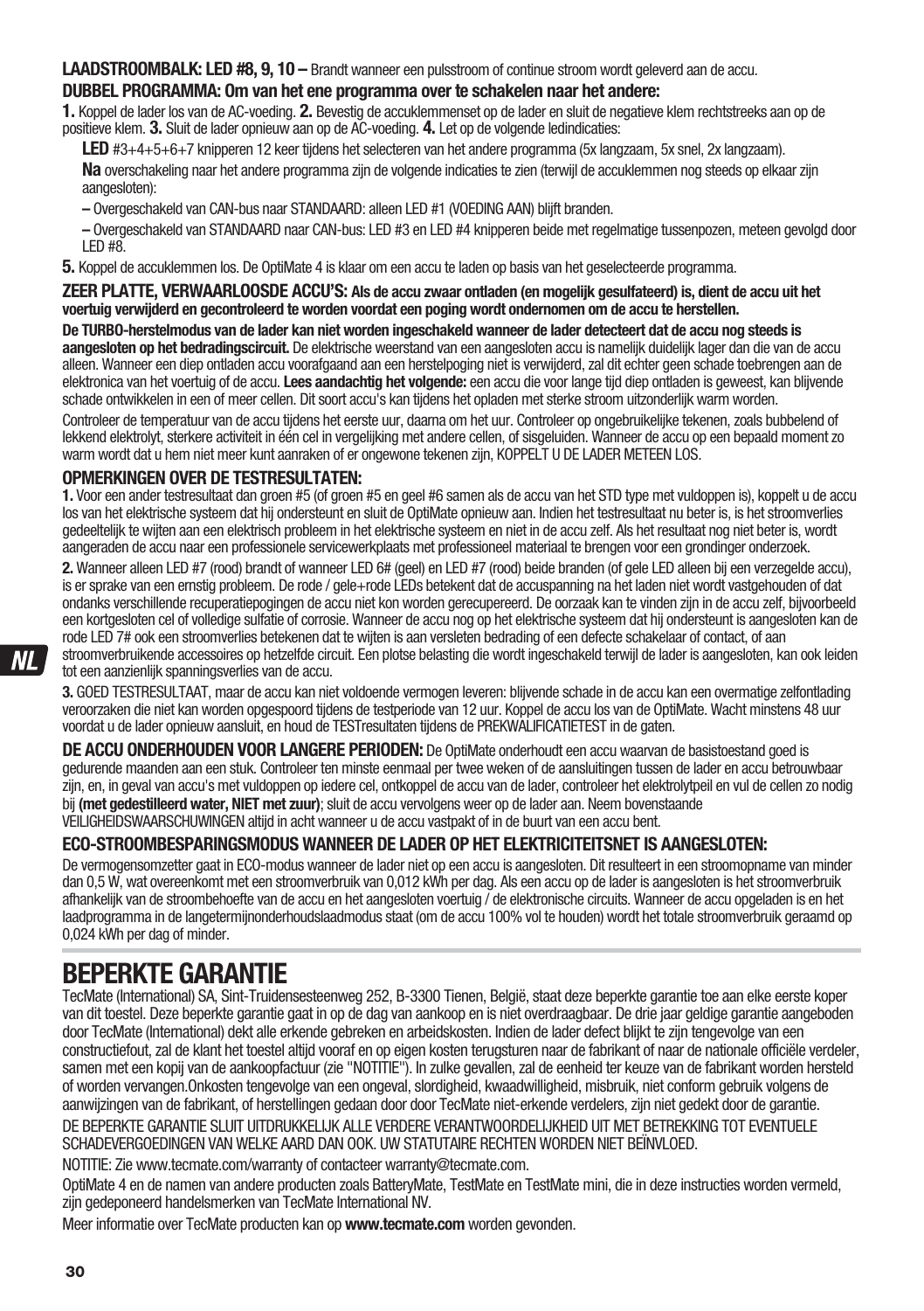**LAADSTROOMBALK: LED #8, 9, 10 –** Brandt wanneer een pulsstroom of continue stroom wordt geleverd aan de accu.

**DUBBEL PROGRAMMA: Om van het ene programma over te schakelen naar het andere:**

**1.** Koppel de lader los van de AC-voeding. **2.** Bevestig de accuklemmenset op de lader en sluit de negatieve klem rechtstreeks aan op de positieve klem. **3.** Sluit de lader opnieuw aan op de AC-voeding. **4.** Let op de volgende ledindicaties:

**LED** #3+4+5+6+7 knipperen 12 keer tijdens het selecteren van het andere programma (5x langzaam, 5x snel, 2x langzaam).

**Na** overschakeling naar het andere programma zijn de volgende indicaties te zien (terwijl de accuklemmen nog steeds op elkaar zijn aangesloten):

– Overgeschakeld van CAN-bus naar STANDAARD: alleen LED #1 (VOEDING AAN) blijft branden.

– Overgeschakeld van STANDAARD naar CAN-bus: LED #3 en LED #4 knipperen beide met regelmatige tussenpozen, meteen gevolgd door LED #8.

**5.** Koppel de accuklemmen los. De OptiMate 4 is klaar om een accu te laden op basis van het geselecteerde programma.

**ZEER PLATTE, VERWAARLOOSDE ACCU'S: Als de accu zwaar ontladen (en mogelijk gesulfateerd) is, dient de accu uit het voertuig verwijderd en gecontroleerd te worden voordat een poging wordt ondernomen om de accu te herstellen.**

**De TURBO-herstelmodus van de lader kan niet worden ingeschakeld wanneer de lader detecteert dat de accu nog steeds is aangesloten op het bedradingscircuit.** De elektrische weerstand van een aangesloten accu is namelijk duidelijk lager dan die van de accu alleen. Wanneer een diep ontladen accu voorafgaand aan een herstelpoging niet is verwijderd, zal dit echter geen schade toebrengen aan de elektronica van het voertuig of de accu. **Lees aandachtig het volgende:** een accu die voor lange tijd diep ontladen is geweest, kan blijvende schade ontwikkelen in een of meer cellen. Dit soort accu's kan tijdens het opladen met sterke stroom uitzonderlijk warm worden.

Controleer de temperatuur van de accu tijdens het eerste uur, daarna om het uur. Controleer op ongebruikelijke tekenen, zoals bubbelend of lekkend elektrolyt, sterkere activiteit in één cel in vergelijking met andere cellen, of sisgeluiden. Wanneer de accu op een bepaald moment zo warm wordt dat u hem niet meer kunt aanraken of er ongewone tekenen zijn, KOPPELT U DE LADER METEEN LOS.

**OPMERKINGEN OVER DE TESTRESULTATEN:**

**1.** Voor een ander testresultaat dan groen #5 (of groen #5 en geel #6 samen als de accu van het STD type met vuldoppen is), koppelt u de accu los van het elektrische systeem dat hij ondersteunt en sluit de OptiMate opnieuw aan. Indien het testresultaat nu beter is, is het stroomverlies gedeeltelijk te wijten aan een elektrisch probleem in het elektrische systeem en niet in de accu zelf. Als het resultaat nog niet beter is, wordt aangeraden de accu naar een professionele servicewerkplaats met professioneel materiaal te brengen voor een grondinger onderzoek.

**2.** Wanneer alleen LED #7 (rood) brandt of wanneer LED 6# (geel) en LED #7 (rood) beide branden (of gele LED alleen bij een verzegelde accu), is er sprake van een ernstig probleem. De rode / gele+rode LEDs betekent dat de accuspanning na het laden niet wordt vastgehouden of dat ondanks verschillende recuperatiepogingen de accu niet kon worden gerecupereerd. De oorzaak kan te vinden zijn in de accu zelf, bijvoorbeeld een kortgesloten cel of volledige sulfatie of corrosie. Wanneer de accu nog op het elektrische systeem dat hij ondersteunt is aangesloten kan de rode LED 7# ook een stroomverlies betekenen dat te wijten is aan versleten bedrading of een defecte schakelaar of contact, of aan stroomverbruikende accessoires op hetzelfde circuit. Een plotse belasting die wordt ingeschakeld terwijl de lader is aangesloten, kan ook leiden tot een aanzienlijk spanningsverlies van de accu.

**3.** GOED TESTRESULTAAT, maar de accu kan niet voldoende vermogen leveren: blijvende schade in de accu kan een overmatige zelfontlading veroorzaken die niet kan worden opgespoord tijdens de testperiode van 12 uur. Koppel de accu los van de OptiMate. Wacht minstens 48 uur voordat u de lader opnieuw aansluit, en houd de TESTresultaten tijdens de PREKWALIFICATIETEST in de gaten.

**DE ACCU ONDERHOUDEN VOOR LANGERE PERIODEN:** De OptiMate onderhoudt een accu waarvan de basistoestand goed is gedurende maanden aan een stuk. Controleer ten minste eenmaal per twee weken of de aansluitingen tussen de lader en accu betrouwbaar zijn, en, in geval van accu's met vuldoppen op iedere cel, ontkoppel de accu van de lader, controleer het elektrolytpeil en vul de cellen zo nodig bij **(met gedestilleerd water, NIET met zuur)**; sluit de accu vervolgens weer op de lader aan. Neem bovenstaande VEILIGHEIDSWAARSCHUWINGEN altijd in acht wanneer u de accu vastpakt of in de buurt van een accu bent.

**ECO-STROOMBESPARINGSMODUS WANNEER DE LADER OP HET ELEKTRICITEITSNET IS AANGESLOTEN:**

De vermogensomzetter gaat in ECO-modus wanneer de lader niet op een accu is aangesloten. Dit resulteert in een stroomopname van minder dan 0,5 W, wat overeenkomt met een stroomverbruik van 0,012 kWh per dag. Als een accu op de lader is aangesloten is het stroomverbruik afhankelijk van de stroombehoefte van de accu en het aangesloten voertuig / de elektronische circuits. Wanneer de accu opgeladen is en het laadprogramma in de langetermijnonderhoudslaadmodus staat (om de accu 100% vol te houden) wordt het totale stroomverbruik geraamd op 0,024 kWh per dag of minder.

# BEPERKTE GARANTIE

TecMate (International) SA, Sint-Truidensesteenweg 252, B-3300 Tienen, België, staat deze beperkte garantie toe aan elke eerste koper van dit toestel. Deze beperkte garantie gaat in op de dag van aankoop en is niet overdraagbaar. De drie jaar geldige garantie aangeboden door TecMate (International) dekt alle erkende gebreken en arbeidskosten. Indien de lader defect blijkt te zijn tengevolge van een constructiefout, zal de klant het toestel altijd vooraf en op eigen kosten terugsturen naar de fabrikant of naar de nationale officiële verdeler, samen met een kopij van de aankoopfactuur (zie "NOTITIE"). In zulke gevallen, zal de eenheid ter keuze van de fabrikant worden hersteld of worden vervangen.Onkosten tengevolge van een ongeval, slordigheid, kwaadwilligheid, misbruik, niet conform gebruik volgens de aanwijzingen van de fabrikant, of herstellingen gedaan door door TecMate niet-erkende verdelers, zijn niet gedekt door de garantie.

DE BEPERKTE GARANTIE SLUIT UITDRUKKELIJK ALLE VERDERE VERANTWOORDELIJKHEID UIT MET BETREKKING TOT EVENTUELE SCHADEVERGOEDINGEN VAN WELKE AARD DAN OOK. UW STATUTAIRE RECHTEN WORDEN NIET BEÏNVLOED.

NOTITIE: Zie www.tecmate.com/warranty of contacteer warranty@tecmate.com.

OptiMate 4 en de namen van andere producten zoals BatteryMate, TestMate en TestMate mini, die in deze instructies worden vermeld, zijn gedeponeerd handelsmerken van TecMate International NV.

Meer informatie over TecMate producten kan op **www.tecmate.com** worden gevonden.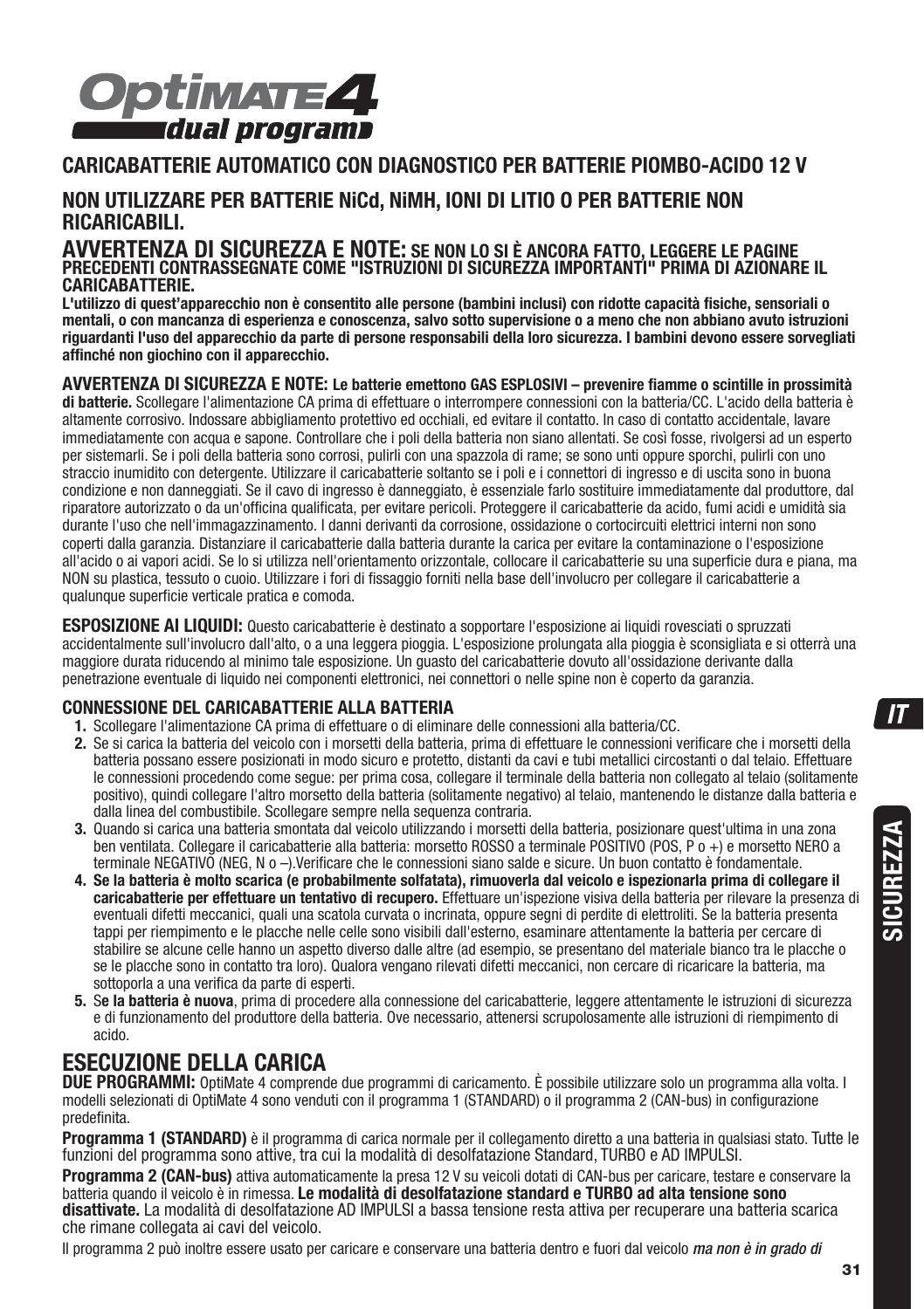# OptiMATE 4 dual program

## CARICABATTERIE AUTOMATICO CON DIAGNOSTICO PER BATTERIE PIOMBO-ACIDO 12 V

## NON UTILIZZARE PER BATTERIE NiCd, NiMH, IONI DI LITIO O PER BATTERIE NON RICARICABILI.

## AVVERTENZA DI SICUREZZA E NOTE: SE NON LO SI È ANCORA FATTO, LEGGERE LE PAGINE PRECEDENTI CONTRASSEGNATE COME "ISTRUZIONI DI SICUREZZA IMPORTANTI" PRIMA DI AZIONARE IL CARICABATTERIE.

**L'utilizzo di quest'apparecchio non è consentito alle persone (bambini inclusi) con ridotte capacità fisiche, sensoriali o mentali, o con mancanza di esperienza e conoscenza, salvo sotto supervisione o a meno che non abbiano avuto istruzioni riguardanti l'uso del apparecchio da parte di persone responsabili della loro sicurezza. I bambini devono essere sorvegliati affinché non giochino con il apparecchio.**

**AVVERTENZA DI SICUREZZA E NOTE: Le batterie emettono GAS ESPLOSIVI – prevenire fiamme o scintille in prossimità di batterie.** Scollegare l'alimentazione CA prima di effettuare o interrompere connessioni con la batteria/CC. L'acido della batteria è altamente corrosivo. Indossare abbigliamento protettivo ed occhiali, ed evitare il contatto. In caso di contatto accidentale, lavare immediatamente con acqua e sapone. Controllare che i poli della batteria non siano allentati. Se così fosse, rivolgersi ad un esperto per sistemarli. Se i poli della batteria sono corrosi, pulirli con una spazzola di rame; se sono unti oppure sporchi, pulirli con uno straccio inumidito con detergente. Utilizzare il caricabatterie soltanto se i poli e i connettori di ingresso e di uscita sono in buona condizione e non danneggiati. Se il cavo di ingresso è danneggiato, è essenziale farlo sostituire immediatamente dal produttore, dal riparatore autorizzato o da un'officina qualificata, per evitare pericoli. Proteggere il caricabatterie da acido, fumi acidi e umidità sia durante l'uso che nell'immagazzinamento. I danni derivanti da corrosione, ossidazione o cortocircuiti elettrici interni non sono coperti dalla garanzia. Distanziare il caricabatterie dalla batteria durante la carica per evitare la contaminazione o l'esposizione all'acido o ai vapori acidi. Se lo si utilizza nell'orientamento orizzontale, collocare il caricabatterie su una superficie dura e piana, ma NON su plastica, tessuto o cuoio. Utilizzare i fori di fissaggio forniti nella base dell'involucro per collegare il caricabatterie a qualunque superficie verticale pratica e comoda.

**ESPOSIZIONE AI LIQUIDI:** Questo caricabatterie è destinato a sopportare l'esposizione ai liquidi rovesciati o spruzzati accidentalmente sull'involucro dall'alto, o a una leggera pioggia. L'esposizione prolungata alla pioggia è sconsigliata e si otterrà una maggiore durata riducendo al minimo tale esposizione. Un guasto del caricabatterie dovuto all'ossidazione derivante dalla penetrazione eventuale di liquido nei componenti elettronici, nei connettori o nelle spine non è coperto da garanzia.

### CONNESSIONE DEL CARICABATTERIE ALLA BATTERIA

1. Scollegare l'alimentazione CA prima di effettuare o di eliminare delle connessioni alla batteria/CC.
2. Se si carica la batteria del veicolo con i morsetti della batteria, prima di effettuare le connessioni verificare che i morsetti della batteria possano essere posizionati in modo sicuro e protetto, distanti da cavi e tubi metallici circostanti o dal telaio. Effettuare le connessioni procedendo come segue: per prima cosa, collegare il terminale della batteria non collegato al telaio (solitamente positivo), quindi collegare l'altro morsetto della batteria (solitamente negativo) al telaio, mantenendo le distanze dalla batteria e dalla linea del combustibile. Scollegare sempre nella sequenza contraria.
3. Quando si carica una batteria smontata dal veicolo utilizzando i morsetti della batteria, posizionare quest'ultima in una zona ben ventilata. Collegare il caricabatterie alla batteria: morsetto ROSSO a terminale POSITIVO (POS, P o +) e morsetto NERO a terminale NEGATIVO (NEG, N o –).Verificare che le connessioni siano salde e sicure. Un buon contatto è fondamentale.
4. **Se la batteria è molto scarica (e probabilmente solfatata), rimuoverla dal veicolo e ispezionarla prima di collegare il caricabatterie per effettuare un tentativo di recupero.** Effettuare un'ispezione visiva della batteria per rilevare la presenza di eventuali difetti meccanici, quali una scatola curvata o incrinata, oppure segni di perdite di elettroliti. Se la batteria presenta tappi per riempimento e le placche nelle celle sono visibili dall'esterno, esaminare attentamente la batteria per cercare di stabilire se alcune celle hanno un aspetto diverso dalle altre (ad esempio, se presentano del materiale bianco tra le placche o se le placche sono in contatto tra loro). Qualora vengano rilevati difetti meccanici, non cercare di ricaricare la batteria, ma sottoporla a una verifica da parte di esperti.
5. S**e la batteria è nuova**, prima di procedere alla connessione del caricabatterie, leggere attentamente le istruzioni di sicurezza e di funzionamento del produttore della batteria. Ove necessario, attenersi scrupolosamente alle istruzioni di riempimento di acido.

## ESECUZIONE DELLA CARICA

**DUE PROGRAMMI:** OptiMate 4 comprende due programmi di caricamento. È possibile utilizzare solo un programma alla volta. I modelli selezionati di OptiMate 4 sono venduti con il programma 1 (STANDARD) o il programma 2 (CAN-bus) in configurazione predefinita.

**Programma 1 (STANDARD)** è il programma di carica normale per il collegamento diretto a una batteria in qualsiasi stato. Tutte le funzioni del programma sono attive, tra cui la modalità di desolfatazione Standard, TURBO e AD IMPULSI.

**Programma 2 (CAN-bus)** attiva automaticamente la presa 12 V su veicoli dotati di CAN-bus per caricare, testare e conservare la batteria quando il veicolo è in rimessa. **Le modalità di desolfatazione standard e TURBO ad alta tensione sono disattivate.** La modalità di desolfatazione AD IMPULSI a bassa tensione resta attiva per recuperare una batteria scarica che rimane collegata ai cavi del veicolo.

Il programma 2 può inoltre essere usato per caricare e conservare una batteria dentro e fuori dal veicolo *ma non è in grado di*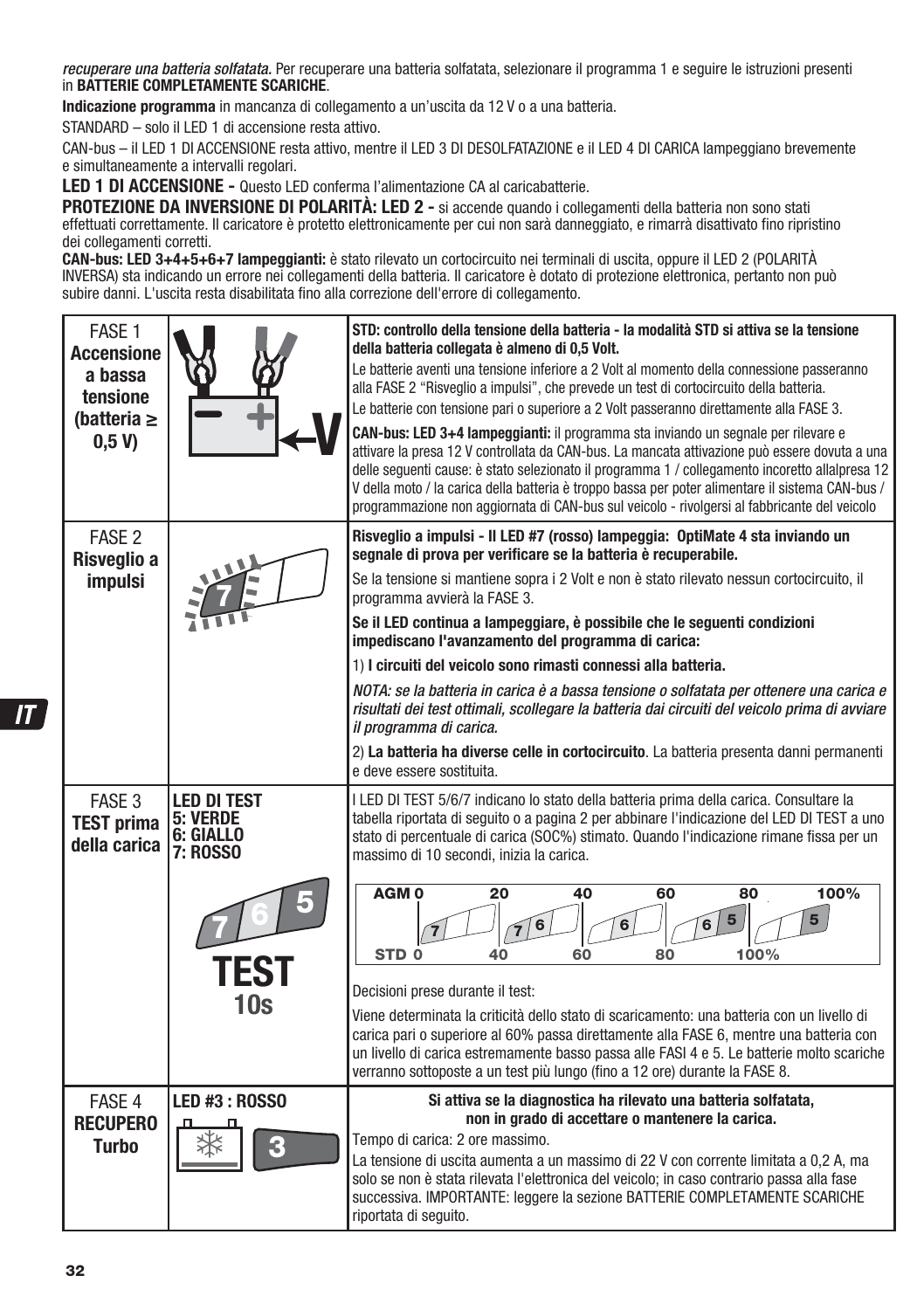*recuperare una batteria solfatata.* Per recuperare una batteria solfatata, selezionare il programma 1 e seguire le istruzioni presenti in **BATTERIE COMPLETAMENTE SCARICHE**.

**Indicazione programma** in mancanza di collegamento a un'uscita da 12 V o a una batteria.

STANDARD – solo il LED 1 di accensione resta attivo.

CAN-bus – il LED 1 DI ACCENSIONE resta attivo, mentre il LED 3 DI DESOLFATAZIONE e il LED 4 DI CARICA lampeggiano brevemente e simultaneamente a intervalli regolari.

**LED 1 DI ACCENSIONE -** Questo LED conferma l'alimentazione CA al caricabatterie.

**PROTEZIONE DA INVERSIONE DI POLARITÀ: LED 2 -** si accende quando i collegamenti della batteria non sono stati effettuati correttamente. Il caricatore è protetto elettronicamente per cui non sarà danneggiato, e rimarrà disattivato fino ripristino dei collegamenti corretti.

**CAN-bus: LED 3+4+5+6+7 lampeggianti:** è stato rilevato un cortocircuito nei terminali di uscita, oppure il LED 2 (POLARITÀ INVERSA) sta indicando un errore nei collegamenti della batteria. Il caricatore è dotato di protezione elettronica, pertanto non può subire danni. L'uscita resta disabilitata fino alla correzione dell'errore di collegamento.

| | | |
|---|---|---|
| FASE 1 **Accensione a bassa tensione (batteria ≥ 0,5 V)** | V | **STD: controllo della tensione della batteria - la modalità STD si attiva se la tensione della batteria collegata è almeno di 0,5 Volt.**<br>Le batterie aventi una tensione inferiore a 2 Volt al momento della connessione passeranno alla FASE 2 "Risveglio a impulsi", che prevede un test di cortocircuito della batteria.<br>Le batterie con tensione pari o superiore a 2 Volt passeranno direttamente alla FASE 3.<br>**CAN-bus: LED 3+4 lampeggianti:** il programma sta inviando un segnale per rilevare e attivare la presa 12 V controllata da CAN-bus. La mancata attivazione può essere dovuta a una delle seguenti cause: è stato selezionato il programma 1 / collegamento incoretto allalpresa 12 V della moto / la carica della batteria è troppo bassa per poter alimentare il sistema CAN-bus / programmazione non aggiornata di CAN-bus sul veicolo - rivolgersi al fabbricante del veicolo |
| FASE 2 **Risveglio a impulsi** | 7 | **Risveglio a impulsi - Il LED #7 (rosso) lampeggia: OptiMate 4 sta inviando un segnale di prova per verificare se la batteria è recuperabile.**<br>Se la tensione si mantiene sopra i 2 Volt e non è stato rilevato nessun cortocircuito, il programma avvierà la FASE 3.<br>**Se il LED continua a lampeggiare, è possibile che le seguenti condizioni impediscano l'avanzamento del programma di carica:**<br>1) **I circuiti del veicolo sono rimasti connessi alla batteria.**<br>*NOTA: se la batteria in carica è a bassa tensione o solfatata per ottenere una carica e risultati dei test ottimali, scollegare la batteria dai circuiti del veicolo prima di avviare il programma di carica.*<br>2) **La batteria ha diverse celle in cortocircuito**. La batteria presenta danni permanenti e deve essere sostituita. |
| FASE 3 **TEST prima della carica** | **LED DI TEST 5: VERDE 6: GIALLO 7: ROSSO**<br>7 6 5 **TEST 10s** | I LED DI TEST 5/6/7 indicano lo stato della batteria prima della carica. Consultare la tabella riportata di seguito o a pagina 2 per abbinare l'indicazione del LED DI TEST a uno stato di percentuale di carica (SOC%) stimato. Quando l'indicazione rimane fissa per un massimo di 10 secondi, inizia la carica.<br>AGM 0 – 20 – 40 – 60 – 80 – 100% / STD 0 – 40 – 60 – 80 – 100%: 7 \| 7 6 \| 6 \| 6 5 \| 5<br>Decisioni prese durante il test:<br>Viene determinata la criticità dello stato di scaricamento: una batteria con un livello di carica pari o superiore al 60% passa direttamente alla FASE 6, mentre una batteria con un livello di carica estremamente basso passa alle FASI 4 e 5. Le batterie molto scariche verranno sottoposte a un test più lungo (fino a 12 ore) durante la FASE 8. |
| FASE 4 **RECUPERO Turbo** | **LED #3 : ROSSO**<br>3 | **Si attiva se la diagnostica ha rilevato una batteria solfatata, non in grado di accettare o mantenere la carica.**<br>Tempo di carica: 2 ore massimo.<br>La tensione di uscita aumenta a un massimo di 22 V con corrente limitata a 0,2 A, ma solo se non è stata rilevata l'elettronica del veicolo; in caso contrario passa alla fase successiva. IMPORTANTE: leggere la sezione BATTERIE COMPLETAMENTE SCARICHE riportata di seguito. |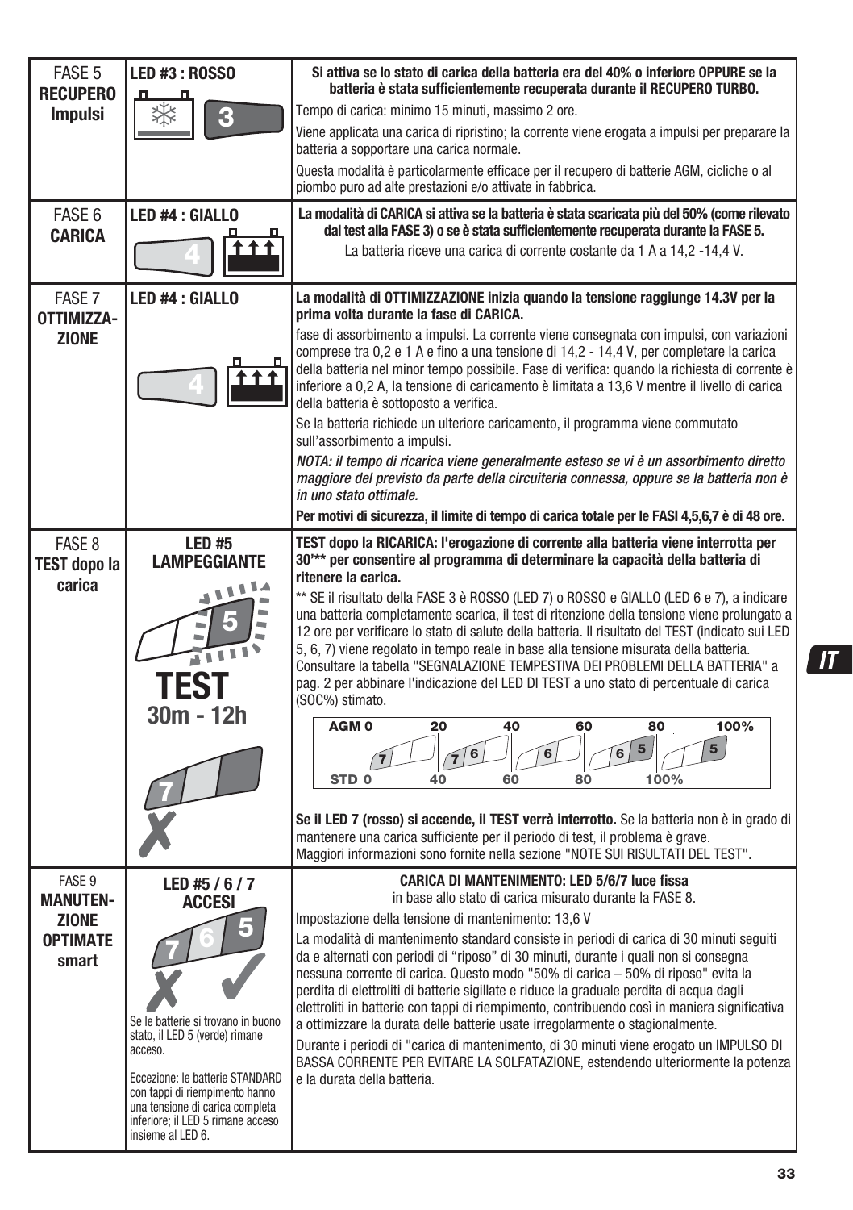| | | |
|---|---|---|
| FASE 5 **RECUPERO Impulsi** | **LED #3 : ROSSO** | **Si attiva se lo stato di carica della batteria era del 40% o inferiore OPPURE se la batteria è stata sufficientemente recuperata durante il RECUPERO TURBO.**<br>Tempo di carica: minimo 15 minuti, massimo 2 ore.<br>Viene applicata una carica di ripristino; la corrente viene erogata a impulsi per preparare la batteria a sopportare una carica normale.<br>Questa modalità è particolarmente efficace per il recupero di batterie AGM, cicliche o al piombo puro ad alte prestazioni e/o attivate in fabbrica. |
| FASE 6 **CARICA** | **LED #4 : GIALLO** | **La modalità di CARICA si attiva se la batteria è stata scaricata più del 50% (come rilevato dal test alla FASE 3) o se è stata sufficientemente recuperata durante la FASE 5.**<br>La batteria riceve una carica di corrente costante da 1 A a 14,2 -14,4 V. |
| FASE 7 **OTTIMIZZA-ZIONE** | **LED #4 : GIALLO** | **La modalità di OTTIMIZZAZIONE inizia quando la tensione raggiunge 14.3V per la prima volta durante la fase di CARICA.**<br>fase di assorbimento a impulsi. La corrente viene consegnata con impulsi, con variazioni comprese tra 0,2 e 1 A e fino a una tensione di 14,2 - 14,4 V, per completare la carica della batteria nel minor tempo possibile. Fase di verifica: quando la richiesta di corrente è inferiore a 0,2 A, la tensione di caricamento è limitata a 13,6 V mentre il livello di carica della batteria è sottoposto a verifica.<br>Se la batteria richiede un ulteriore caricamento, il programma viene commutato sull'assorbimento a impulsi.<br>*NOTA: il tempo di ricarica viene generalmente esteso se vi è un assorbimento diretto maggiore del previsto da parte della circuiteria connessa, oppure se la batteria non è in uno stato ottimale.*<br>**Per motivi di sicurezza, il limite di tempo di carica totale per le FASI 4,5,6,7 è di 48 ore.** |
| FASE 8 **TEST dopo la carica** | **LED #5 LAMPEGGIANTE**<br>**TEST 30m - 12h** | **TEST dopo la RICARICA: l'erogazione di corrente alla batteria viene interrotta per 30'\*\* per consentire al programma di determinare la capacità della batteria di ritenere la carica.**<br>\*\* SE il risultato della FASE 3 è ROSSO (LED 7) o ROSSO e GIALLO (LED 6 e 7), a indicare una batteria completamente scarica, il test di ritenzione della tensione viene prolungato a 12 ore per verificare lo stato di salute della batteria. Il risultato del TEST (indicato sui LED 5, 6, 7) viene regolato in tempo reale in base alla tensione misurata della batteria. Consultare la tabella "SEGNALAZIONE TEMPESTIVA DEI PROBLEMI DELLA BATTERIA" a pag. 2 per abbinare l'indicazione del LED DI TEST a uno stato di percentuale di carica (SOC%) stimato.<br>AGM 0 / 20 / 40 / 60 / 80 / 100% — STD 0 / 40 / 60 / 80 / 100%<br>**Se il LED 7 (rosso) si accende, il TEST verrà interrotto.** Se la batteria non è in grado di mantenere una carica sufficiente per il periodo di test, il problema è grave.<br>Maggiori informazioni sono fornite nella sezione "NOTE SUI RISULTATI DEL TEST". |
| FASE 9 **MANUTEN-ZIONE OPTIMATE smart** | **LED #5 / 6 / 7 ACCESI**<br>Se le batterie si trovano in buono stato, il LED 5 (verde) rimane acceso.<br>Eccezione: le batterie STANDARD con tappi di riempimento hanno una tensione di carica completa inferiore; il LED 5 rimane acceso insieme al LED 6. | **CARICA DI MANTENIMENTO: LED 5/6/7 luce fissa**<br>in base allo stato di carica misurato durante la FASE 8.<br>Impostazione della tensione di mantenimento: 13,6 V<br>La modalità di mantenimento standard consiste in periodi di carica di 30 minuti seguiti da e alternati con periodi di "riposo" di 30 minuti, durante i quali non si consegna nessuna corrente di carica. Questo modo "50% di carica – 50% di riposo" evita la perdita di elettroliti di batterie sigillate e riduce la graduale perdita di acqua dagli elettroliti in batterie con tappi di riempimento, contribuendo così in maniera significativa a ottimizzare la durata delle batterie usate irregolarmente o stagionalmente.<br>Durante i periodi di "carica di mantenimento, di 30 minuti viene erogato un IMPULSO DI BASSA CORRENTE PER EVITARE LA SOLFATAZIONE, estendendo ulteriormente la potenza e la durata della batteria. |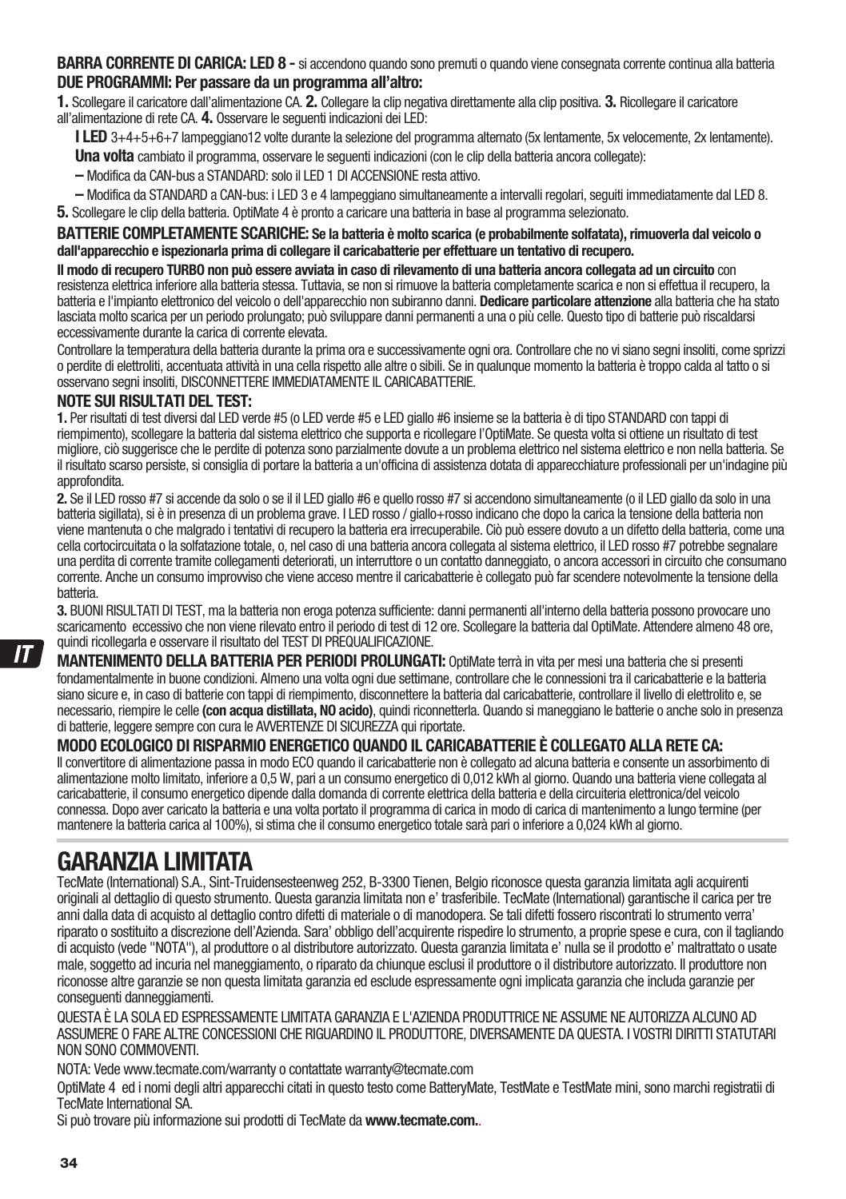**BARRA CORRENTE DI CARICA: LED 8 -** si accendono quando sono premuti o quando viene consegnata corrente continua alla batteria

**DUE PROGRAMMI: Per passare da un programma all'altro:**

**1.** Scollegare il caricatore dall'alimentazione CA. **2.** Collegare la clip negativa direttamente alla clip positiva. **3.** Ricollegare il caricatore all'alimentazione di rete CA. **4.** Osservare le seguenti indicazioni dei LED:

**I LED** 3+4+5+6+7 lampeggiano12 volte durante la selezione del programma alternato (5x lentamente, 5x velocemente, 2x lentamente).

**Una volta** cambiato il programma, osservare le seguenti indicazioni (con le clip della batteria ancora collegate):

**–** Modifica da CAN-bus a STANDARD: solo il LED 1 DI ACCENSIONE resta attivo.

**–** Modifica da STANDARD a CAN-bus: i LED 3 e 4 lampeggiano simultaneamente a intervalli regolari, seguiti immediatamente dal LED 8.

**5.** Scollegare le clip della batteria. OptiMate 4 è pronto a caricare una batteria in base al programma selezionato.

**BATTERIE COMPLETAMENTE SCARICHE: Se la batteria è molto scarica (e probabilmente solfatata), rimuoverla dal veicolo o dall'apparecchio e ispezionarla prima di collegare il caricabatterie per effettuare un tentativo di recupero.**

**Il modo di recupero TURBO non può essere avviata in caso di rilevamento di una batteria ancora collegata ad un circuito** con resistenza elettrica inferiore alla batteria stessa. Tuttavia, se non si rimuove la batteria completamente scarica e non si effettua il recupero, la batteria e l'impianto elettronico del veicolo o dell'apparecchio non subiranno danni. **Dedicare particolare attenzione** alla batteria che ha stato lasciata molto scarica per un periodo prolungato; può sviluppare danni permanenti a una o più celle. Questo tipo di batterie può riscaldarsi eccessivamente durante la carica di corrente elevata.

Controllare la temperatura della batteria durante la prima ora e successivamente ogni ora. Controllare che no vi siano segni insoliti, come sprizzi o perdite di elettroliti, accentuata attività in una cella rispetto alle altre o sibili. Se in qualunque momento la batteria è troppo calda al tatto o si osservano segni insoliti, DISCONNETTERE IMMEDIATAMENTE IL CARICABATTERIE.

**NOTE SUI RISULTATI DEL TEST:**

**1.** Per risultati di test diversi dal LED verde #5 (o LED verde #5 e LED giallo #6 insieme se la batteria è di tipo STANDARD con tappi di riempimento), scollegare la batteria dal sistema elettrico che supporta e ricollegare l'OptiMate. Se questa volta si ottiene un risultato di test migliore, ciò suggerisce che le perdite di potenza sono parzialmente dovute a un problema elettrico nel sistema elettrico e non nella batteria. Se il risultato scarso persiste, si consiglia di portare la batteria a un'officina di assistenza dotata di apparecchiature professionali per un'indagine più approfondita.

**2.** Se il LED rosso #7 si accende da solo o se il il LED giallo #6 e quello rosso #7 si accendono simultaneamente (o il LED giallo da solo in una batteria sigillata), si è in presenza di un problema grave. I LED rosso / giallo+rosso indicano che dopo la carica la tensione della batteria non viene mantenuta o che malgrado i tentativi di recupero la batteria era irrecuperabile. Ciò può essere dovuto a un difetto della batteria, come una cella cortocircuitata o la solfatazione totale, o, nel caso di una batteria ancora collegata al sistema elettrico, il LED rosso #7 potrebbe segnalare una perdita di corrente tramite collegamenti deteriorati, un interruttore o un contatto danneggiato, o ancora accessori in circuito che consumano corrente. Anche un consumo improvviso che viene acceso mentre il caricabatterie è collegato può far scendere notevolmente la tensione della batteria.

**3.** BUONI RISULTATI DI TEST, ma la batteria non eroga potenza sufficiente: danni permanenti all'interno della batteria possono provocare uno scaricamento eccessivo che non viene rilevato entro il periodo di test di 12 ore. Scollegare la batteria dal OptiMate. Attendere almeno 48 ore, quindi ricollegarla e osservare il risultato del TEST DI PREQUALIFICAZIONE.

**MANTENIMENTO DELLA BATTERIA PER PERIODI PROLUNGATI:** OptiMate terrà in vita per mesi una batteria che si presenti fondamentalmente in buone condizioni. Almeno una volta ogni due settimane, controllare che le connessioni tra il caricabatterie e la batteria siano sicure e, in caso di batterie con tappi di riempimento, disconnettere la batteria dal caricabatterie, controllare il livello di elettrolito e, se necessario, riempire le celle **(con acqua distillata, NO acido)**, quindi riconnetterla. Quando si maneggiano le batterie o anche solo in presenza di batterie, leggere sempre con cura le AVVERTENZE DI SICUREZZA qui riportate.

**MODO ECOLOGICO DI RISPARMIO ENERGETICO QUANDO IL CARICABATTERIE È COLLEGATO ALLA RETE CA:**

Il convertitore di alimentazione passa in modo ECO quando il caricabatterie non è collegato ad alcuna batteria e consente un assorbimento di alimentazione molto limitato, inferiore a 0,5 W, pari a un consumo energetico di 0,012 kWh al giorno. Quando una batteria viene collegata al caricabatterie, il consumo energetico dipende dalla domanda di corrente elettrica della batteria e della circuiteria elettronica/del veicolo connessa. Dopo aver caricato la batteria e una volta portato il programma di carica in modo di carica di mantenimento a lungo termine (per mantenere la batteria carica al 100%), si stima che il consumo energetico totale sarà pari o inferiore a 0,024 kWh al giorno.

# GARANZIA LIMITATA

TecMate (International) S.A., Sint-Truidensesteenweg 252, B-3300 Tienen, Belgio riconosce questa garanzia limitata agli acquirenti originali al dettaglio di questo strumento. Questa garanzia limitata non e' trasferibile. TecMate (International) garantische il carica per tre anni dalla data di acquisto al dettaglio contro difetti di materiale o di manodopera. Se tali difetti fossero riscontrati lo strumento verra' riparato o sostituito a discrezione dell'Azienda. Sara' obbligo dell'acquirente rispedire lo strumento, a proprie spese e cura, con il tagliando di acquisto (vede "NOTA"), al produttore o al distributore autorizzato. Questa garanzia limitata e' nulla se il prodotto e' maltrattato o usate male, soggetto ad incuria nel maneggiamento, o riparato da chiunque esclusi il produttore o il distributore autorizzato. Il produttore non riconosse altre garanzie se non questa limitata garanzia ed esclude espressamente ogni implicata garanzia che includa garanzie per conseguenti danneggiamenti.

QUESTA È LA SOLA ED ESPRESSAMENTE LIMITATA GARANZIA E L'AZIENDA PRODUTTRICE NE ASSUME NE AUTORIZZA ALCUNO AD ASSUMERE O FARE ALTRE CONCESSIONI CHE RIGUARDINO IL PRODUTTORE, DIVERSAMENTE DA QUESTA. I VOSTRI DIRITTI STATUTARI NON SONO COMMOVENTI.

NOTA: Vede www.tecmate.com/warranty o contattate warranty@tecmate.com

OptiMate 4 ed i nomi degli altri apparecchi citati in questo testo come BatteryMate, TestMate e TestMate mini, sono marchi registratii di TecMate International SA.

Si può trovare più informazione sui prodotti di TecMate da **www.tecmate.com.**.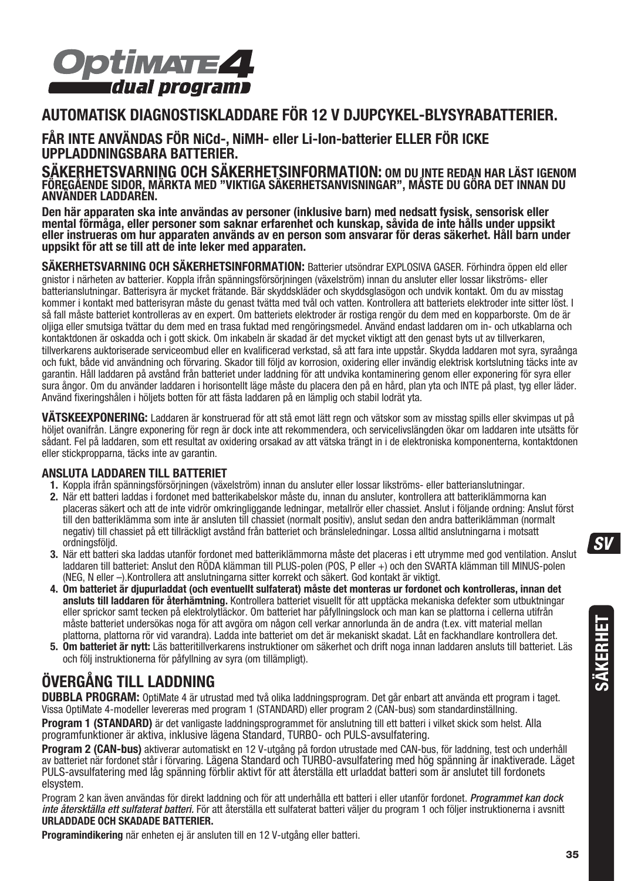# OptiMATE 4 dual program

## AUTOMATISK DIAGNOSTISKLADDARE FÖR 12 V DJUPCYKEL-BLYSYRABATTERIER.

### FÅR INTE ANVÄNDAS FÖR NiCd-, NiMH- eller Li-Ion-batterier ELLER FÖR ICKE UPPLADDNINGSBARA BATTERIER.

**SÄKERHETSVARNING OCH SÄKERHETSINFORMATION: OM DU INTE REDAN HAR LÄST IGENOM FÖREGÅENDE SIDOR, MÄRKTA MED "VIKTIGA SÄKERHETSANVISNINGAR", MÅSTE DU GÖRA DET INNAN DU ANVÄNDER LADDAREN.**

**Den här apparaten ska inte användas av personer (inklusive barn) med nedsatt fysisk, sensorisk eller mental förmåga, eller personer som saknar erfarenhet och kunskap, såvida de inte hålls under uppsikt eller instrueras om hur apparaten används av en person som ansvarar för deras säkerhet. Håll barn under uppsikt för att se till att de inte leker med apparaten.**

**SÄKERHETSVARNING OCH SÄKERHETSINFORMATION:** Batterier utsöndrar EXPLOSIVA GASER. Förhindra öppen eld eller gnistor i närheten av batterier. Koppla ifrån spänningsförsörjningen (växelström) innan du ansluter eller lossar likströms- eller batterianslutningar. Batterisyra är mycket frätande. Bär skyddskläder och skyddsglasögon och undvik kontakt. Om du av misstag kommer i kontakt med batterisyran måste du genast tvätta med tvål och vatten. Kontrollera att batteriets elektroder inte sitter löst. I så fall måste batteriet kontrolleras av en expert. Om batteriets elektroder är rostiga rengör du dem med en kopparborste. Om de är oljiga eller smutsiga tvättar du dem med en trasa fuktad med rengöringsmedel. Använd endast laddaren om in- och utkablarna och kontaktdonen är oskadda och i gott skick. Om inkabeln är skadad är det mycket viktigt att den genast byts ut av tillverkaren, tillverkarens auktoriserade serviceombud eller en kvalificerad verkstad, så att fara inte uppstår. Skydda laddaren mot syra, syraånga och fukt, både vid användning och förvaring. Skador till följd av korrosion, oxidering eller invändig elektrisk kortslutning täcks inte av garantin. Håll laddaren på avstånd från batteriet under laddning för att undvika kontaminering genom eller exponering för syra eller sura ångor. Om du använder laddaren i horisontellt läge måste du placera den på en hård, plan yta och INTE på plast, tyg eller läder. Använd fixeringshålen i höljets botten för att fästa laddaren på en lämplig och stabil lodrät yta.

**VÄTSKEEXPONERING:** Laddaren är konstruerad för att stå emot lätt regn och vätskor som av misstag spills eller skvimpas ut på höljet ovanifrån. Längre exponering för regn är dock inte att rekommendera, och servicelivslängden ökar om laddaren inte utsätts för sådant. Fel på laddaren, som ett resultat av oxidering orsakad av att vätska trängt in i de elektroniska komponenterna, kontaktdonen eller stickpropparna, täcks inte av garantin.

### ANSLUTA LADDAREN TILL BATTERIET

1. Koppla ifrån spänningsförsörjningen (växelström) innan du ansluter eller lossar likströms- eller batterianslutningar.
2. När ett batteri laddas i fordonet med batterikabelskor måste du, innan du ansluter, kontrollera att batteriklämmorna kan placeras säkert och att de inte vidrör omkringliggande ledningar, metallrör eller chassiet. Anslut i följande ordning: Anslut först till den batteriklämma som inte är ansluten till chassiet (normalt positiv), anslut sedan den andra batteriklämman (normalt negativ) till chassiet på ett tillräckligt avstånd från batteriet och bränsleledningar. Lossa alltid anslutningarna i motsatt ordningsföljd.
3. När ett batteri ska laddas utanför fordonet med batteriklämmorna måste det placeras i ett utrymme med god ventilation. Anslut laddaren till batteriet: Anslut den RÖDA klämman till PLUS-polen (POS, P eller +) och den SVARTA klämman till MINUS-polen (NEG, N eller –).Kontrollera att anslutningarna sitter korrekt och säkert. God kontakt är viktigt.
4. **Om batteriet är djupurladdat (och eventuellt sulfaterat) måste det monteras ur fordonet och kontrolleras, innan det ansluts till laddaren för återhämtning.** Kontrollera batteriet visuellt för att upptäcka mekaniska defekter som utbuktningar eller sprickor samt tecken på elektrolytläckor. Om batteriet har påfyllningslock och man kan se plattorna i cellerna utifrån måste batteriet undersökas noga för att avgöra om någon cell verkar annorlunda än de andra (t.ex. vitt material mellan plattorna, plattorna rör vid varandra). Ladda inte batteriet om det är mekaniskt skadat. Låt en fackhandlare kontrollera det.
5. **Om batteriet är nytt:** Läs batteritillverkarens instruktioner om säkerhet och drift noga innan laddaren ansluts till batteriet. Läs och följ instruktionerna för påfyllning av syra (om tillämpligt).

## ÖVERGÅNG TILL LADDNING

**DUBBLA PROGRAM:** OptiMate 4 är utrustad med två olika laddningsprogram. Det går enbart att använda ett program i taget. Vissa OptiMate 4-modeller levereras med program 1 (STANDARD) eller program 2 (CAN-bus) som standardinställning.

**Program 1 (STANDARD)** är det vanligaste laddningsprogrammet för anslutning till ett batteri i vilket skick som helst. Alla programfunktioner är aktiva, inklusive lägena Standard, TURBO- och PULS-avsulfatering.

**Program 2 (CAN-bus)** aktiverar automatiskt en 12 V-utgång på fordon utrustade med CAN-bus, för laddning, test och underhåll av batteriet när fordonet står i förvaring. Lägena Standard och TURBO-avsulfatering med hög spänning är inaktiverade. Läget PULS-avsulfatering med låg spänning förblir aktivt för att återställa ett urladdat batteri som är anslutet till fordonets elsystem.

Program 2 kan även användas för direkt laddning och för att underhålla ett batteri i eller utanför fordonet. *Programmet kan dock inte återställa ett sulfaterat batteri.* För att återställa ett sulfaterat batteri väljer du program 1 och följer instruktionerna i avsnitt **URLADDADE OCH SKADADE BATTERIER.**

**Programindikering** när enheten ej är ansluten till en 12 V-utgång eller batteri.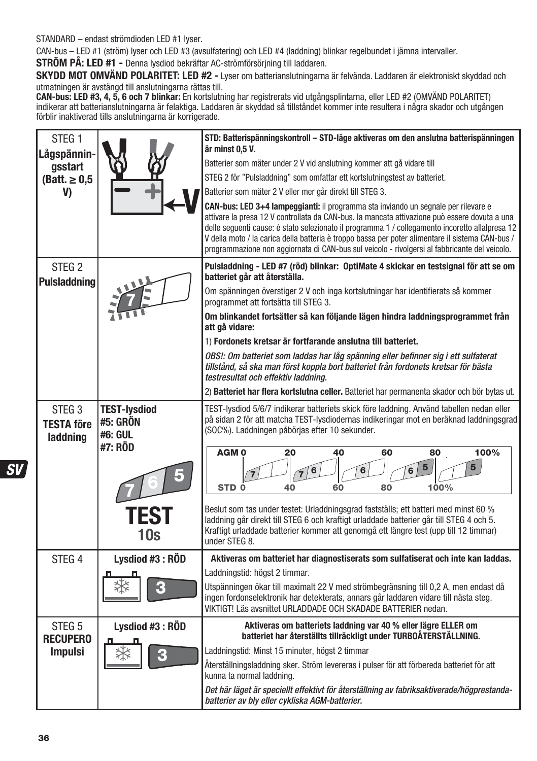STANDARD – endast strömdioden LED #1 lyser.

CAN-bus – LED #1 (ström) lyser och LED #3 (avsulfatering) och LED #4 (laddning) blinkar regelbundet i jämna intervaller.

**STRÖM PÅ: LED #1 -** Denna lysdiod bekräftar AC-strömförsörjning till laddaren.

**SKYDD MOT OMVÄND POLARITET: LED #2 -** Lyser om batterianslutningarna är felvända. Laddaren är elektroniskt skyddad och utmatningen är avstängd till anslutningarna rättas till.

**CAN-bus: LED #3, 4, 5, 6 och 7 blinkar:** En kortslutning har registrerats vid utgångsplintarna, eller LED #2 (OMVÄND POLARITET) indikerar att batterianslutningarna är felaktiga. Laddaren är skyddad så tillståndet kommer inte resultera i några skador och utgången förblir inaktiverad tills anslutningarna är korrigerade.

| | | |
|---|---|---|
| STEG 1 **Lågspänningsstart (Batt. ≥ 0,5 V)** | | **STD: Batterispänningskontroll – STD-läge aktiveras om den anslutna batterispänningen är minst 0,5 V.**<br>Batterier som mäter under 2 V vid anslutning kommer att gå vidare till STEG 2 för "Pulsladdning" som omfattar ett kortslutningstest av batteriet.<br>Batterier som mäter 2 V eller mer går direkt till STEG 3.<br>**CAN-bus: LED 3+4 lampeggianti:** il programma sta inviando un segnale per rilevare e attivare la presa 12 V controllata da CAN-bus. la mancata attivazione può essere dovuta a una delle seguenti cause: è stato selezionato il programma 1 / collegamento incoretto allalpresa 12 V della moto / la carica della batteria è troppo bassa per poter alimentare il sistema CAN-bus / programmazione non aggiornata di CAN-bus sul veicolo - rivolgersi al fabbricante del veicolo. |
| STEG 2 **Pulsladdning** | | **Pulsladdning - LED #7 (röd) blinkar: OptiMate 4 skickar en testsignal för att se om batteriet går att återställa.**<br>Om spänningen överstiger 2 V och inga kortslutningar har identifierats så kommer programmet att fortsätta till STEG 3.<br>**Om blinkandet fortsätter så kan följande lägen hindra laddningsprogrammet från att gå vidare:**<br>1) **Fordonets kretsar är fortfarande anslutna till batteriet.**<br>*OBS!: Om batteriet som laddas har låg spänning eller befinner sig i ett sulfaterat tillstånd, så ska man först koppla bort batteriet från fordonets kretsar för bästa testresultat och effektiv laddning.*<br>2) **Batteriet har flera kortslutna celler.** Batteriet har permanenta skador och bör bytas ut. |
| STEG 3 **TESTA före laddning** | **TEST-lysdiod**<br>**#5: GRÖN**<br>**#6: GUL**<br>**#7: RÖD**<br>**TEST 10s** | TEST-lysdiod 5/6/7 indikerar batteriets skick före laddning. Använd tabellen nedan eller på sidan 2 för att matcha TEST-lysdiodernas indikeringar mot en beräknad laddningsgrad (SOC%). Laddningen påbörjas efter 10 sekunder.<br>AGM 0 – 20 – 40 – 60 – 80 – 100% / STD 0 – 40 – 60 – 80 – 100% (LED: 7 / 7 6 / 6 / 6 5 / 5)<br>Beslut som tas under testet: Urladdningsgrad fastställs; ett batteri med minst 60 % laddning går direkt till STEG 6 och kraftigt urladdade batterier går till STEG 4 och 5. Kraftigt urladdade batterier kommer att genomgå ett längre test (upp till 12 timmar) under STEG 8. |
| STEG 4 | **Lysdiod #3 : RÖD** | **Aktiveras om batteriet har diagnostiserats som sulfatiserat och inte kan laddas.**<br>Laddningstid: högst 2 timmar.<br>Utspänningen ökar till maximalt 22 V med strömbegränsning till 0,2 A, men endast då ingen fordonselektronik har detekterats, annars går laddaren vidare till nästa steg. VIKTIGT! Läs avsnittet URLADDADE OCH SKADADE BATTERIER nedan. |
| STEG 5 **RECUPERO Impulsi** | **Lysdiod #3 : RÖD** | **Aktiveras om batteriets laddning var 40 % eller lägre ELLER om batteriet har återställts tillräckligt under TURBOÅTERSTÄLLNING.**<br>Laddningstid: Minst 15 minuter, högst 2 timmar<br>Återställningsladdning sker. Ström levereras i pulser för att förbereda batteriet för att kunna ta normal laddning.<br>*Det här läget är speciellt effektivt för återställning av fabriksaktiverade/högprestanda-batterier av bly eller cykliska AGM-batterier.* |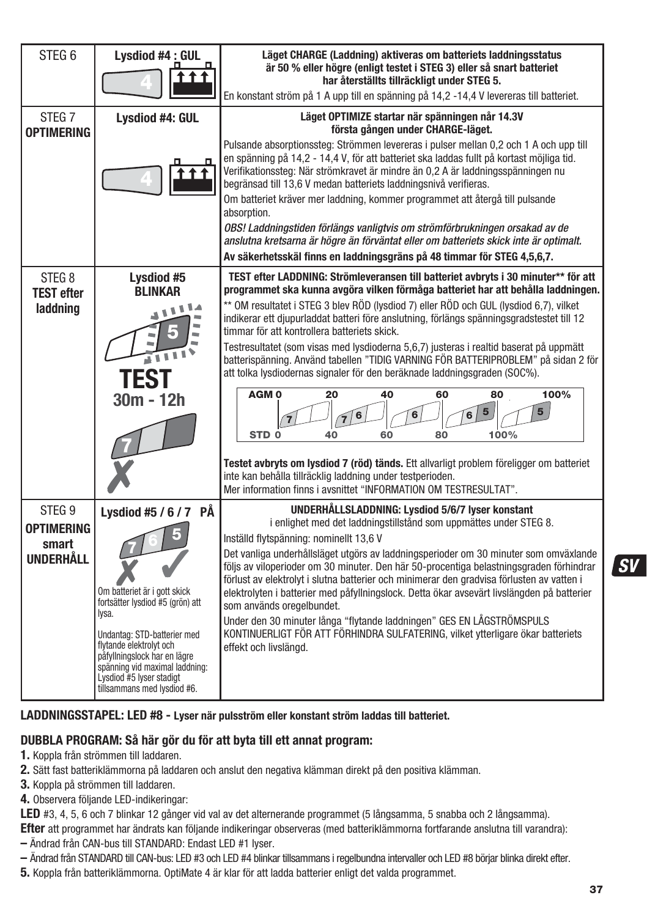| | | |
|---|---|---|
| STEG 6 | **Lysdiod #4 : GUL** | **Läget CHARGE (Laddning) aktiveras om batteriets laddningsstatus är 50 % eller högre (enligt testet i STEG 3) eller så snart batteriet har återställts tillräckligt under STEG 5.**<br>En konstant ström på 1 A upp till en spänning på 14,2 -14,4 V levereras till batteriet. |
| STEG 7 **OPTIMERING** | **Lysdiod #4: GUL** | **Läget OPTIMIZE startar när spänningen når 14.3V första gången under CHARGE-läget.**<br>Pulsande absorptionssteg: Strömmen levereras i pulser mellan 0,2 och 1 A och upp till en spänning på 14,2 - 14,4 V, för att batteriet ska laddas fullt på kortast möjliga tid. Verifikationssteg: När strömkravet är mindre än 0,2 A är laddningsspänningen nu begränsad till 13,6 V medan batteriets laddningsnivå verifieras.<br>Om batteriet kräver mer laddning, kommer programmet att återgå till pulsande absorption.<br>*OBS! Laddningstiden förlängs vanligtvis om strömförbrukningen orsakad av de anslutna kretsarna är högre än förväntat eller om batteriets skick inte är optimalt.*<br>**Av säkerhetsskäl finns en laddningsgräns på 48 timmar för STEG 4,5,6,7.** |
| STEG 8 **TEST efter laddning** | **Lysdiod #5 BLINKAR**<br>**TEST 30m - 12h** | **TEST efter LADDNING: Strömleveransen till batteriet avbryts i 30 minuter\*\* för att programmet ska kunna avgöra vilken förmåga batteriet har att behålla laddningen.**<br>\*\* OM resultatet i STEG 3 blev RÖD (lysdiod 7) eller RÖD och GUL (lysdiod 6,7), vilket indikerar ett djupurladdat batteri före anslutning, förlängs spänningsgradstestet till 12 timmar för att kontrollera batteriets skick.<br>Testresultatet (som visas med lysdioderna 5,6,7) justeras i realtid baserat på uppmätt batterispänning. Använd tabellen "TIDIG VARNING FÖR BATTERIPROBLEM" på sidan 2 för att tolka lysdiodernas signaler för den beräknade laddningsgraden (SOC%).<br>AGM 0 – 20 – 40 – 60 – 80 – 100%<br>STD 0 – 40 – 60 – 80 – 100%<br>**Testet avbryts om lysdiod 7 (röd) tänds.** Ett allvarligt problem föreligger om batteriet inte kan behålla tillräcklig laddning under testperioden.<br>Mer information finns i avsnittet "INFORMATION OM TESTRESULTAT". |
| STEG 9 **OPTIMERING smart UNDERHÅLL** | **Lysdiod #5 / 6 / 7 PÅ**<br>Om batteriet är i gott skick fortsätter lysdiod #5 (grön) att lysa.<br>Undantag: STD-batterier med flytande elektrolyt och påfyllningslock har en lägre spänning vid maximal laddning: Lysdiod #5 lyser stadigt tillsammans med lysdiod #6. | **UNDERHÅLLSLADDNING: Lysdiod 5/6/7 lyser konstant** i enlighet med det laddningstillstånd som uppmättes under STEG 8.<br>Inställd flytspänning: nominellt 13,6 V<br>Det vanliga underhållsläget utgörs av laddningsperioder om 30 minuter som omväxlande följs av viloperioder om 30 minuter. Den här 50-procentiga belastningsgraden förhindrar förlust av elektrolyt i slutna batterier och minimerar den gradvisa förlusten av vatten i elektrolyten i batterier med påfyllningslock. Detta ökar avsevärt livslängden på batterier som används oregelbundet.<br>Under den 30 minuter långa "flytande laddningen" GES EN LÅGSTRÖMSPULS KONTINUERLIGT FÖR ATT FÖRHINDRA SULFATERING, vilket ytterligare ökar batteriets effekt och livslängd. |

**LADDNINGSSTAPEL: LED #8 - Lyser när pulsström eller konstant ström laddas till batteriet.**

**DUBBLA PROGRAM: Så här gör du för att byta till ett annat program:**

**1.** Koppla från strömmen till laddaren.
**2.** Sätt fast batteriklämmorna på laddaren och anslut den negativa klämman direkt på den positiva klämman.
**3.** Koppla på strömmen till laddaren.
**4.** Observera följande LED-indikeringar:

**LED** #3, 4, 5, 6 och 7 blinkar 12 gånger vid val av det alternerande programmet (5 långsamma, 5 snabba och 2 långsamma).

**Efter** att programmet har ändrats kan följande indikeringar observeras (med batteriklämmorna fortfarande anslutna till varandra):

– Ändrad från CAN-bus till STANDARD: Endast LED #1 lyser.
– Ändrad från STANDARD till CAN-bus: LED #3 och LED #4 blinkar tillsammans i regelbundna intervaller och LED #8 börjar blinka direkt efter.

**5.** Koppla från batteriklämmorna. OptiMate 4 är klar för att ladda batterier enligt det valda programmet.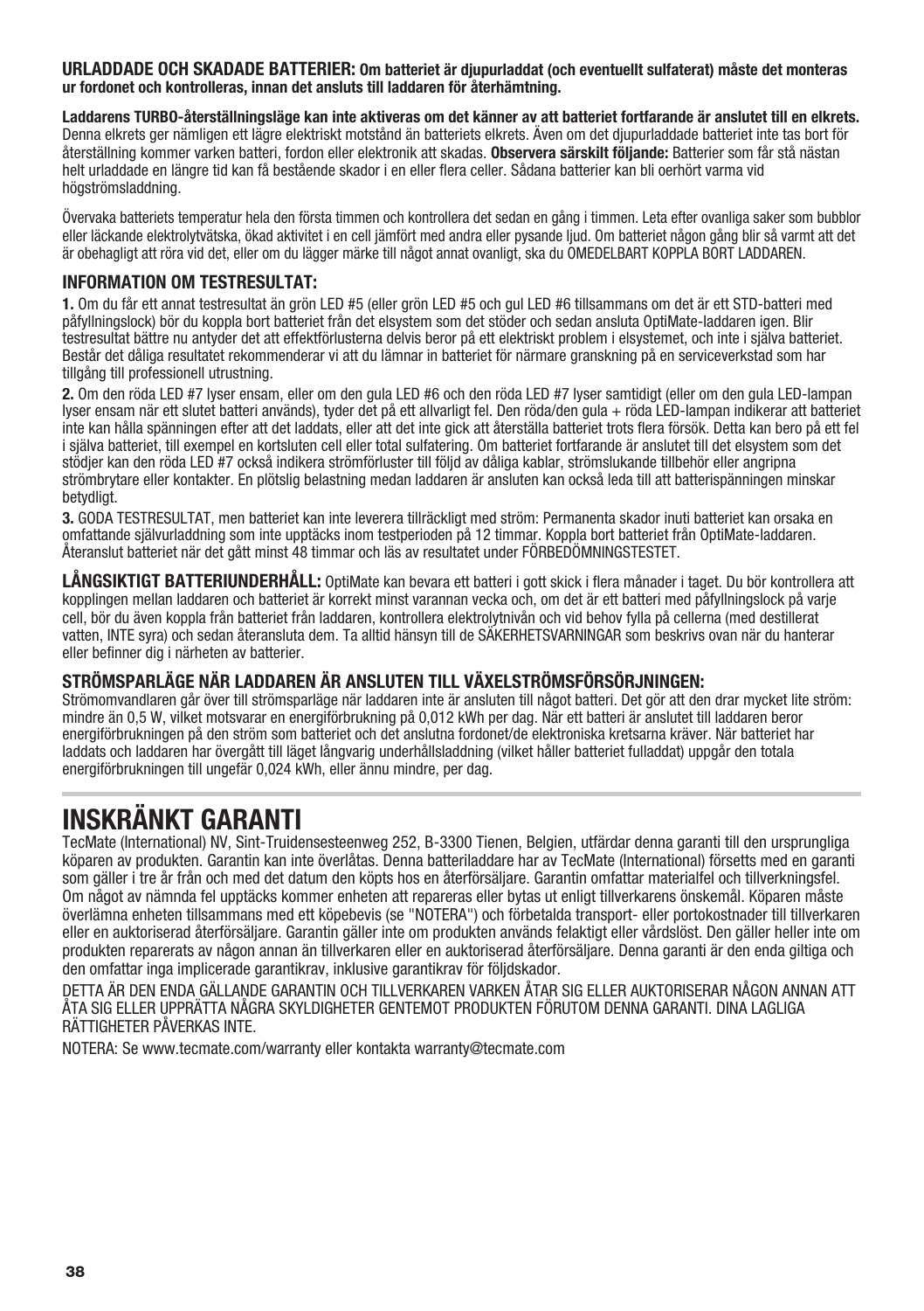**URLADDADE OCH SKADADE BATTERIER: Om batteriet är djupurladdat (och eventuellt sulfaterat) måste det monteras ur fordonet och kontrolleras, innan det ansluts till laddaren för återhämtning.**

**Laddarens TURBO-återställningsläge kan inte aktiveras om det känner av att batteriet fortfarande är anslutet till en elkrets.** Denna elkrets ger nämligen ett lägre elektriskt motstånd än batteriets elkrets. Även om det djupurladdade batteriet inte tas bort för återställning kommer varken batteri, fordon eller elektronik att skadas. **Observera särskilt följande:** Batterier som får stå nästan helt urladdade en längre tid kan få bestående skador i en eller flera celler. Sådana batterier kan bli oerhört varma vid högströmsladdning.

Övervaka batteriets temperatur hela den första timmen och kontrollera det sedan en gång i timmen. Leta efter ovanliga saker som bubblor eller läckande elektrolytvätska, ökad aktivitet i en cell jämfört med andra eller pysande ljud. Om batteriet någon gång blir så varmt att det är obehagligt att röra vid det, eller om du lägger märke till något annat ovanligt, ska du OMEDELBART KOPPLA BORT LADDAREN.

### INFORMATION OM TESTRESULTAT:

**1.** Om du får ett annat testresultat än grön LED #5 (eller grön LED #5 och gul LED #6 tillsammans om det är ett STD-batteri med påfyllningslock) bör du koppla bort batteriet från det elsystem som det stöder och sedan ansluta OptiMate-laddaren igen. Blir testresultat bättre nu antyder det att effektförlusterna delvis beror på ett elektriskt problem i elsystemet, och inte i själva batteriet. Består det dåliga resultatet rekommenderar vi att du lämnar in batteriet för närmare granskning på en serviceverkstad som har tillgång till professionell utrustning.

**2.** Om den röda LED #7 lyser ensam, eller om den gula LED #6 och den röda LED #7 lyser samtidigt (eller om den gula LED-lampan lyser ensam när ett slutet batteri används), tyder det på ett allvarligt fel. Den röda/den gula + röda LED-lampan indikerar att batteriet inte kan hålla spänningen efter att det laddats, eller att det inte gick att återställa batteriet trots flera försök. Detta kan bero på ett fel i själva batteriet, till exempel en kortsluten cell eller total sulfatering. Om batteriet fortfarande är anslutet till det elsystem som det stödjer kan den röda LED #7 också indikera strömförluster till följd av dåliga kablar, strömslukande tillbehör eller angripna strömbrytare eller kontakter. En plötslig belastning medan laddaren är ansluten kan också leda till att batterispänningen minskar betydligt.

**3.** GODA TESTRESULTAT, men batteriet kan inte leverera tillräckligt med ström: Permanenta skador inuti batteriet kan orsaka en omfattande självurladdning som inte upptäcks inom testperioden på 12 timmar. Koppla bort batteriet från OptiMate-laddaren. Återanslut batteriet när det gått minst 48 timmar och läs av resultatet under FÖRBEDÖMNINGSTESTET.

**LÅNGSIKTIGT BATTERIUNDERHÅLL:** OptiMate kan bevara ett batteri i gott skick i flera månader i taget. Du bör kontrollera att kopplingen mellan laddaren och batteriet är korrekt minst varannan vecka och, om det är ett batteri med påfyllningslock på varje cell, bör du även koppla från batteriet från laddaren, kontrollera elektrolytnivån och vid behov fylla på cellerna (med destillerat vatten, INTE syra) och sedan återansluta dem. Ta alltid hänsyn till de SÄKERHETSVARNINGAR som beskrivs ovan när du hanterar eller befinner dig i närheten av batterier.

### STRÖMSPARLÄGE NÄR LADDAREN ÄR ANSLUTEN TILL VÄXELSTRÖMSFÖRSÖRJNINGEN:

Strömomvandlaren går över till strömsparläge när laddaren inte är ansluten till något batteri. Det gör att den drar mycket lite ström: mindre än 0,5 W, vilket motsvarar en energiförbrukning på 0,012 kWh per dag. När ett batteri är anslutet till laddaren beror energiförbrukningen på den ström som batteriet och det anslutna fordonet/de elektroniska kretsarna kräver. När batteriet har laddats och laddaren har övergått till läget långvarig underhållsladdning (vilket håller batteriet fulladdat) uppgår den totala energiförbrukningen till ungefär 0,024 kWh, eller ännu mindre, per dag.

# INSKRÄNKT GARANTI

TecMate (International) NV, Sint-Truidensesteenweg 252, B-3300 Tienen, Belgien, utfärdar denna garanti till den ursprungliga köparen av produkten. Garantin kan inte överlåtas. Denna batteriladdare har av TecMate (International) försetts med en garanti som gäller i tre år från och med det datum den köpts hos en återförsäljare. Garantin omfattar materialfel och tillverkningsfel. Om något av nämnda fel upptäcks kommer enheten att repareras eller bytas ut enligt tillverkarens önskemål. Köparen måste överlämna enheten tillsammans med ett köpebevis (se "NOTERA") och förbetalda transport- eller portokostnader till tillverkaren eller en auktoriserad återförsäljare. Garantin gäller inte om produkten används felaktigt eller vårdslöst. Den gäller heller inte om produkten reparerats av någon annan än tillverkaren eller en auktoriserad återförsäljare. Denna garanti är den enda giltiga och den omfattar inga implicerade garantikrav, inklusive garantikrav för följdskador.

DETTA ÄR DEN ENDA GÄLLANDE GARANTIN OCH TILLVERKAREN VARKEN ÅTAR SIG ELLER AUKTORISERAR NÅGON ANNAN ATT ÅTA SIG ELLER UPPRÄTTA NÅGRA SKYLDIGHETER GENTEMOT PRODUKTEN FÖRUTOM DENNA GARANTI. DINA LAGLIGA RÄTTIGHETER PÅVERKAS INTE.

NOTERA: Se www.tecmate.com/warranty eller kontakta warranty@tecmate.com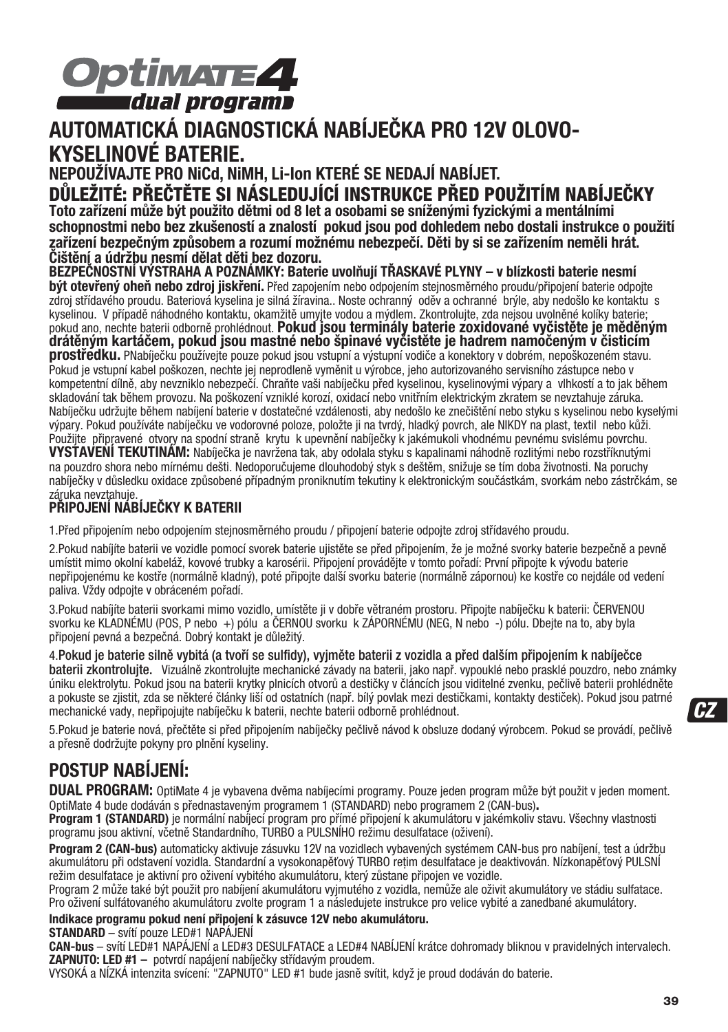# OptiMATE 4 dual program

## AUTOMATICKÁ DIAGNOSTICKÁ NABÍJEČKA PRO 12V OLOVO-KYSELINOVÉ BATERIE.

**NEPOUŽÍVAJTE PRO NiCd, NiMH, Li-Ion KTERÉ SE NEDAJÍ NABÍJET.**

## DŮLEŽITÉ: PŘEČTĚTE SI NÁSLEDUJÍCÍ INSTRUKCE PŘED POUŽITÍM NABÍJEČKY

**Toto zařízení může být použito dětmi od 8 let a osobami se sníženými fyzickými a mentálními schopnostmi nebo bez zkušeností a znalostí pokud jsou pod dohledem nebo dostali instrukce o použití zařízení bezpečným způsobem a rozumí možnému nebezpečí. Děti by si se zařízením neměli hrát. Čištění a údržbu nesmí dělat děti bez dozoru.**

**BEZPEČNOSTNÍ VÝSTRAHA A POZNÁMKY: Baterie uvolňují TŘASKAVÉ PLYNY – v blízkosti baterie nesmí být otevřený oheň nebo zdroj jiskření.** Před zapojením nebo odpojením stejnosměrného proudu/připojení baterie odpojte zdroj střídavého proudu. Bateriová kyselina je silná žíravina.. Noste ochranný oděv a ochranné brýle, aby nedošlo ke kontaktu s kyselinou. V případě náhodného kontaktu, okamžitě umyjte vodou a mýdlem. Zkontrolujte, zda nejsou uvolněné kolíky baterie; pokud ano, nechte baterii odborně prohlédnout. **Pokud jsou terminály baterie zoxidované vyčistěte je měděným drátěným kartáčem, pokud jsou mastné nebo špinavé vyčistěte je hadrem namočeným v čisticím prostředku.** PNabíječku používejte pouze pokud jsou vstupní a výstupní vodiče a konektory v dobrém, nepoškozeném stavu. Pokud je vstupní kabel poškozen, nechte jej neprodleně vyměnit u výrobce, jeho autorizovaného servisního zástupce nebo v kompetentní dílně, aby nevzniklo nebezpečí. Chraňte vaši nabíječku před kyselinou, kyselinovými výpary a vlhkostí a to jak během skladování tak během provozu. Na poškození vzniklé korozí, oxidací nebo vnitřním elektrickým zkratem se nevztahuje záruka. Nabíječku udržujte během nabíjení baterie v dostatečné vzdálenosti, aby nedošlo ke znečištění nebo styku s kyselinou nebo kyselými výpary. Pokud používáte nabíječku ve vodorovné poloze, položte ji na tvrdý, hladký povrch, ale NIKDY na plast, textil nebo kůži. Použijte připravené otvory na spodní straně krytu k upevnění nabíječky k jakémukoli vhodnému pevnému svislému povrchu.

**VYSTAVENÍ TEKUTINÁM:** Nabíječka je navržena tak, aby odolala styku s kapalinami náhodně rozlitými nebo rozstříknutými na pouzdro shora nebo mírnému dešti. Nedoporučujeme dlouhodobý styk s deštěm, snižuje se tím doba životnosti. Na poruchy nabíječky v důsledku oxidace způsobené případným proniknutím tekutiny k elektronickým součástkám, svorkám nebo zástrčkám, se záruka nevztahuje.

**PŘIPOJENÍ NABÍJEČKY K BATERII**

1.Před připojením nebo odpojením stejnosměrného proudu / připojení baterie odpojte zdroj střídavého proudu.

2.Pokud nabíjíte baterii ve vozidle pomocí svorek baterie ujistěte se před připojením, že je možné svorky baterie bezpečně a pevně umístit mimo okolní kabeláž, kovové trubky a karosérii. Připojení provádějte v tomto pořadí: První připojte k vývodu baterie nepřipojenému ke kostře (normálně kladný), poté připojte další svorku baterie (normálně zápornou) ke kostře co nejdále od vedení paliva. Vždy odpojte v obráceném pořadí.

3.Pokud nabíjíte baterii svorkami mimo vozidlo, umístěte ji v dobře větraném prostoru. Připojte nabíječku k baterii: ČERVENOU svorku ke KLADNÉMU (POS, P nebo +) pólu a ČERNOU svorku k ZÁPORNÉMU (NEG, N nebo -) pólu. Dbejte na to, aby byla připojení pevná a bezpečná. Dobrý kontakt je důležitý.

4.**Pokud je baterie silně vybitá (a tvoří se sulfidy), vyjměte baterii z vozidla a před dalším připojením k nabíječce baterii zkontrolujte.** Vizuálně zkontrolujte mechanické závady na baterii, jako např. vypouklé nebo prasklé pouzdro, nebo známky úniku elektrolytu. Pokud jsou na baterii krytky plnicích otvorů a destičky v článcích jsou viditelné zvenku, pečlivě baterii prohlédněte a pokuste se zjistit, zda se některé články liší od ostatních (např. bílý povlak mezi destičkami, kontakty destiček). Pokud jsou patrné mechanické vady, nepřipojujte nabíječku k baterii, nechte baterii odborně prohlédnout.

5.Pokud je baterie nová, přečtěte si před připojením nabíječky pečlivě návod k obsluze dodaný výrobcem. Pokud se provádí, pečlivě a přesně dodržujte pokyny pro plnění kyseliny.

## POSTUP NABÍJENÍ:

**DUAL PROGRAM:** OptiMate 4 je vybavena dvěma nabíjecími programy. Pouze jeden program může být použit v jeden moment. OptiMate 4 bude dodáván s přednastaveným programem 1 (STANDARD) nebo programem 2 (CAN-bus)**.**

**Program 1 (STANDARD)** je normální nabíjecí program pro přímé připojení k akumulátoru v jakémkoliv stavu. Všechny vlastnosti programu jsou aktivní, včetně Standardního, TURBO a PULSNÍHO režimu desulfatace (oživení).

**Program 2 (CAN-bus)** automaticky aktivuje zásuvku 12V na vozidlech vybavených systémem CAN-bus pro nabíjení, test a údržbu akumulátoru při odstavení vozidla. Standardní a vysokonapěťový TURBO režim desulfatace je deaktivován. Nízkonapěťový PULSNÍ režim desulfatace je aktivní pro oživení vybitého akumulátoru, který zůstane připojen ve vozidle.

Program 2 může také být použit pro nabíjení akumulátoru vyjmutého z vozidla, nemůže ale oživit akumulátory ve stádiu sulfatace. Pro oživení sulfátovaného akumulátoru zvolte program 1 a následujete instrukce pro velice vybité a zanedbané akumulátory.

**Indikace programu pokud není připojení k zásuvce 12V nebo akumulátoru.**

**STANDARD** – svítí pouze LED#1 NAPÁJENÍ

**CAN-bus** – svítí LED#1 NAPÁJENÍ a LED#3 DESULFATACE a LED#4 NABÍJENÍ krátce dohromady bliknou v pravidelných intervalech.

**ZAPNUTO: LED #1 –** potvrdí napájení nabíječky střídavým proudem.

VYSOKÁ a NÍZKÁ intenzita svícení: "ZAPNUTO" LED #1 bude jasně svítit, když je proud dodáván do baterie.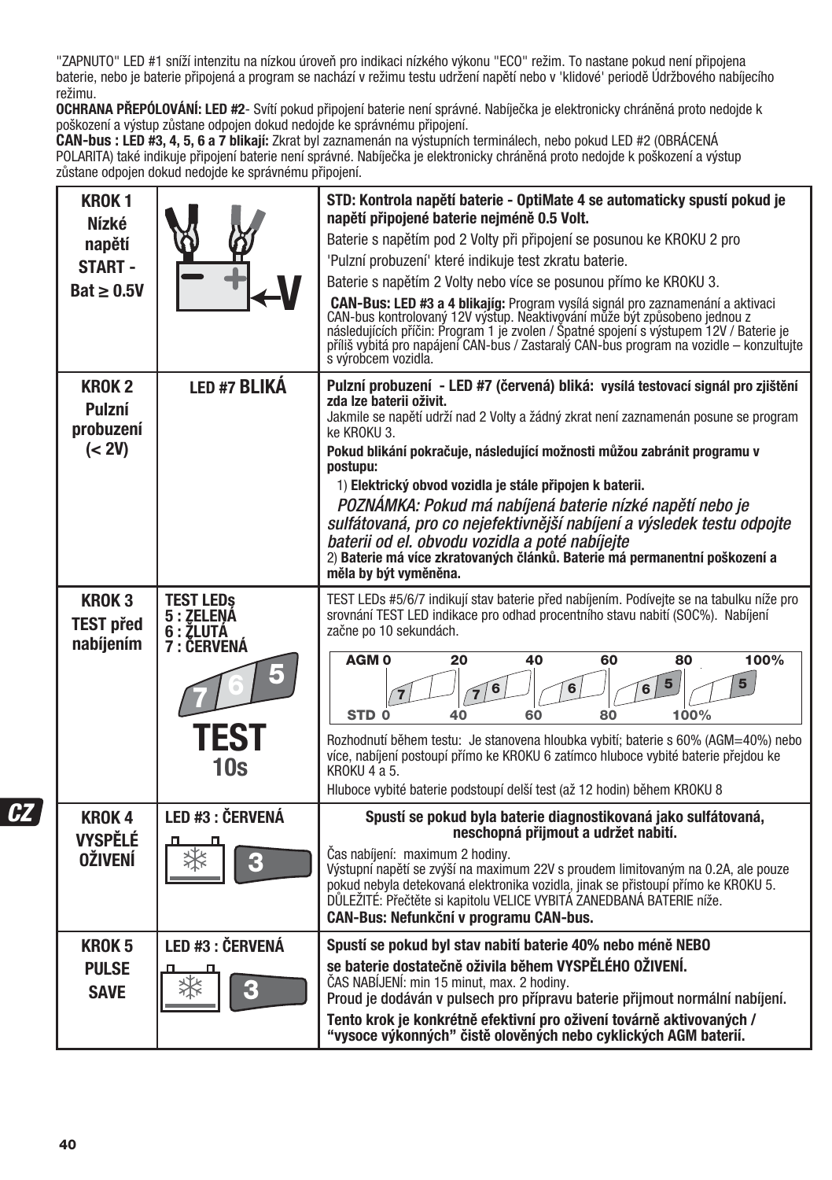"ZAPNUTO" LED #1 sníží intenzitu na nízkou úroveň pro indikaci nízkého výkonu "ECO" režim. To nastane pokud není připojena baterie, nebo je baterie připojená a program se nachází v režimu testu udržení napětí nebo v 'klidové' periodě Údržbového nabíjecího režimu.

**OCHRANA PŘEPÓLOVÁNÍ: LED #2**- Svítí pokud připojení baterie není správné. Nabíječka je elektronicky chráněná proto nedojde k poškození a výstup zůstane odpojen dokud nedojde ke správnému připojení.

**CAN-bus : LED #3, 4, 5, 6 a 7 blikají:** Zkrat byl zaznamenán na výstupních terminálech, nebo pokud LED #2 (OBRÁCENÁ POLARITA) také indikuje připojení baterie není správné. Nabíječka je elektronicky chráněná proto nedojde k poškození a výstup zůstane odpojen dokud nedojde ke správnému připojení.

| | | |
|---|---|---|
| **KROK 1 Nízké napětí START - Bat ≥ 0.5V** | V | **STD: Kontrola napětí baterie - OptiMate 4 se automaticky spustí pokud je napětí připojené baterie nejméně 0.5 Volt.** Baterie s napětím pod 2 Volty při připojení se posunou ke KROKU 2 pro 'Pulzní probuzení' které indikuje test zkratu baterie. Baterie s napětím 2 Volty nebo více se posunou přímo ke KROKU 3. **CAN-Bus: LED #3 a 4 blikajíg:** Program vysílá signál pro zaznamenání a aktivaci CAN-bus kontrolovaný 12V výstup. Neaktivování může být způsobeno jednou z následujících příčin: Program 1 je zvolen / Špatné spojení s výstupem 12V / Baterie je příliš vybitá pro napájení CAN-bus / Zastaralý CAN-bus program na vozidle – konzultujte s výrobcem vozidla. |
| **KROK 2 Pulzní probuzení (< 2V)** | LED #7 **BLIKÁ** | **Pulzní probuzení - LED #7 (červená) bliká: vysílá testovací signál pro zjištění zda lze baterii oživit.** Jakmile se napětí udrží nad 2 Volty a žádný zkrat není zaznamenán posune se program ke KROKU 3. **Pokud blikání pokračuje, následující možnosti můžou zabránit programu v postupu:** 1) **Elektrický obvod vozidla je stále připojen k baterii.** *POZNÁMKA: Pokud má nabíjená baterie nízké napětí nebo je sulfátovaná, pro co nejefektivnější nabíjení a výsledek testu odpojte baterii od el. obvodu vozidla a poté nabíjejte* 2) **Baterie má více zkratovaných článků. Baterie má permanentní poškození a měla by být vyměněna.** |
| **KROK 3 TEST před nabíjením** | **TEST LEDs 5 : ZELENÁ 6 : ŽLUTÁ 7 : ČERVENÁ** 7 6 5 **TEST 10s** | TEST LEDs #5/6/7 indikují stav baterie před nabíjením. Podívejte se na tabulku níže pro srovnání TEST LED indikace pro odhad procentního stavu nabití (SOC%). Nabíjení začne po 10 sekundách. AGM 0 / 20 / 40 / 60 / 80 / 100% — LED: 7 / 7 6 / 6 / 6 5 / 5 — STD 0 / 40 / 60 / 80 / 100% Rozhodnutí během testu: Je stanovena hloubka vybití; baterie s 60% (AGM=40%) nebo více, nabíjení postoupí přímo ke KROKU 6 zatímco hluboce vybité baterie přejdou ke KROKU 4 a 5. Hluboce vybité baterie podstoupí delší test (až 12 hodin) během KROKU 8 |
| **KROK 4 VYSPĚLÉ OŽIVENÍ** | **LED #3 : ČERVENÁ** 3 | **Spustí se pokud byla baterie diagnostikovaná jako sulfátovaná, neschopná přijmout a udržet nabití.** Čas nabíjení: maximum 2 hodiny. Výstupní napětí se zvýší na maximum 22V s proudem limitovaným na 0.2A, ale pouze pokud nebyla detekovaná elektronika vozidla, jinak se přistoupí přímo ke KROKU 5. DŮLEŽITÉ: Přečtěte si kapitolu VELICE VYBITÁ ZANEDBANÁ BATERIE níže. **CAN-Bus: Nefunkční v programu CAN-bus.** |
| **KROK 5 PULSE SAVE** | **LED #3 : ČERVENÁ** 3 | **Spustí se pokud byl stav nabití baterie 40% nebo méně NEBO se baterie dostatečně oživila během VYSPĚLÉHO OŽIVENÍ.** ČAS NABÍJENÍ: min 15 minut, max. 2 hodiny. **Proud je dodáván v pulsech pro přípravu baterie přijmout normální nabíjení.** **Tento krok je konkrétně efektivní pro oživení továrně aktivovaných / "vysoce výkonných" čistě olověných nebo cyklických AGM baterií.** |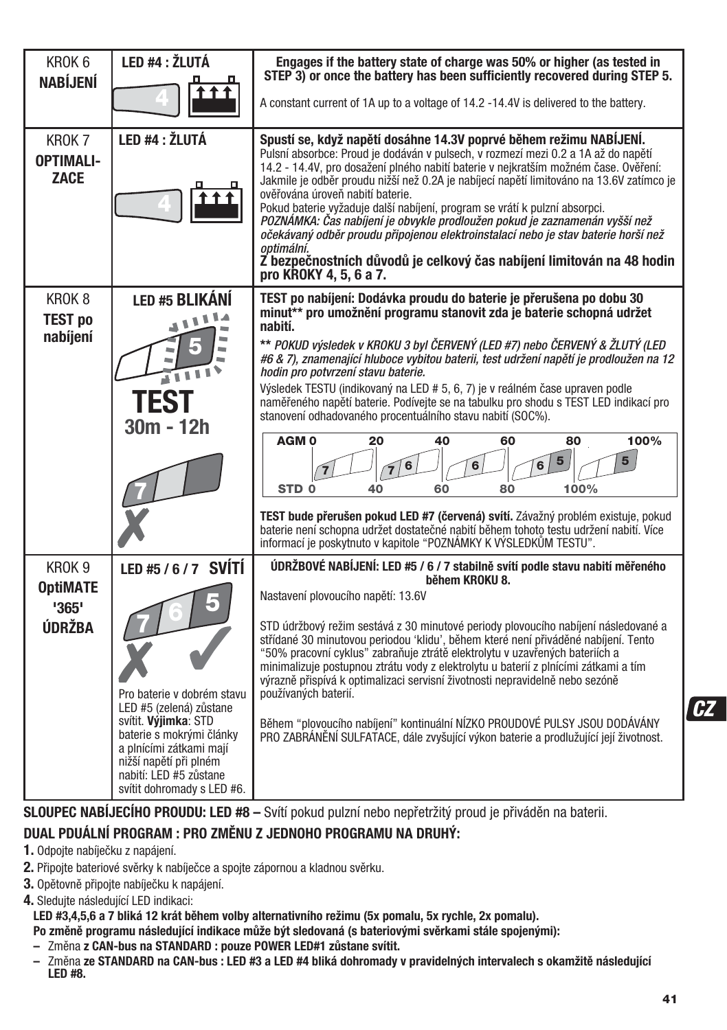| | | |
|---|---|---|
| KROK 6 **NABÍJENÍ** | **LED #4 : ŽLUTÁ** | **Engages if the battery state of charge was 50% or higher (as tested in STEP 3) or once the battery has been sufficiently recovered during STEP 5.**<br>A constant current of 1A up to a voltage of 14.2 -14.4V is delivered to the battery. |
| KROK 7 **OPTIMALI-ZACE** | **LED #4 : ŽLUTÁ** | **Spustí se, když napětí dosáhne 14.3V poprvé během režimu NABÍJENÍ.**<br>Pulsní absorbce: Proud je dodáván v pulsech, v rozmezí mezi 0.2 a 1A až do napětí 14.2 - 14.4V, pro dosažení plného nabití baterie v nejkratším možném čase. Ověření: Jakmile je odběr proudu nižší než 0.2A je nabíjecí napětí limitováno na 13.6V zatímco je ověřována úroveň nabití baterie.<br>Pokud baterie vyžaduje další nabíjení, program se vrátí k pulzní absorpci.<br>*POZNÁMKA: Čas nabíjení je obvykle prodloužen pokud je zaznamenán vyšší než očekávaný odběr proudu připojenou elektroinstalací nebo je stav baterie horší než optimální.*<br>**Z bezpečnostních důvodů je celkový čas nabíjení limitován na 48 hodin pro KROKY 4, 5, 6 a 7.** |
| KROK 8 **TEST po nabíjení** | **LED #5 BLIKÁNÍ**<br>**TEST**<br>**30m - 12h** | **TEST po nabíjení: Dodávka proudu do baterie je přerušena po dobu 30 minut\*\* pro umožnění programu stanovit zda je baterie schopná udržet nabití.**<br>*\*\* POKUD výsledek v KROKU 3 byl ČERVENÝ (LED #7) nebo ČERVENÝ & ŽLUTÝ (LED #6 & 7), znamenající hluboce vybitou baterii, test udržení napětí je prodloužen na 12 hodin pro potvrzení stavu baterie.*<br>Výsledek TESTU (indikovaný na LED # 5, 6, 7) je v reálném čase upraven podle naměřeného napětí baterie. Podívejte se na tabulku pro shodu s TEST LED indikací pro stanovení odhadovaného procentuálního stavu nabití (SOC%).<br>AGM 0 – 20: 7 · 20 – 40: 7 6 · 40 – 60: 6 · 60 – 80: 6 5 · 80 – 100%: 5<br>STD 0 – 40: 7 · 40 – 60: 7 6 · 60 – 80: 6 · 80 – 100%: 6 5 · 100%: 5<br>**TEST bude přerušen pokud LED #7 (červená) svítí.** Závažný problém existuje, pokud baterie není schopna udržet dostatečné nabití během tohoto testu udržení nabití. Více informací je poskytnuto v kapitole "POZNÁMKY K VÝSLEDKŮM TESTU". |
| KROK 9 **OptiMATE '365' ÚDRŽBA** | **LED #5 / 6 / 7 SVÍTÍ**<br>Pro baterie v dobrém stavu LED #5 (zelená) zůstane svítit. **Výjimka**: STD baterie s mokrými články a plnícími zátkami mají nižší napětí při plném nabití: LED #5 zůstane svítit dohromady s LED #6. | **ÚDRŽBOVÉ NABÍJENÍ: LED #5 / 6 / 7 stabilně svítí podle stavu nabití měřeného během KROKU 8.**<br>Nastavení plovoucího napětí: 13.6V<br>STD údržbový režim sestává z 30 minutové periody plovoucího nabíjení následované a střídané 30 minutovou periodou 'klidu', během které není přiváděné nabíjení. Tento "50% pracovní cyklus" zabraňuje ztrátě elektrolytu v uzavřených bateriích a minimalizuje postupnou ztrátu vody z elektrolytu u baterií z plnícími zátkami a tím výrazně přispívá k optimalizaci servisní životnosti nepravidelně nebo sezóně používaných baterií.<br>Během "plovoucího nabíjení" kontinuální NÍZKO PROUDOVÉ PULSY JSOU DODÁVÁNY PRO ZABRÁNĚNÍ SULFATACE, dále zvyšující výkon baterie a prodlužující její životnost. |

**SLOUPEC NABÍJECÍHO PROUDU: LED #8 –** Svítí pokud pulzní nebo nepřetržitý proud je přiváděn na baterii.

**DUAL PDUÁLNÍ PROGRAM : PRO ZMĚNU Z JEDNOHO PROGRAMU NA DRUHÝ:**

1. Odpojte nabíječku z napájení.
2. Připojte bateriové svěrky k nabíječce a spojte zápornou a kladnou svěrku.
3. Opětovně připojte nabíječku k napájení.
4. Sledujte následující LED indikaci:

**LED #3,4,5,6 a 7 bliká 12 krát během volby alternativního režimu (5x pomalu, 5x rychle, 2x pomalu).**
**Po změně programu následující indikace může být sledovaná (s bateriovými svěrkami stále spojenými):**

- Změna **z CAN-bus na STANDARD : pouze POWER LED#1 zůstane svítit.**
- Změna **ze STANDARD na CAN-bus : LED #3 a LED #4 bliká dohromady v pravidelných intervalech s okamžitě následující LED #8.**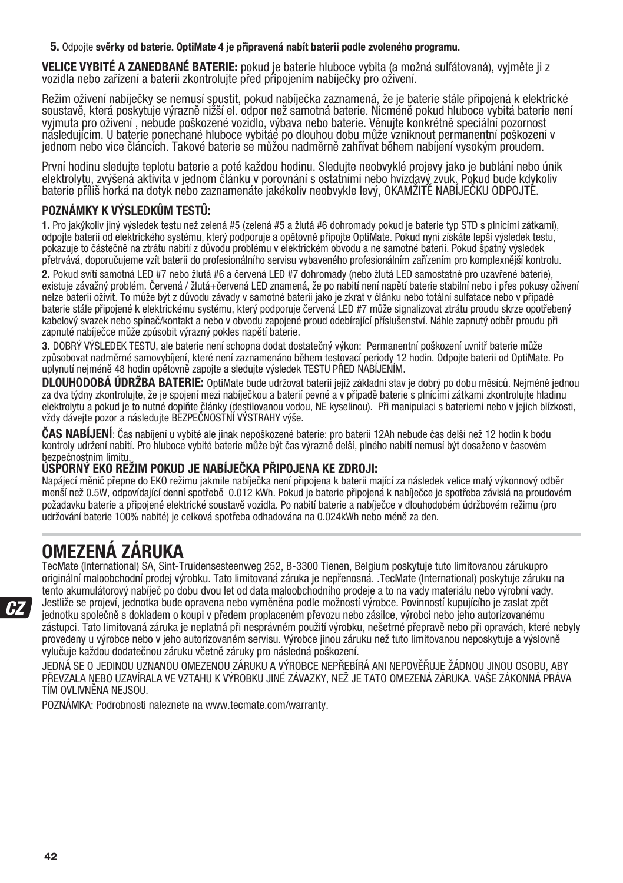**5.** Odpojte **svěrky od baterie. OptiMate 4 je připravená nabít baterii podle zvoleného programu.**

**VELICE VYBITÉ A ZANEDBANÉ BATERIE:** pokud je baterie hluboce vybita (a možná sulfátovaná), vyjměte ji z vozidla nebo zařízení a baterii zkontrolujte před připojením nabíječky pro oživení.

Režim oživení nabíječky se nemusí spustit, pokud nabíječka zaznamená, že je baterie stále připojená k elektrické soustavě, která poskytuje výrazně nižší el. odpor než samotná baterie. Nicméně pokud hluboce vybitá baterie není vyjmuta pro oživení , nebude poškozené vozidlo, výbava nebo baterie. Věnujte konkrétně speciální pozornost následujícím. U baterie ponechané hluboce vybitáé po dlouhou dobu může vzniknout permanentní poškození v jednom nebo vice článcích. Takové baterie se můžou nadměrně zahřívat během nabíjení vysokým proudem.

První hodinu sledujte teplotu baterie a poté každou hodinu. Sledujte neobvyklé projevy jako je bublání nebo únik elektrolytu, zvýšená aktivita v jednom článku v porovnání s ostatními nebo hvízdavý zvuk. Pokud bude kdykoliv baterie příliš horká na dotyk nebo zaznamenáte jakékoliv neobvykle levý, OKAMŽITĚ NABÍJEČKU ODPOJTE.

**POZNÁMKY K VÝSLEDKŮM TESTŮ:**

**1.** Pro jakýkoliv jiný výsledek testu než zelená #5 (zelená #5 a žlutá #6 dohromady pokud je baterie typ STD s plnícími zátkami), odpojte baterii od elektrického systému, který podporuje a opětovně připojte OptiMate. Pokud nyní získáte lepší výsledek testu, pokazuje to částečně na ztrátu nabití z důvodu problému v elektrickém obvodu a ne samotné baterii. Pokud špatný výsledek přetrvává, doporučujeme vzít baterii do profesionálního servisu vybaveného profesionálním zařízením pro komplexnější kontrolu.

**2.** Pokud svítí samotná LED #7 nebo žlutá #6 a červená LED #7 dohromady (nebo žlutá LED samostatně pro uzavřené baterie), existuje závažný problém. Červená / žlutá+červená LED znamená, že po nabití není napětí baterie stabilní nebo i přes pokusy oživení nelze baterii oživit. To může být z důvodu závady v samotné baterii jako je zkrat v článku nebo totální sulfatace nebo v případě baterie stále připojené k elektrickému systému, který podporuje červená LED #7 může signalizovat ztrátu proudu skrze opotřebený kabelový svazek nebo spínač/kontakt a nebo v obvodu zapojené proud odebírající příslušenství. Náhle zapnutý odběr proudu při zapnuté nabíječce může způsobit výrazný pokles napětí baterie.

**3.** DOBRÝ VÝSLEDEK TESTU, ale baterie není schopna dodat dostatečný výkon: Permanentní poškození uvnitř baterie může způsobovat nadměrné samovybíjení, které není zaznamenáno během testovací periody 12 hodin. Odpojte baterii od OptiMate. Po uplynutí nejméně 48 hodin opětovně zapojte a sledujte výsledek TESTU PŘED NABÍJENÍM.

**DLOUHODOBÁ ÚDRŽBA BATERIE:** OptiMate bude udržovat baterii jejíž základní stav je dobrý po dobu měsíců. Nejméně jednou za dva týdny zkontrolujte, že je spojení mezi nabíječkou a baterií pevné a v případě baterie s plnícími zátkami zkontrolujte hladinu elektrolytu a pokud je to nutné doplňte články (destilovanou vodou, NE kyselinou). Při manipulaci s bateriemi nebo v jejich blízkosti, vždy dávejte pozor a následujte BEZPEČNOSTNÍ VÝSTRAHY výše.

**ČAS NABÍJENÍ**: Čas nabíjení u vybité ale jinak nepoškozené baterie: pro baterii 12Ah nebude čas delší než 12 hodin k bodu kontroly udržení nabití. Pro hluboce vybité baterie může být čas výrazně delší, plného nabití nemusí být dosaženo v časovém bezpečnostním limitu.

**ÚSPORNÝ EKO REŽIM POKUD JE NABÍJEČKA PŘIPOJENA KE ZDROJI:**
Napájecí měnič přepne do EKO režimu jakmile nabíječka není připojena k baterii mající za následek velice malý výkonnový odběr menší než 0.5W, odpovídající denní spotřebě 0.012 kWh. Pokud je baterie připojená k nabíječce je spotřeba závislá na proudovém požadavku baterie a připojené elektrické soustavě vozidla. Po nabití baterie a nabíječce v dlouhodobém údržbovém režimu (pro udržování baterie 100% nabité) je celková spotřeba odhadována na 0.024kWh nebo méně za den.

# OMEZENÁ ZÁRUKA

TecMate (International) SA, Sint-Truidensesteenweg 252, B-3300 Tienen, Belgium poskytuje tuto limitovanou zárukupro originální maloobchodní prodej výrobku. Tato limitovaná záruka je nepřenosná. .TecMate (International) poskytuje záruku na tento akumulátorový nabíječ po dobu dvou let od data maloobchodního prodeje a to na vady materiálu nebo výrobní vady. Jestliže se projeví, jednotka bude opravena nebo vyměněna podle možností výrobce. Povinností kupujícího je zaslat zpět jednotku společně s dokladem o koupi v předem proplaceném převozu nebo zásilce, výrobci nebo jeho autorizovanému zástupci. Tato limitovaná záruka je neplatná při nesprávném použití výrobku, nešetrné přepravě nebo při opravách, které nebyly provedeny u výrobce nebo v jeho autorizovaném servisu. Výrobce jinou záruku než tuto limitovanou neposkytuje a výslovně vylučuje každou dodatečnou záruku včetně záruky pro následná poškození.

JEDNÁ SE O JEDINOU UZNANOU OMEZENOU ZÁRUKU A VÝROBCE NEPŘEBÍRÁ ANI NEPOVĚŘUJE ŽÁDNOU JINOU OSOBU, ABY PŘEVZALA NEBO UZAVÍRALA VE VZTAHU K VÝROBKU JINÉ ZÁVAZKY, NEŽ JE TATO OMEZENÁ ZÁRUKA. VAŠE ZÁKONNÁ PRÁVA TÍM OVLIVNĚNA NEJSOU.

POZNÁMKA: Podrobnosti naleznete na www.tecmate.com/warranty.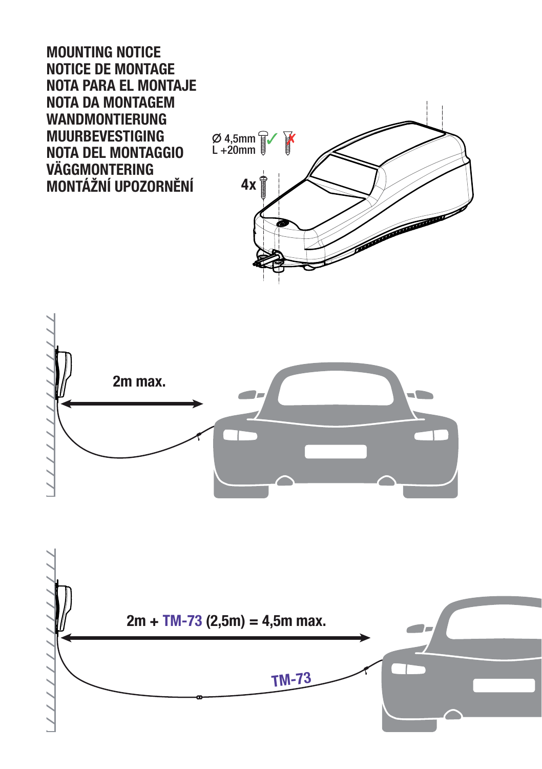**MOUNTING NOTICE**
**NOTICE DE MONTAGE**
**NOTA PARA EL MONTAJE**
**NOTA DA MONTAGEM**
**WANDMONTIERUNG**
**MUURBEVESTIGING**
**NOTA DEL MONTAGGIO**
**VÄGGMONTERING**
**MONTÁŽNÍ UPOZORNĚNÍ**

Ø 4,5mm
L +20mm

4x

2m max.

2m + TM-73 (2,5m) = 4,5m max.

TM-73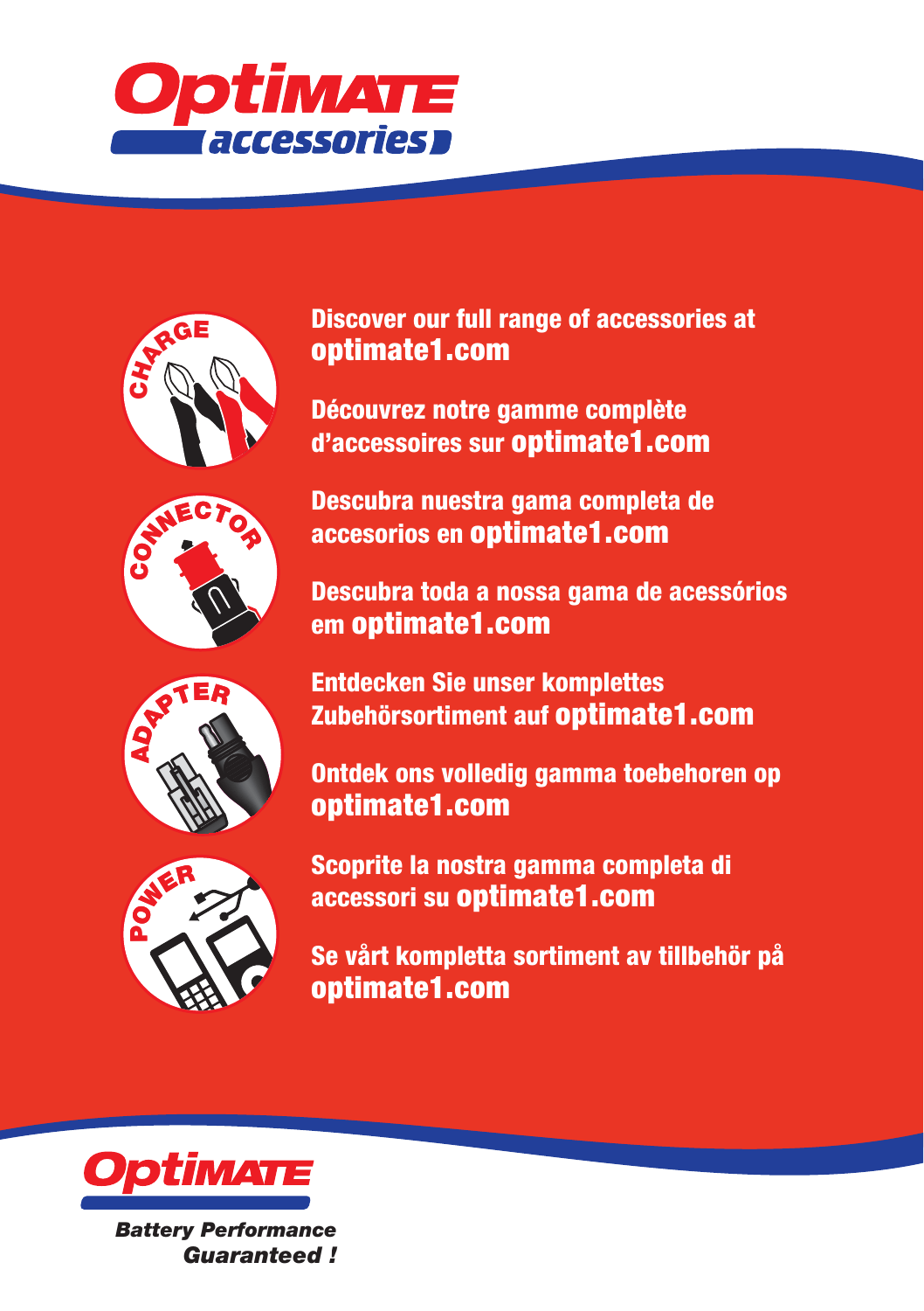# OptiMATE accessories

CHARGE

CONNECTOR

ADAPTER

POWER

**Discover our full range of accessories at optimate1.com**

**Découvrez notre gamme complète d'accessoires sur optimate1.com**

**Descubra nuestra gama completa de accesorios en optimate1.com**

**Descubra toda a nossa gama de acessórios em optimate1.com**

**Entdecken Sie unser komplettes Zubehörsortiment auf optimate1.com**

**Ontdek ons volledig gamma toebehoren op optimate1.com**

**Scoprite la nostra gamma completa di accessori su optimate1.com**

**Se vårt kompletta sortiment av tillbehör på optimate1.com**

OptiMATE

***Battery Performance Guaranteed !***